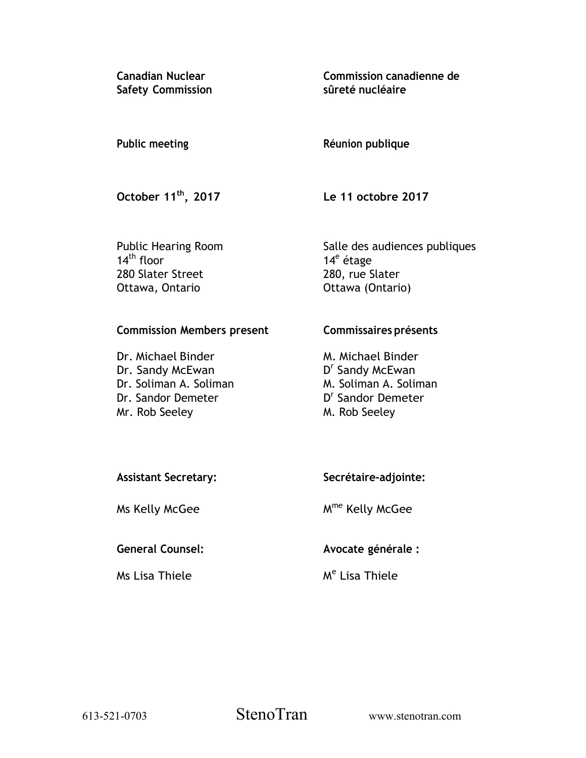| **Canadian Nuclear Safety Commission** | **Commission canadienne de sûreté nucléaire** |
|---|---|
| **Public meeting** | **Réunion publique** |
| **October 11th, 2017** | **Le 11 octobre 2017** |
| Public Hearing Room<br>14th floor<br>280 Slater Street<br>Ottawa, Ontario | Salle des audiences publiques<br>14e étage<br>280, rue Slater<br>Ottawa (Ontario) |
| **Commission Members present** | **Commissaires présents** |
| Dr. Michael Binder<br>Dr. Sandy McEwan<br>Dr. Soliman A. Soliman<br>Dr. Sandor Demeter<br>Mr. Rob Seeley | M. Michael Binder<br>Dr Sandy McEwan<br>M. Soliman A. Soliman<br>Dr Sandor Demeter<br>M. Rob Seeley |
| **Assistant Secretary:** | **Secrétaire-adjointe:** |
| Ms Kelly McGee | Mme Kelly McGee |
| **General Counsel:** | **Avocate générale :** |
| Ms Lisa Thiele | Me Lisa Thiele |

613-521-0703 StenoTran www.stenotran.com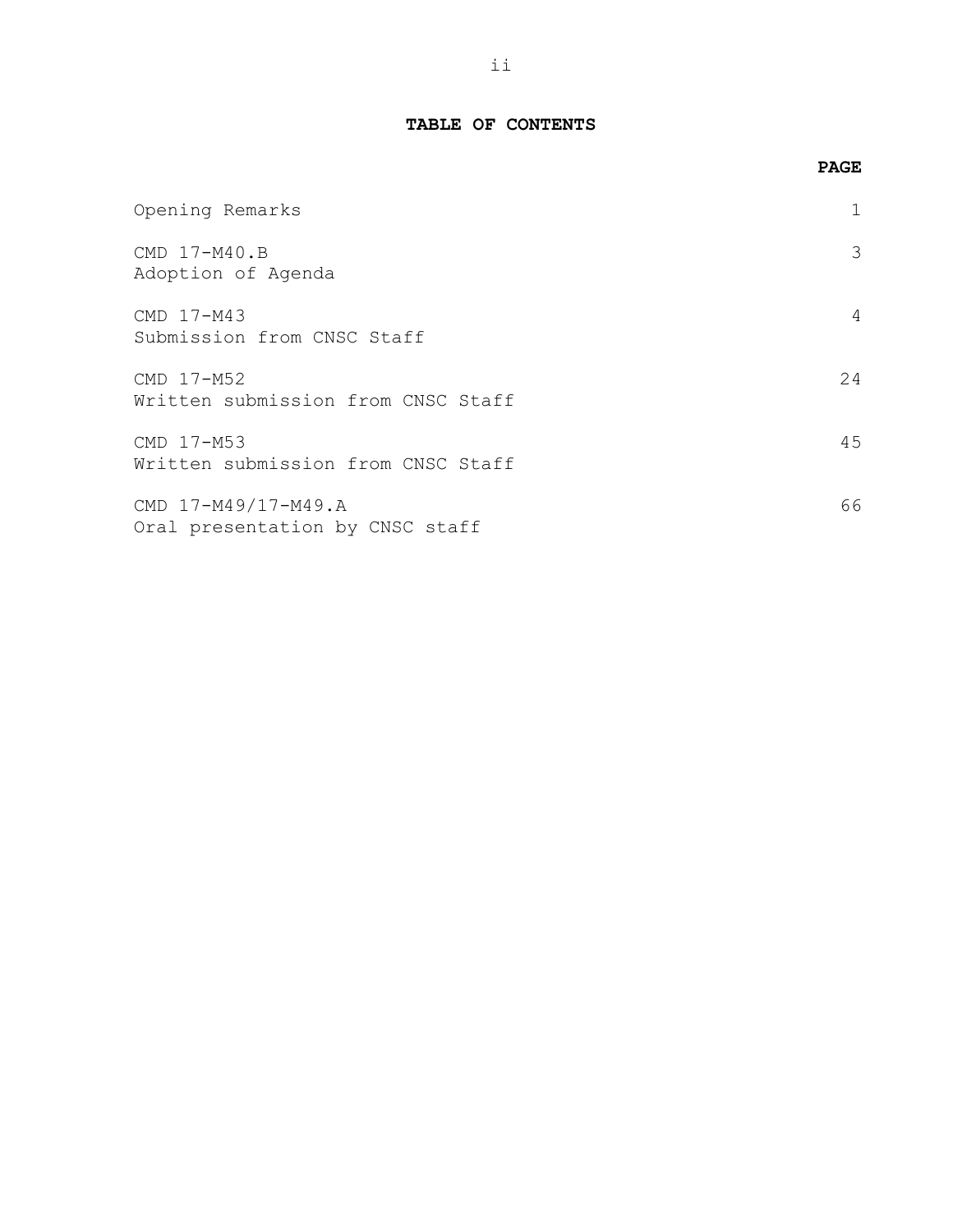**TABLE OF CONTENTS**

| | PAGE |
|---|---|
| Opening Remarks | 1 |
| CMD 17-M40.B<br>Adoption of Agenda | 3 |
| CMD 17-M43<br>Submission from CNSC Staff | 4 |
| CMD 17-M52<br>Written submission from CNSC Staff | 24 |
| CMD 17-M53<br>Written submission from CNSC Staff | 45 |
| CMD 17-M49/17-M49.A<br>Oral presentation by CNSC staff | 66 |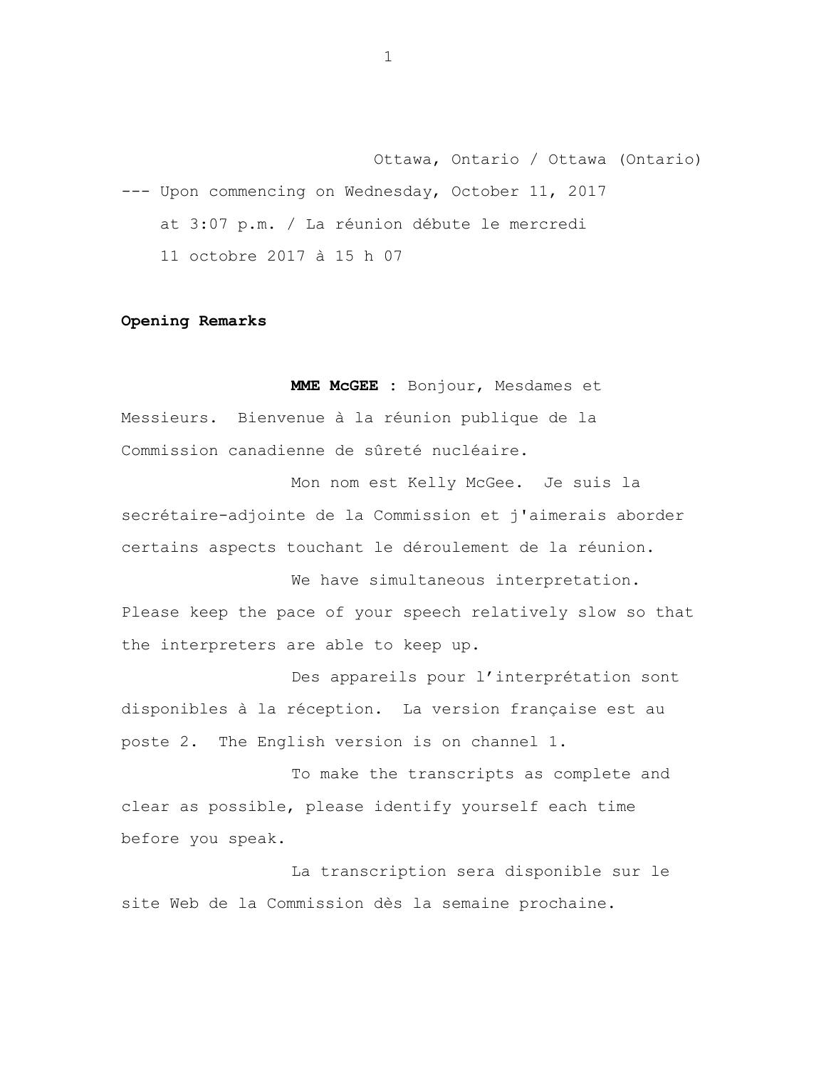Ottawa, Ontario / Ottawa (Ontario)

--- Upon commencing on Wednesday, October 11, 2017 at 3:07 p.m. / La réunion débute le mercredi 11 octobre 2017 à 15 h 07

**Opening Remarks**

**MME McGEE :** Bonjour, Mesdames et Messieurs. Bienvenue à la réunion publique de la Commission canadienne de sûreté nucléaire.

Mon nom est Kelly McGee. Je suis la secrétaire-adjointe de la Commission et j'aimerais aborder certains aspects touchant le déroulement de la réunion.

We have simultaneous interpretation. Please keep the pace of your speech relatively slow so that the interpreters are able to keep up.

Des appareils pour l'interprétation sont disponibles à la réception. La version française est au poste 2. The English version is on channel 1.

To make the transcripts as complete and clear as possible, please identify yourself each time before you speak.

La transcription sera disponible sur le site Web de la Commission dès la semaine prochaine.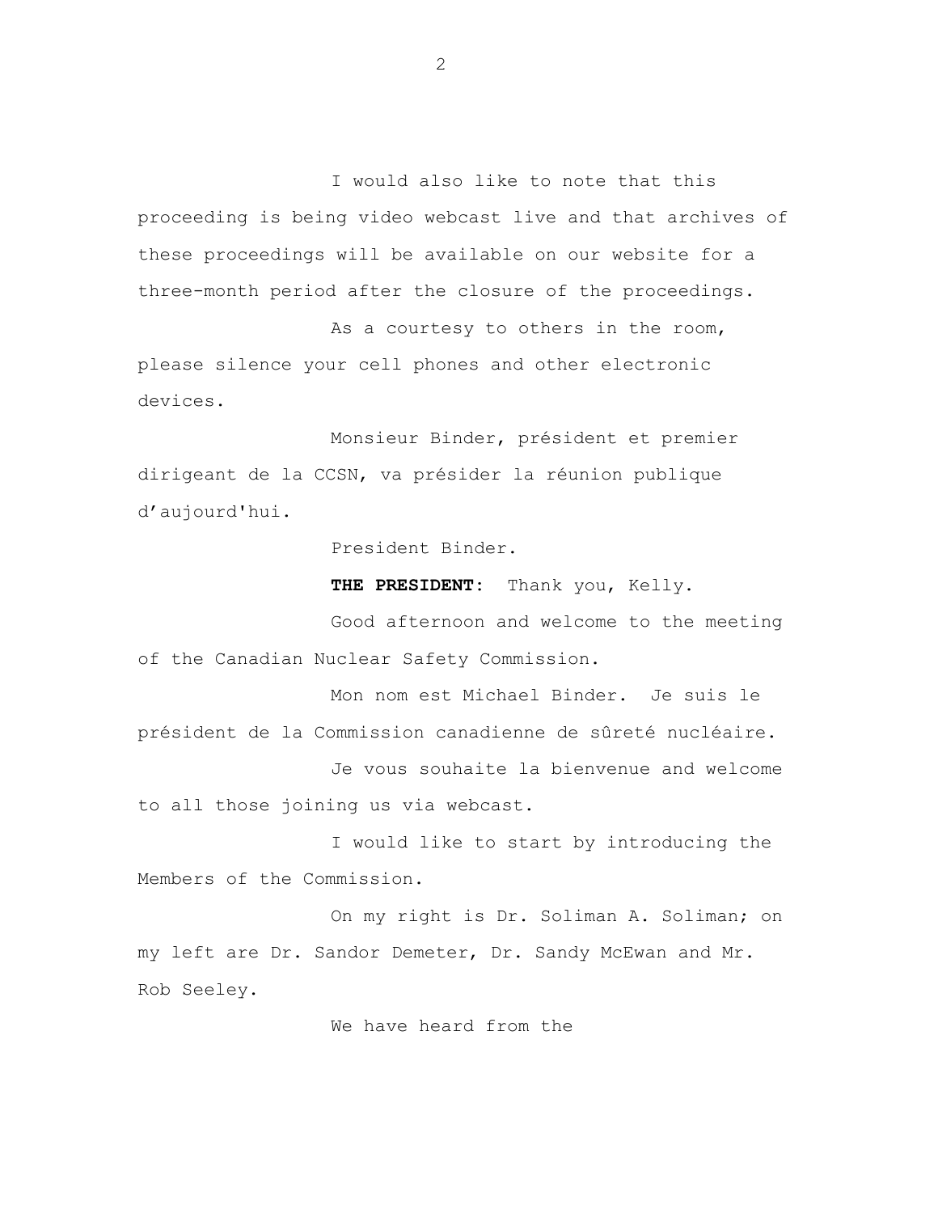I would also like to note that this proceeding is being video webcast live and that archives of these proceedings will be available on our website for a three-month period after the closure of the proceedings.

As a courtesy to others in the room, please silence your cell phones and other electronic devices.

Monsieur Binder, président et premier dirigeant de la CCSN, va présider la réunion publique d'aujourd'hui.

President Binder.

**THE PRESIDENT**: Thank you, Kelly.

Good afternoon and welcome to the meeting of the Canadian Nuclear Safety Commission.

Mon nom est Michael Binder. Je suis le président de la Commission canadienne de sûreté nucléaire.

Je vous souhaite la bienvenue and welcome to all those joining us via webcast.

I would like to start by introducing the Members of the Commission.

On my right is Dr. Soliman A. Soliman; on my left are Dr. Sandor Demeter, Dr. Sandy McEwan and Mr. Rob Seeley.

We have heard from the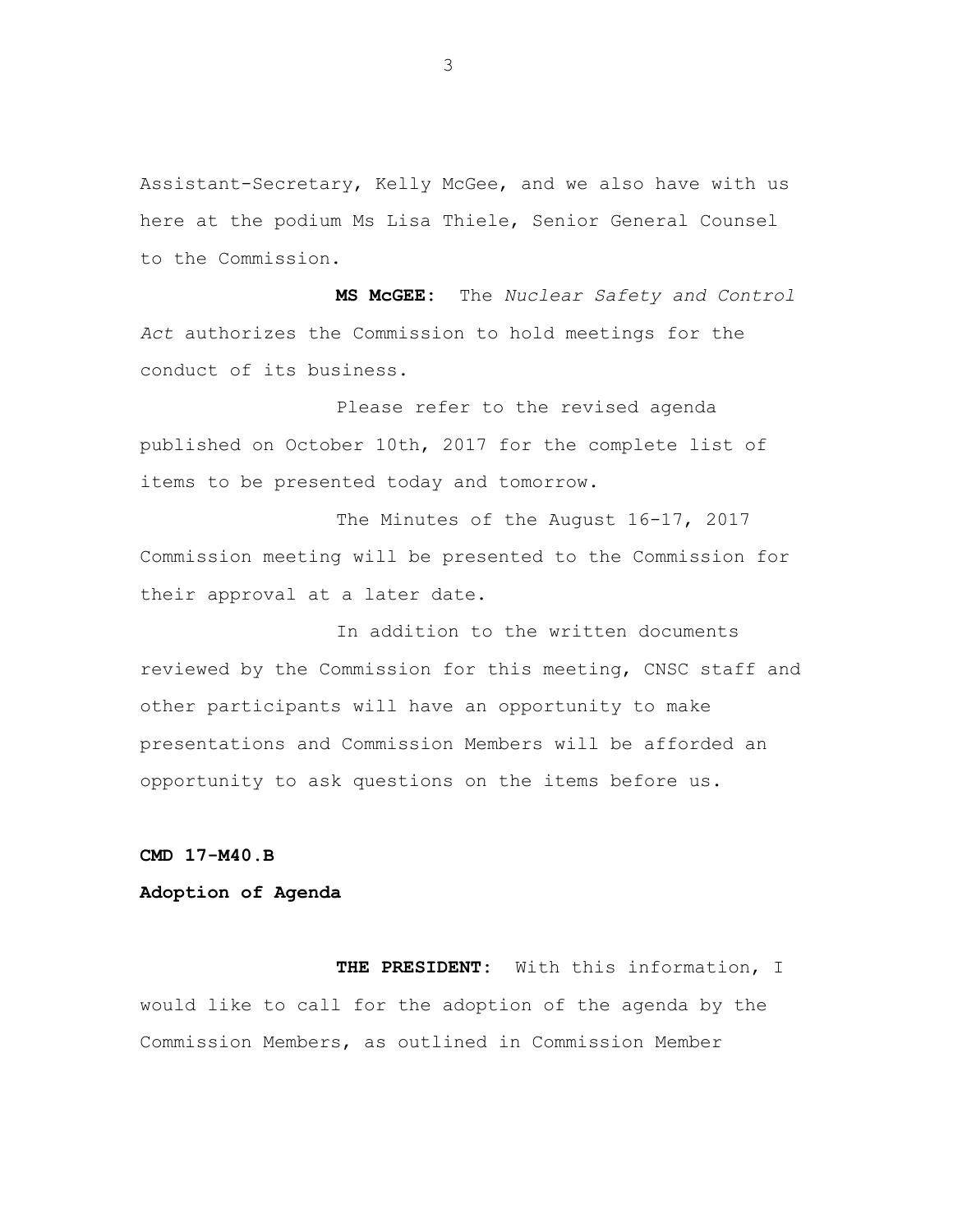Assistant-Secretary, Kelly McGee, and we also have with us here at the podium Ms Lisa Thiele, Senior General Counsel to the Commission.

**MS McGEE:** The *Nuclear Safety and Control Act* authorizes the Commission to hold meetings for the conduct of its business.

Please refer to the revised agenda published on October 10th, 2017 for the complete list of items to be presented today and tomorrow.

The Minutes of the August 16-17, 2017 Commission meeting will be presented to the Commission for their approval at a later date.

In addition to the written documents reviewed by the Commission for this meeting, CNSC staff and other participants will have an opportunity to make presentations and Commission Members will be afforded an opportunity to ask questions on the items before us.

**CMD 17-M40.B**

**Adoption of Agenda**

**THE PRESIDENT:** With this information, I would like to call for the adoption of the agenda by the Commission Members, as outlined in Commission Member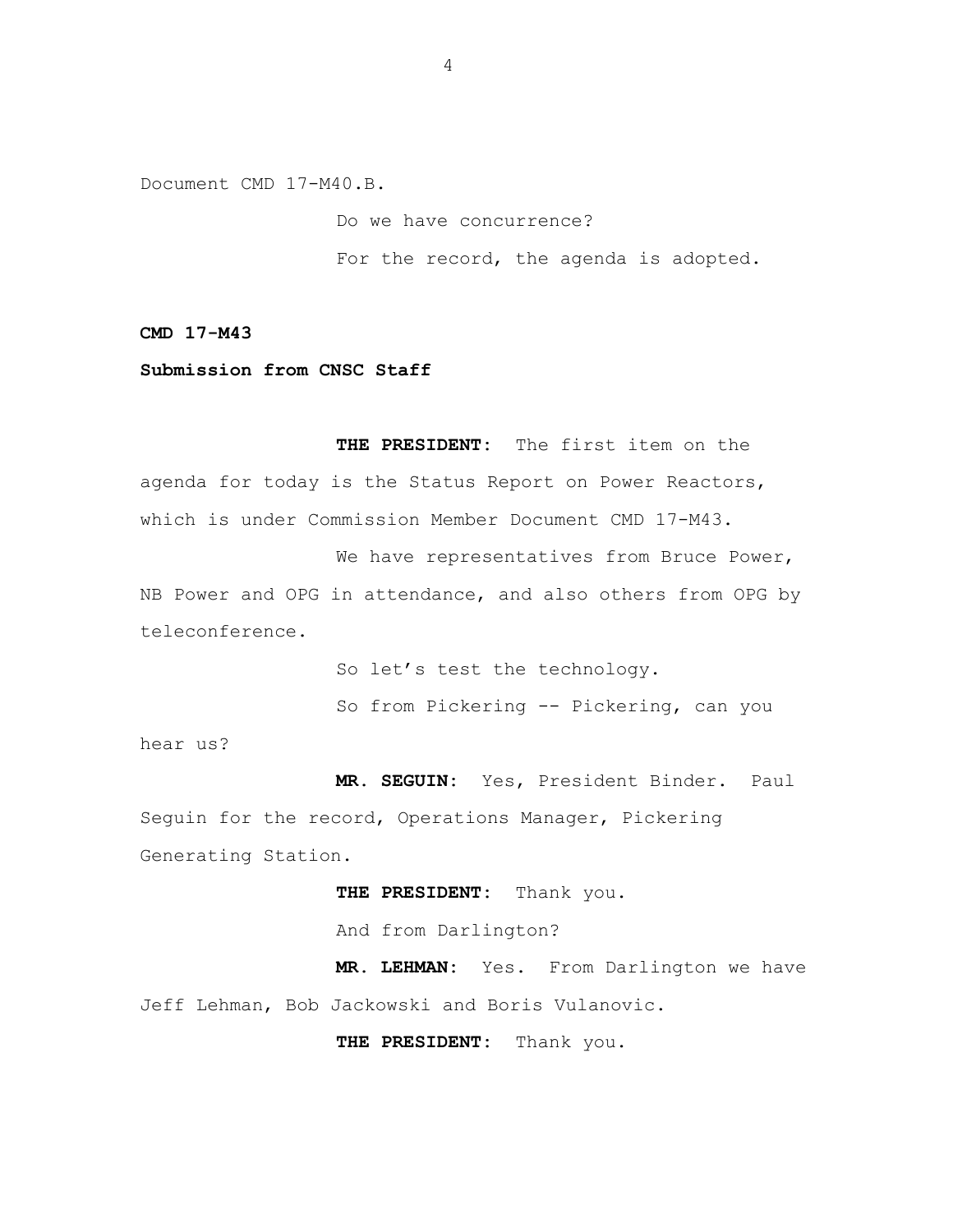Document CMD 17-M40.B.

Do we have concurrence?

For the record, the agenda is adopted.

**CMD 17-M43**

**Submission from CNSC Staff**

**THE PRESIDENT:** The first item on the agenda for today is the Status Report on Power Reactors, which is under Commission Member Document CMD 17-M43.

We have representatives from Bruce Power, NB Power and OPG in attendance, and also others from OPG by teleconference.

So let's test the technology.

So from Pickering -- Pickering, can you hear us?

**MR. SEGUIN:** Yes, President Binder. Paul Seguin for the record, Operations Manager, Pickering Generating Station.

**THE PRESIDENT:** Thank you.

And from Darlington?

**MR. LEHMAN:** Yes. From Darlington we have Jeff Lehman, Bob Jackowski and Boris Vulanovic.

**THE PRESIDENT:** Thank you.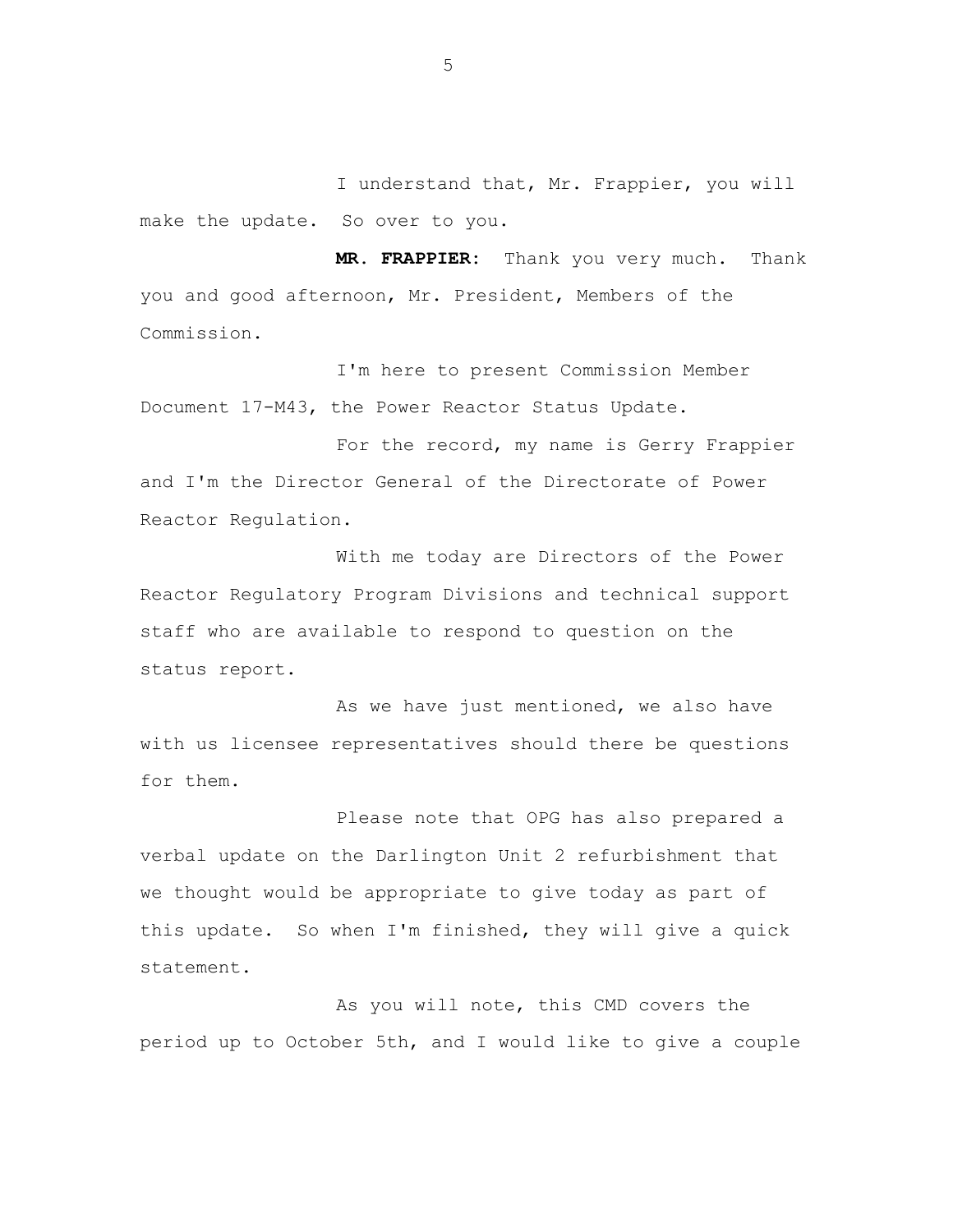I understand that, Mr. Frappier, you will make the update. So over to you.

**MR. FRAPPIER:** Thank you very much. Thank you and good afternoon, Mr. President, Members of the Commission.

I'm here to present Commission Member Document 17-M43, the Power Reactor Status Update.

For the record, my name is Gerry Frappier and I'm the Director General of the Directorate of Power Reactor Regulation.

With me today are Directors of the Power Reactor Regulatory Program Divisions and technical support staff who are available to respond to question on the status report.

As we have just mentioned, we also have with us licensee representatives should there be questions for them.

Please note that OPG has also prepared a verbal update on the Darlington Unit 2 refurbishment that we thought would be appropriate to give today as part of this update. So when I'm finished, they will give a quick statement.

As you will note, this CMD covers the period up to October 5th, and I would like to give a couple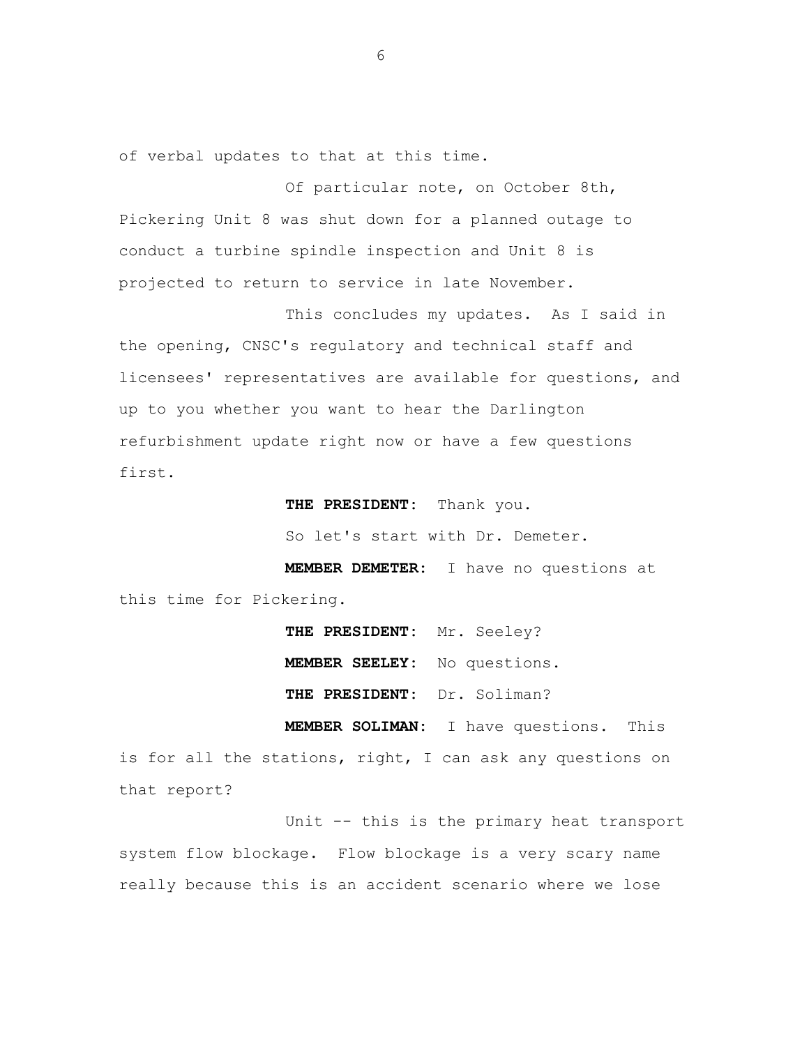of verbal updates to that at this time.

Of particular note, on October 8th, Pickering Unit 8 was shut down for a planned outage to conduct a turbine spindle inspection and Unit 8 is projected to return to service in late November.

This concludes my updates. As I said in the opening, CNSC's regulatory and technical staff and licensees' representatives are available for questions, and up to you whether you want to hear the Darlington refurbishment update right now or have a few questions first.

**THE PRESIDENT:** Thank you.

So let's start with Dr. Demeter.

**MEMBER DEMETER:** I have no questions at this time for Pickering.

**THE PRESIDENT:** Mr. Seeley?

**MEMBER SEELEY:** No questions.

**THE PRESIDENT:** Dr. Soliman?

**MEMBER SOLIMAN:** I have questions. This is for all the stations, right, I can ask any questions on that report?

Unit -- this is the primary heat transport system flow blockage. Flow blockage is a very scary name really because this is an accident scenario where we lose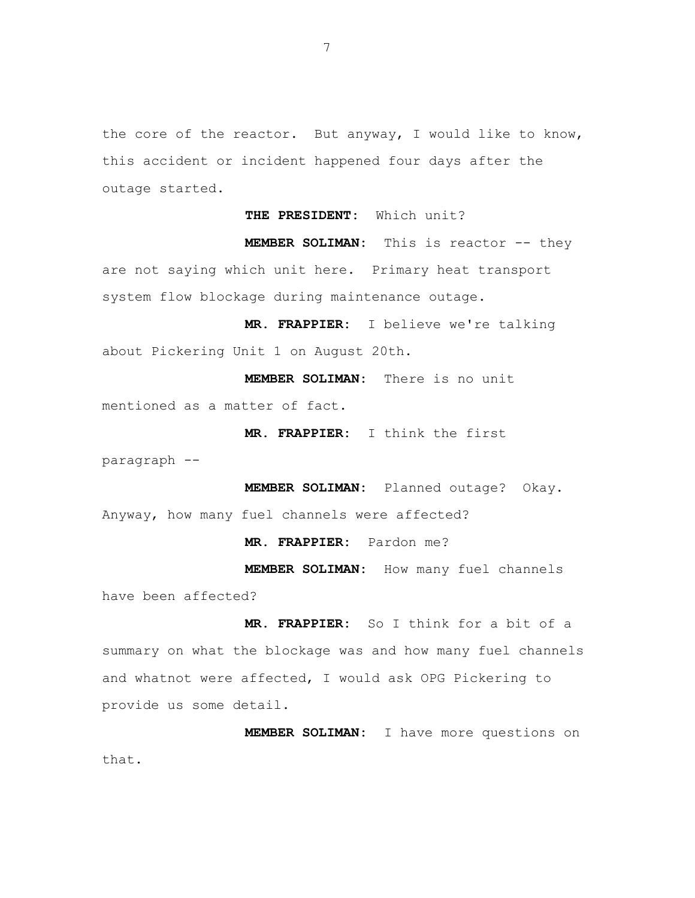the core of the reactor. But anyway, I would like to know, this accident or incident happened four days after the outage started.

**THE PRESIDENT:** Which unit?

**MEMBER SOLIMAN:** This is reactor -- they are not saying which unit here. Primary heat transport system flow blockage during maintenance outage.

**MR. FRAPPIER:** I believe we're talking about Pickering Unit 1 on August 20th.

**MEMBER SOLIMAN:** There is no unit mentioned as a matter of fact.

**MR. FRAPPIER:** I think the first paragraph --

**MEMBER SOLIMAN:** Planned outage? Okay. Anyway, how many fuel channels were affected?

**MR. FRAPPIER:** Pardon me?

**MEMBER SOLIMAN:** How many fuel channels have been affected?

**MR. FRAPPIER:** So I think for a bit of a summary on what the blockage was and how many fuel channels and whatnot were affected, I would ask OPG Pickering to provide us some detail.

**MEMBER SOLIMAN:** I have more questions on that.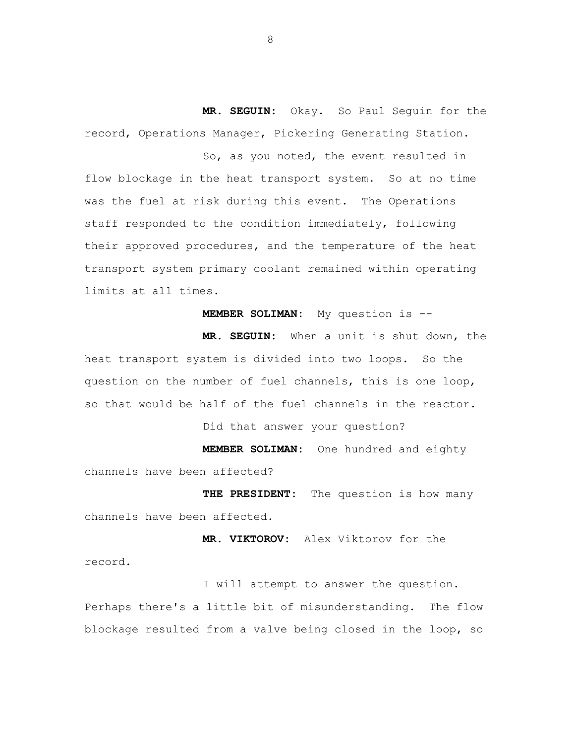**MR. SEGUIN:** Okay. So Paul Seguin for the record, Operations Manager, Pickering Generating Station.

So, as you noted, the event resulted in flow blockage in the heat transport system. So at no time was the fuel at risk during this event. The Operations staff responded to the condition immediately, following their approved procedures, and the temperature of the heat transport system primary coolant remained within operating limits at all times.

**MEMBER SOLIMAN:** My question is --

**MR. SEGUIN:** When a unit is shut down, the heat transport system is divided into two loops. So the question on the number of fuel channels, this is one loop, so that would be half of the fuel channels in the reactor.

Did that answer your question?

**MEMBER SOLIMAN:** One hundred and eighty channels have been affected?

**THE PRESIDENT:** The question is how many channels have been affected.

**MR. VIKTOROV:** Alex Viktorov for the record.

I will attempt to answer the question. Perhaps there's a little bit of misunderstanding. The flow blockage resulted from a valve being closed in the loop, so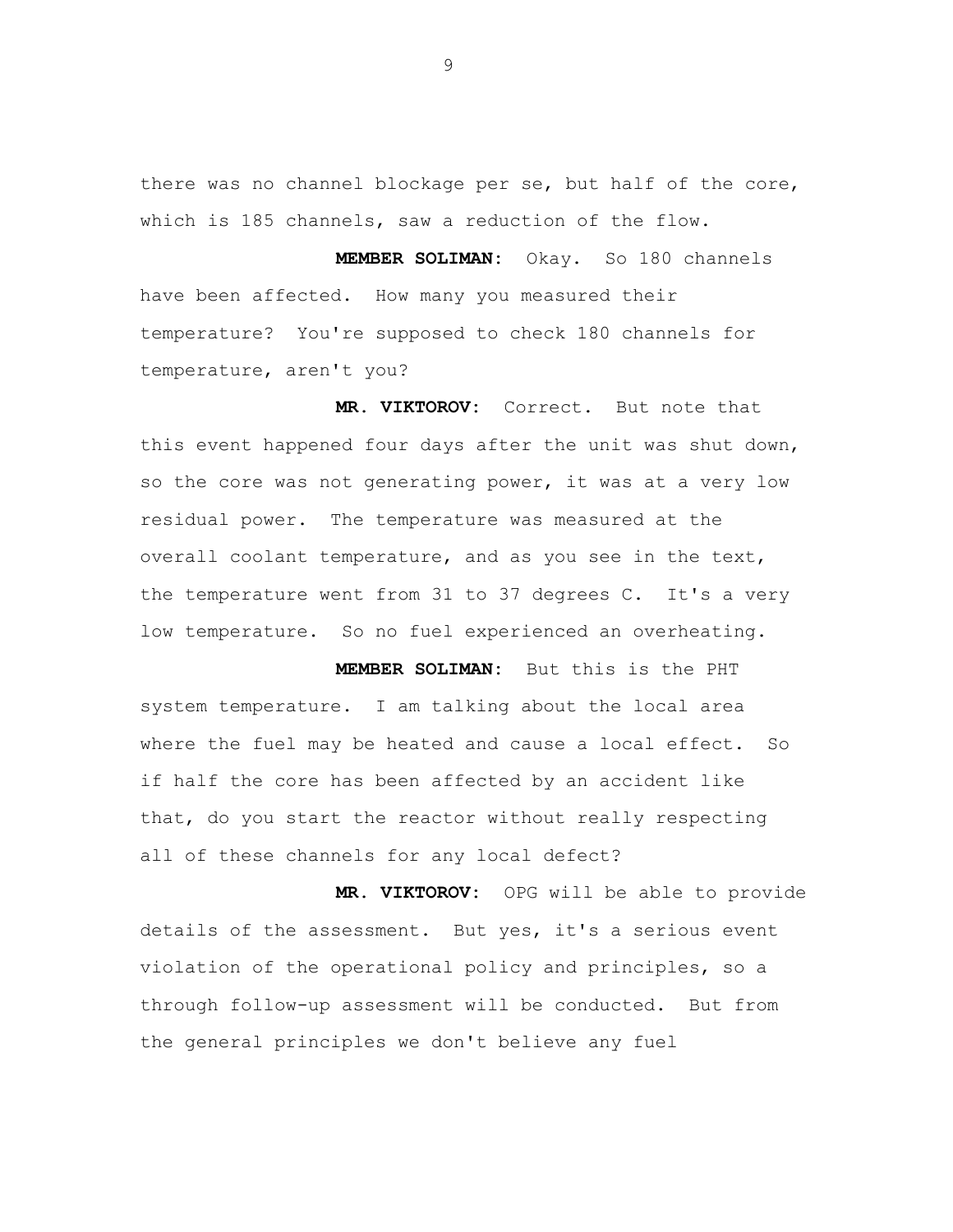there was no channel blockage per se, but half of the core, which is 185 channels, saw a reduction of the flow.

**MEMBER SOLIMAN:** Okay. So 180 channels have been affected. How many you measured their temperature? You're supposed to check 180 channels for temperature, aren't you?

**MR. VIKTOROV:** Correct. But note that this event happened four days after the unit was shut down, so the core was not generating power, it was at a very low residual power. The temperature was measured at the overall coolant temperature, and as you see in the text, the temperature went from 31 to 37 degrees C. It's a very low temperature. So no fuel experienced an overheating.

**MEMBER SOLIMAN:** But this is the PHT system temperature. I am talking about the local area where the fuel may be heated and cause a local effect. So if half the core has been affected by an accident like that, do you start the reactor without really respecting all of these channels for any local defect?

**MR. VIKTOROV:** OPG will be able to provide details of the assessment. But yes, it's a serious event violation of the operational policy and principles, so a through follow-up assessment will be conducted. But from the general principles we don't believe any fuel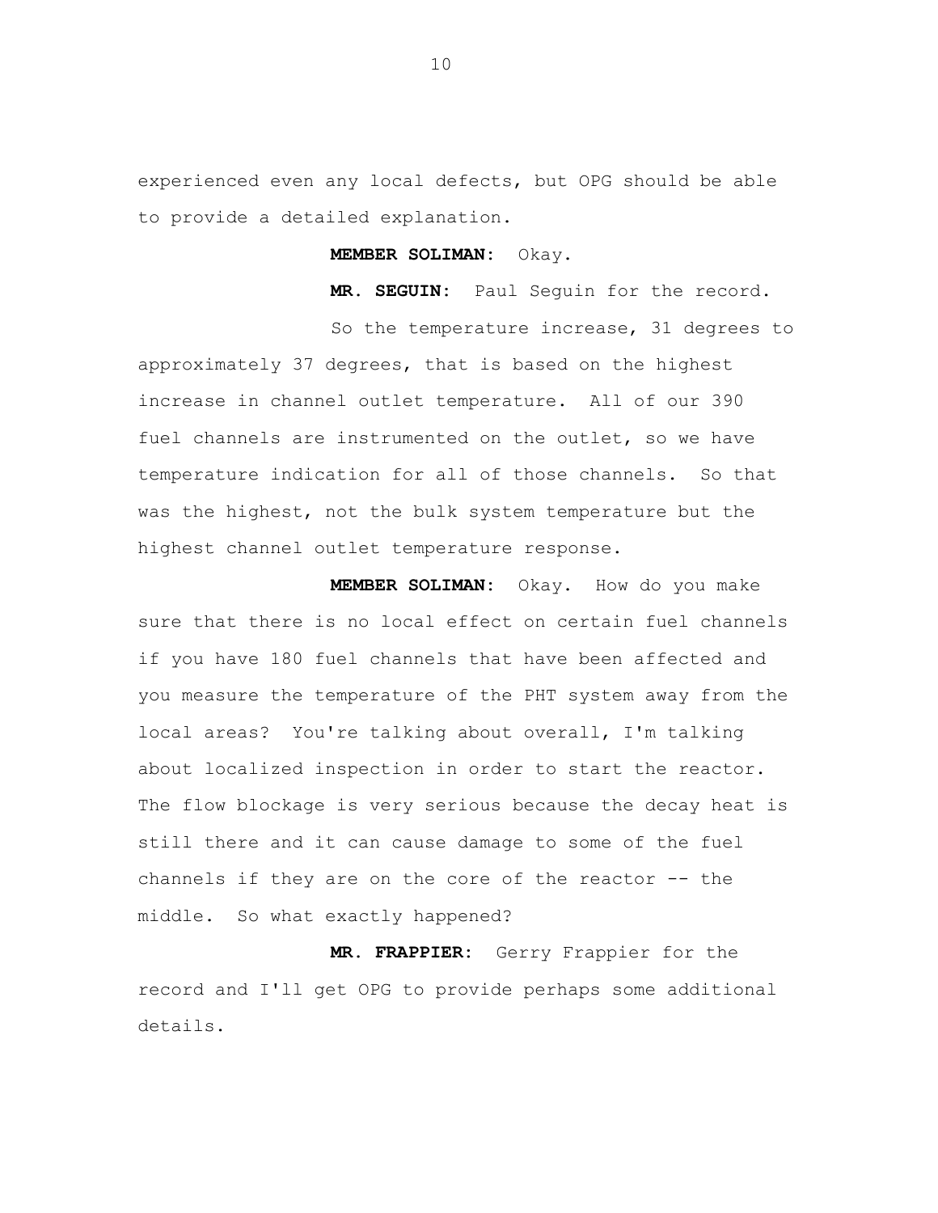experienced even any local defects, but OPG should be able to provide a detailed explanation.

**MEMBER SOLIMAN:** Okay.

**MR. SEGUIN:** Paul Seguin for the record.

So the temperature increase, 31 degrees to approximately 37 degrees, that is based on the highest increase in channel outlet temperature. All of our 390 fuel channels are instrumented on the outlet, so we have temperature indication for all of those channels. So that was the highest, not the bulk system temperature but the highest channel outlet temperature response.

**MEMBER SOLIMAN:** Okay. How do you make sure that there is no local effect on certain fuel channels if you have 180 fuel channels that have been affected and you measure the temperature of the PHT system away from the local areas? You're talking about overall, I'm talking about localized inspection in order to start the reactor. The flow blockage is very serious because the decay heat is still there and it can cause damage to some of the fuel channels if they are on the core of the reactor -- the middle. So what exactly happened?

**MR. FRAPPIER:** Gerry Frappier for the record and I'll get OPG to provide perhaps some additional details.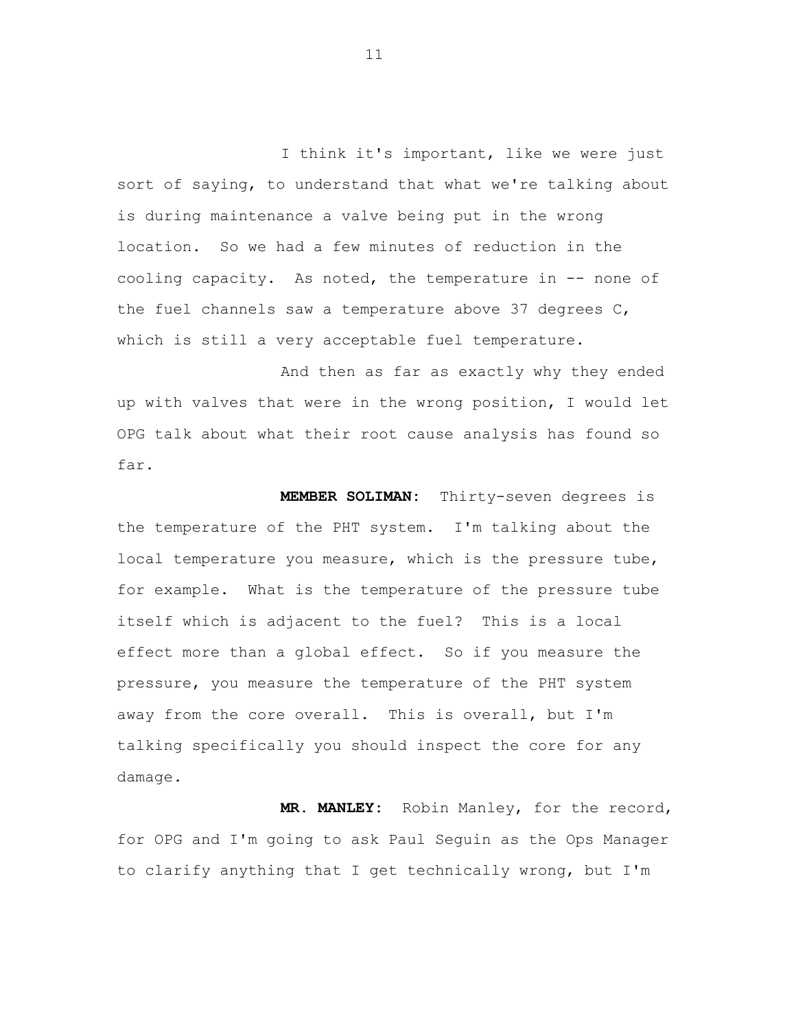I think it's important, like we were just sort of saying, to understand that what we're talking about is during maintenance a valve being put in the wrong location. So we had a few minutes of reduction in the cooling capacity. As noted, the temperature in -- none of the fuel channels saw a temperature above 37 degrees C, which is still a very acceptable fuel temperature.

And then as far as exactly why they ended up with valves that were in the wrong position, I would let OPG talk about what their root cause analysis has found so far.

**MEMBER SOLIMAN:** Thirty-seven degrees is the temperature of the PHT system. I'm talking about the local temperature you measure, which is the pressure tube, for example. What is the temperature of the pressure tube itself which is adjacent to the fuel? This is a local effect more than a global effect. So if you measure the pressure, you measure the temperature of the PHT system away from the core overall. This is overall, but I'm talking specifically you should inspect the core for any damage.

**MR. MANLEY:** Robin Manley, for the record, for OPG and I'm going to ask Paul Seguin as the Ops Manager to clarify anything that I get technically wrong, but I'm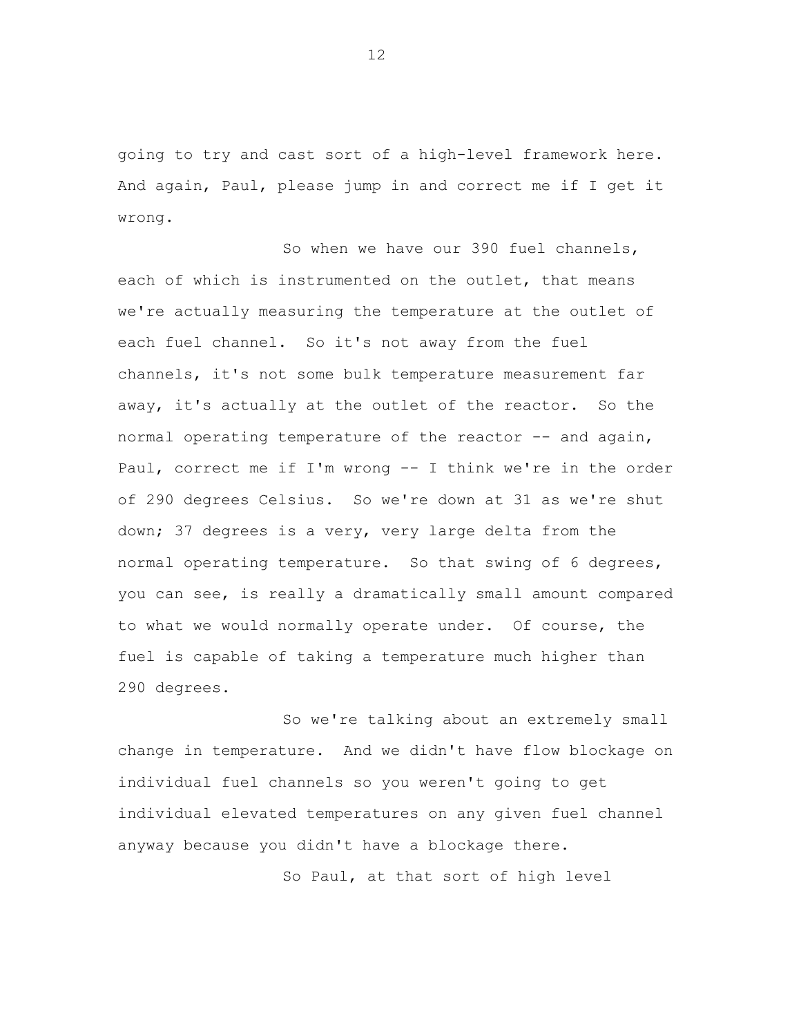going to try and cast sort of a high-level framework here. And again, Paul, please jump in and correct me if I get it wrong.

So when we have our 390 fuel channels, each of which is instrumented on the outlet, that means we're actually measuring the temperature at the outlet of each fuel channel. So it's not away from the fuel channels, it's not some bulk temperature measurement far away, it's actually at the outlet of the reactor. So the normal operating temperature of the reactor -- and again, Paul, correct me if I'm wrong -- I think we're in the order of 290 degrees Celsius. So we're down at 31 as we're shut down; 37 degrees is a very, very large delta from the normal operating temperature. So that swing of 6 degrees, you can see, is really a dramatically small amount compared to what we would normally operate under. Of course, the fuel is capable of taking a temperature much higher than 290 degrees.

So we're talking about an extremely small change in temperature. And we didn't have flow blockage on individual fuel channels so you weren't going to get individual elevated temperatures on any given fuel channel anyway because you didn't have a blockage there.

So Paul, at that sort of high level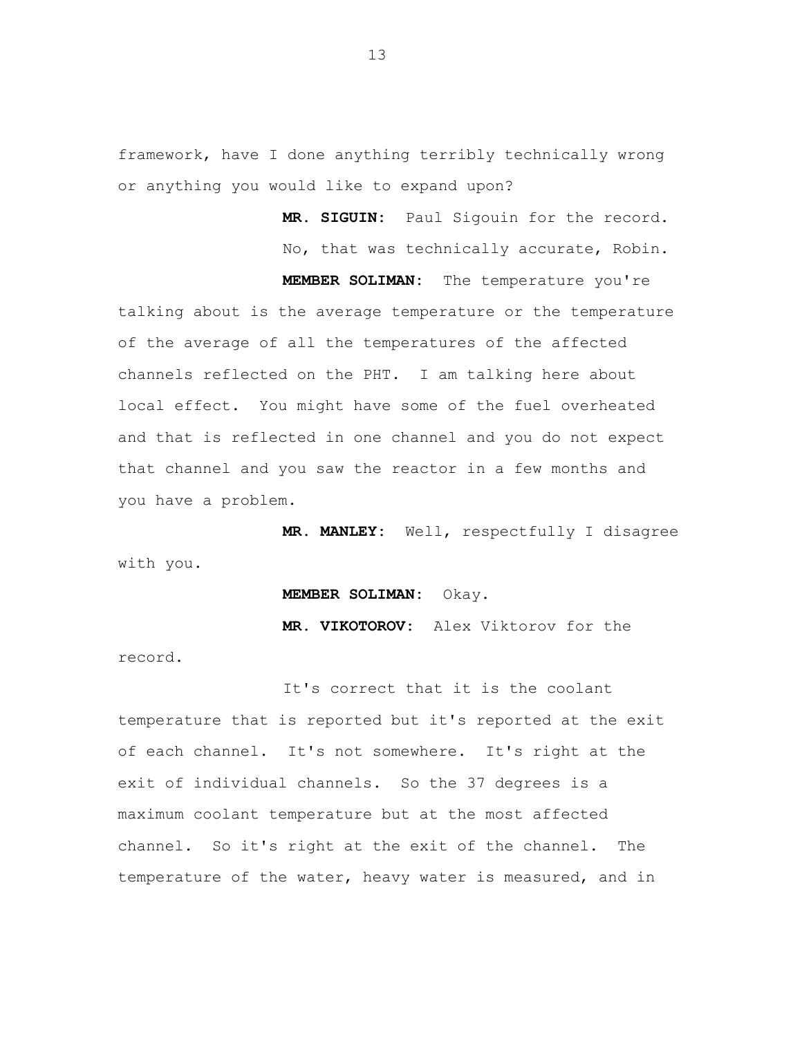framework, have I done anything terribly technically wrong or anything you would like to expand upon?

**MR. SIGUIN:** Paul Sigouin for the record. No, that was technically accurate, Robin.

**MEMBER SOLIMAN:** The temperature you're talking about is the average temperature or the temperature of the average of all the temperatures of the affected channels reflected on the PHT. I am talking here about local effect. You might have some of the fuel overheated and that is reflected in one channel and you do not expect that channel and you saw the reactor in a few months and you have a problem.

**MR. MANLEY:** Well, respectfully I disagree with you.

**MEMBER SOLIMAN:** Okay.

**MR. VIKOTOROV:** Alex Viktorov for the record.

It's correct that it is the coolant temperature that is reported but it's reported at the exit of each channel. It's not somewhere. It's right at the exit of individual channels. So the 37 degrees is a maximum coolant temperature but at the most affected channel. So it's right at the exit of the channel. The temperature of the water, heavy water is measured, and in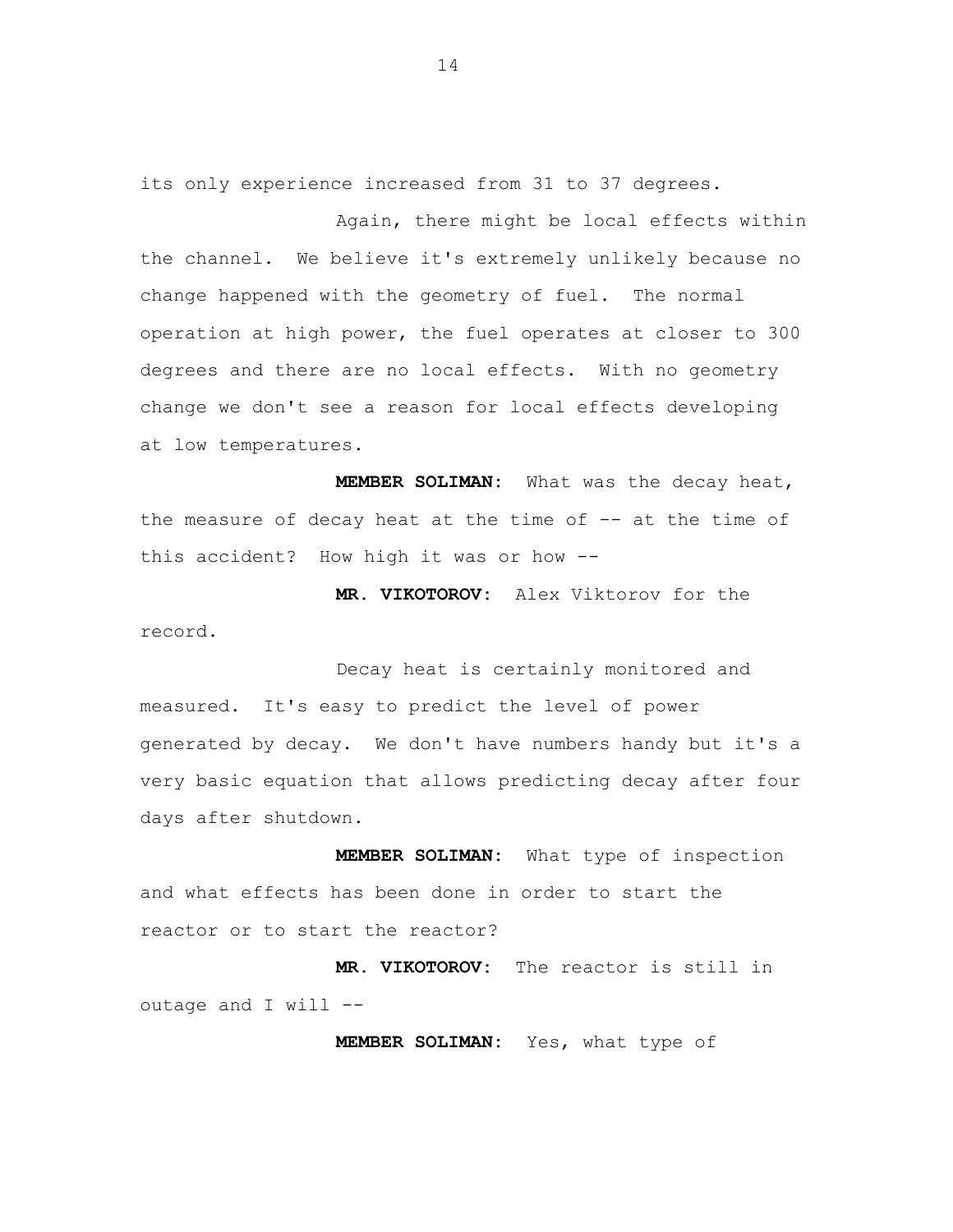its only experience increased from 31 to 37 degrees.

Again, there might be local effects within the channel. We believe it's extremely unlikely because no change happened with the geometry of fuel. The normal operation at high power, the fuel operates at closer to 300 degrees and there are no local effects. With no geometry change we don't see a reason for local effects developing at low temperatures.

**MEMBER SOLIMAN:** What was the decay heat, the measure of decay heat at the time of -- at the time of this accident? How high it was or how --

**MR. VIKOTOROV:** Alex Viktorov for the record.

Decay heat is certainly monitored and measured. It's easy to predict the level of power generated by decay. We don't have numbers handy but it's a very basic equation that allows predicting decay after four days after shutdown.

**MEMBER SOLIMAN:** What type of inspection and what effects has been done in order to start the reactor or to start the reactor?

**MR. VIKOTOROV:** The reactor is still in outage and I will --

**MEMBER SOLIMAN:** Yes, what type of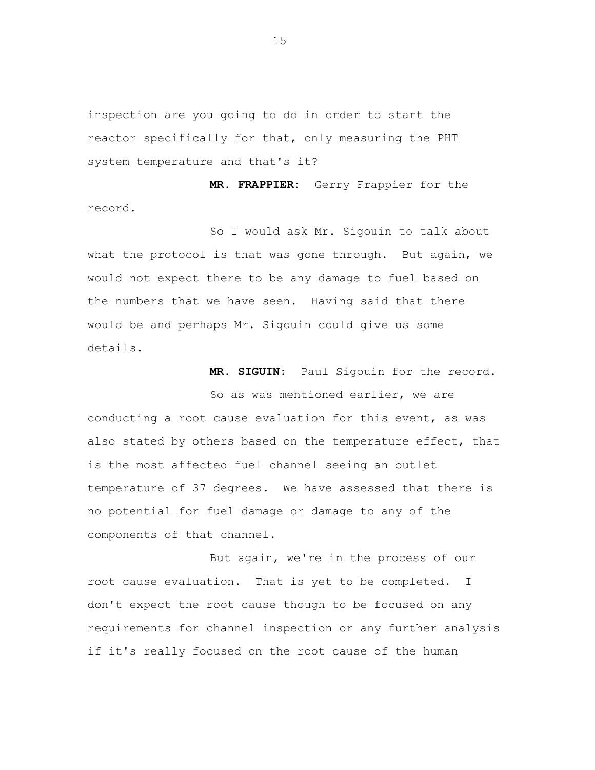inspection are you going to do in order to start the reactor specifically for that, only measuring the PHT system temperature and that's it?

**MR. FRAPPIER:** Gerry Frappier for the record.

So I would ask Mr. Sigouin to talk about what the protocol is that was gone through. But again, we would not expect there to be any damage to fuel based on the numbers that we have seen. Having said that there would be and perhaps Mr. Sigouin could give us some details.

**MR. SIGUIN:** Paul Sigouin for the record.

So as was mentioned earlier, we are conducting a root cause evaluation for this event, as was also stated by others based on the temperature effect, that is the most affected fuel channel seeing an outlet temperature of 37 degrees. We have assessed that there is no potential for fuel damage or damage to any of the components of that channel.

But again, we're in the process of our root cause evaluation. That is yet to be completed. I don't expect the root cause though to be focused on any requirements for channel inspection or any further analysis if it's really focused on the root cause of the human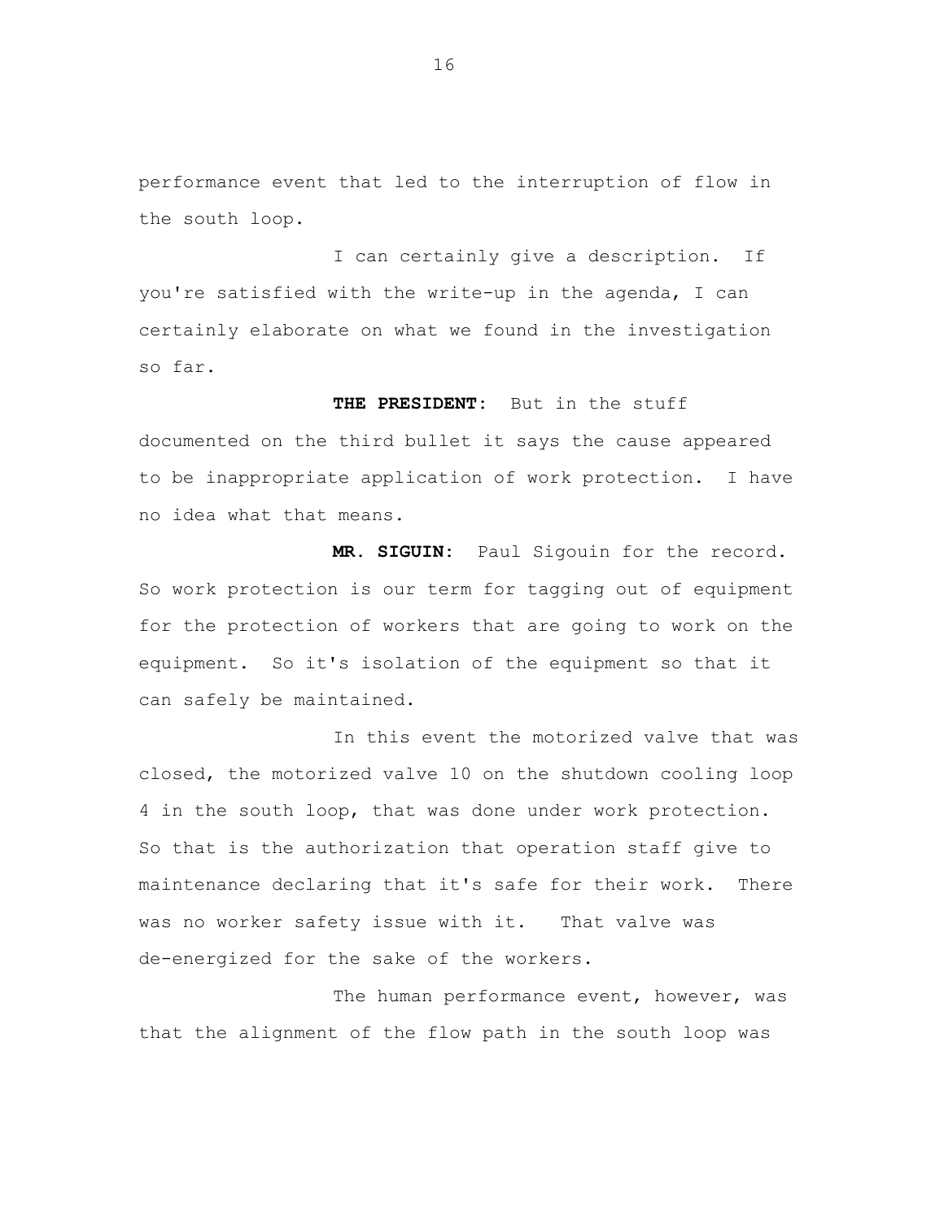performance event that led to the interruption of flow in the south loop.

I can certainly give a description. If you're satisfied with the write-up in the agenda, I can certainly elaborate on what we found in the investigation so far.

**THE PRESIDENT:** But in the stuff documented on the third bullet it says the cause appeared to be inappropriate application of work protection. I have no idea what that means.

**MR. SIGUIN:** Paul Sigouin for the record. So work protection is our term for tagging out of equipment for the protection of workers that are going to work on the equipment. So it's isolation of the equipment so that it can safely be maintained.

In this event the motorized valve that was closed, the motorized valve 10 on the shutdown cooling loop 4 in the south loop, that was done under work protection. So that is the authorization that operation staff give to maintenance declaring that it's safe for their work. There was no worker safety issue with it. That valve was de-energized for the sake of the workers.

The human performance event, however, was that the alignment of the flow path in the south loop was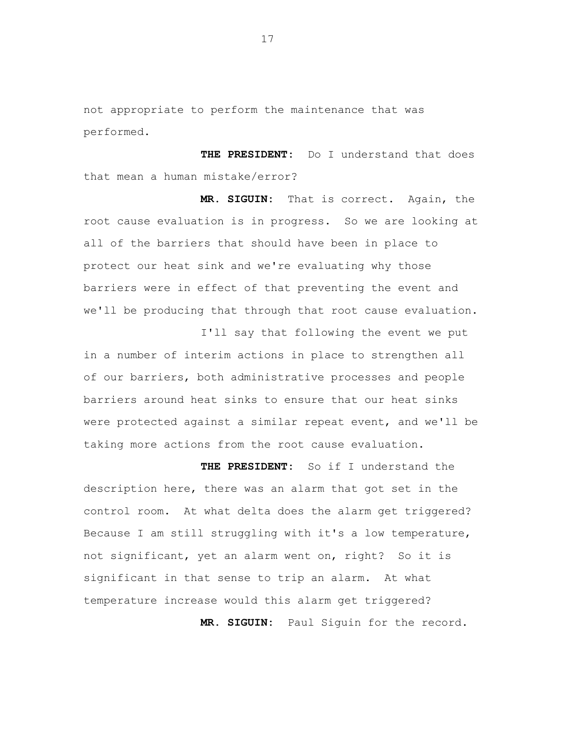not appropriate to perform the maintenance that was performed.

**THE PRESIDENT:** Do I understand that does that mean a human mistake/error?

**MR. SIGUIN:** That is correct. Again, the root cause evaluation is in progress. So we are looking at all of the barriers that should have been in place to protect our heat sink and we're evaluating why those barriers were in effect of that preventing the event and we'll be producing that through that root cause evaluation.

I'll say that following the event we put in a number of interim actions in place to strengthen all of our barriers, both administrative processes and people barriers around heat sinks to ensure that our heat sinks were protected against a similar repeat event, and we'll be taking more actions from the root cause evaluation.

**THE PRESIDENT:** So if I understand the description here, there was an alarm that got set in the control room. At what delta does the alarm get triggered? Because I am still struggling with it's a low temperature, not significant, yet an alarm went on, right? So it is significant in that sense to trip an alarm. At what temperature increase would this alarm get triggered?

**MR. SIGUIN:** Paul Siguin for the record.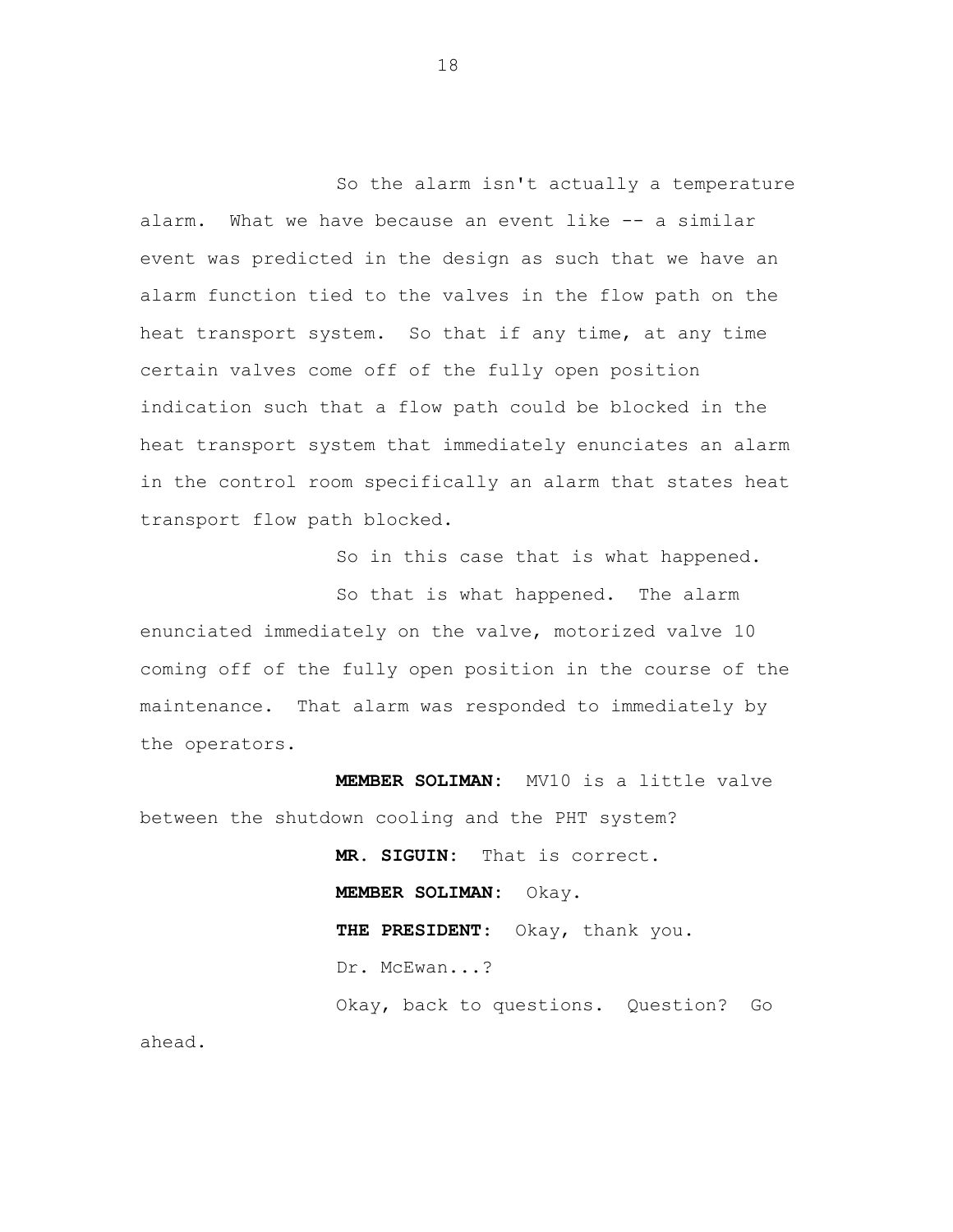So the alarm isn't actually a temperature alarm. What we have because an event like -- a similar event was predicted in the design as such that we have an alarm function tied to the valves in the flow path on the heat transport system. So that if any time, at any time certain valves come off of the fully open position indication such that a flow path could be blocked in the heat transport system that immediately enunciates an alarm in the control room specifically an alarm that states heat transport flow path blocked.

So in this case that is what happened.

So that is what happened. The alarm enunciated immediately on the valve, motorized valve 10 coming off of the fully open position in the course of the maintenance. That alarm was responded to immediately by the operators.

**MEMBER SOLIMAN:** MV10 is a little valve between the shutdown cooling and the PHT system?

**MR. SIGUIN:** That is correct.

**MEMBER SOLIMAN:** Okay.

**THE PRESIDENT:** Okay, thank you.

Dr. McEwan...?

Okay, back to questions. Question? Go ahead.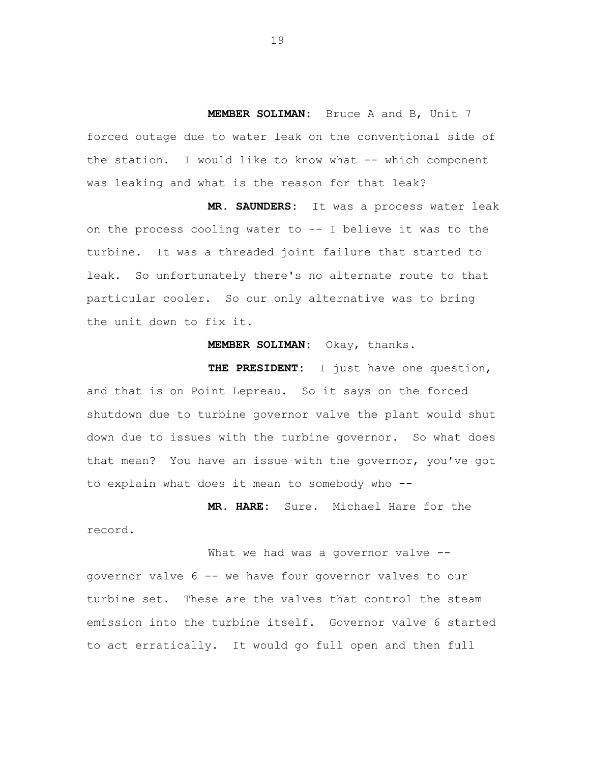**MEMBER SOLIMAN:** Bruce A and B, Unit 7 forced outage due to water leak on the conventional side of the station. I would like to know what -- which component was leaking and what is the reason for that leak?

**MR. SAUNDERS:** It was a process water leak on the process cooling water to -- I believe it was to the turbine. It was a threaded joint failure that started to leak. So unfortunately there's no alternate route to that particular cooler. So our only alternative was to bring the unit down to fix it.

**MEMBER SOLIMAN:** Okay, thanks.

**THE PRESIDENT:** I just have one question, and that is on Point Lepreau. So it says on the forced shutdown due to turbine governor valve the plant would shut down due to issues with the turbine governor. So what does that mean? You have an issue with the governor, you've got to explain what does it mean to somebody who --

**MR. HARE:** Sure. Michael Hare for the record.

What we had was a governor valve -- governor valve 6 -- we have four governor valves to our turbine set. These are the valves that control the steam emission into the turbine itself. Governor valve 6 started to act erratically. It would go full open and then full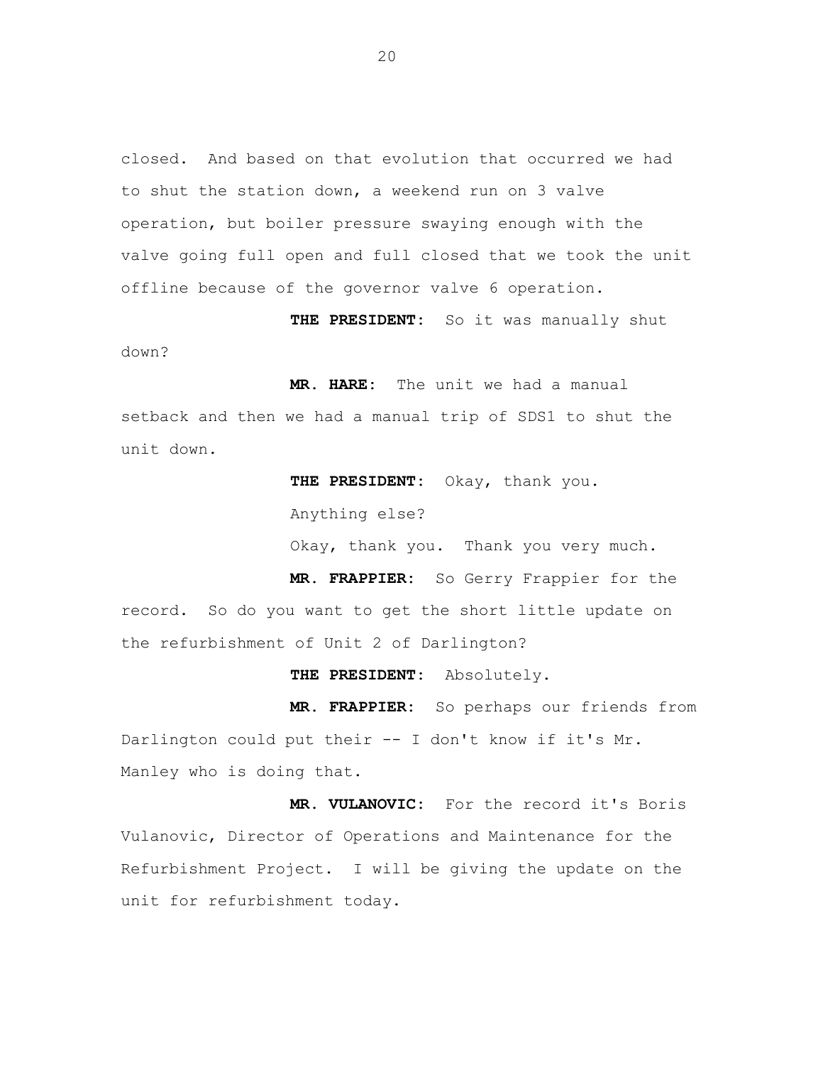closed. And based on that evolution that occurred we had to shut the station down, a weekend run on 3 valve operation, but boiler pressure swaying enough with the valve going full open and full closed that we took the unit offline because of the governor valve 6 operation.

**THE PRESIDENT:** So it was manually shut down?

**MR. HARE:** The unit we had a manual setback and then we had a manual trip of SDS1 to shut the unit down.

**THE PRESIDENT:** Okay, thank you.

Anything else?

Okay, thank you. Thank you very much.

**MR. FRAPPIER:** So Gerry Frappier for the record. So do you want to get the short little update on the refurbishment of Unit 2 of Darlington?

**THE PRESIDENT:** Absolutely.

**MR. FRAPPIER:** So perhaps our friends from Darlington could put their -- I don't know if it's Mr. Manley who is doing that.

**MR. VULANOVIC:** For the record it's Boris Vulanovic, Director of Operations and Maintenance for the Refurbishment Project. I will be giving the update on the unit for refurbishment today.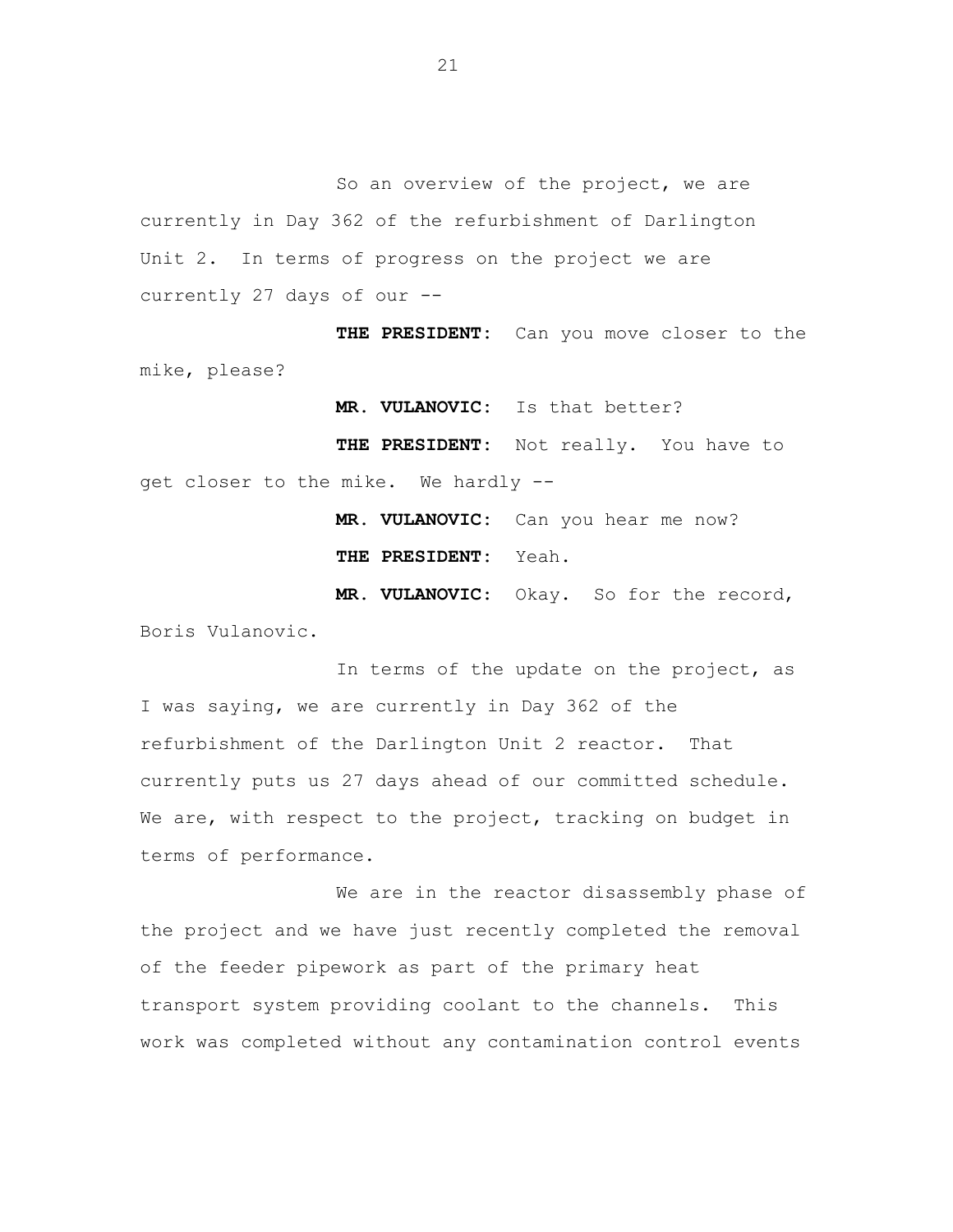So an overview of the project, we are currently in Day 362 of the refurbishment of Darlington Unit 2. In terms of progress on the project we are currently 27 days of our --

**THE PRESIDENT:** Can you move closer to the mike, please?

**MR. VULANOVIC:** Is that better?

**THE PRESIDENT:** Not really. You have to get closer to the mike. We hardly --

**MR. VULANOVIC:** Can you hear me now?

**THE PRESIDENT:** Yeah.

**MR. VULANOVIC:** Okay. So for the record, Boris Vulanovic.

In terms of the update on the project, as I was saying, we are currently in Day 362 of the refurbishment of the Darlington Unit 2 reactor. That currently puts us 27 days ahead of our committed schedule. We are, with respect to the project, tracking on budget in terms of performance.

We are in the reactor disassembly phase of the project and we have just recently completed the removal of the feeder pipework as part of the primary heat transport system providing coolant to the channels. This work was completed without any contamination control events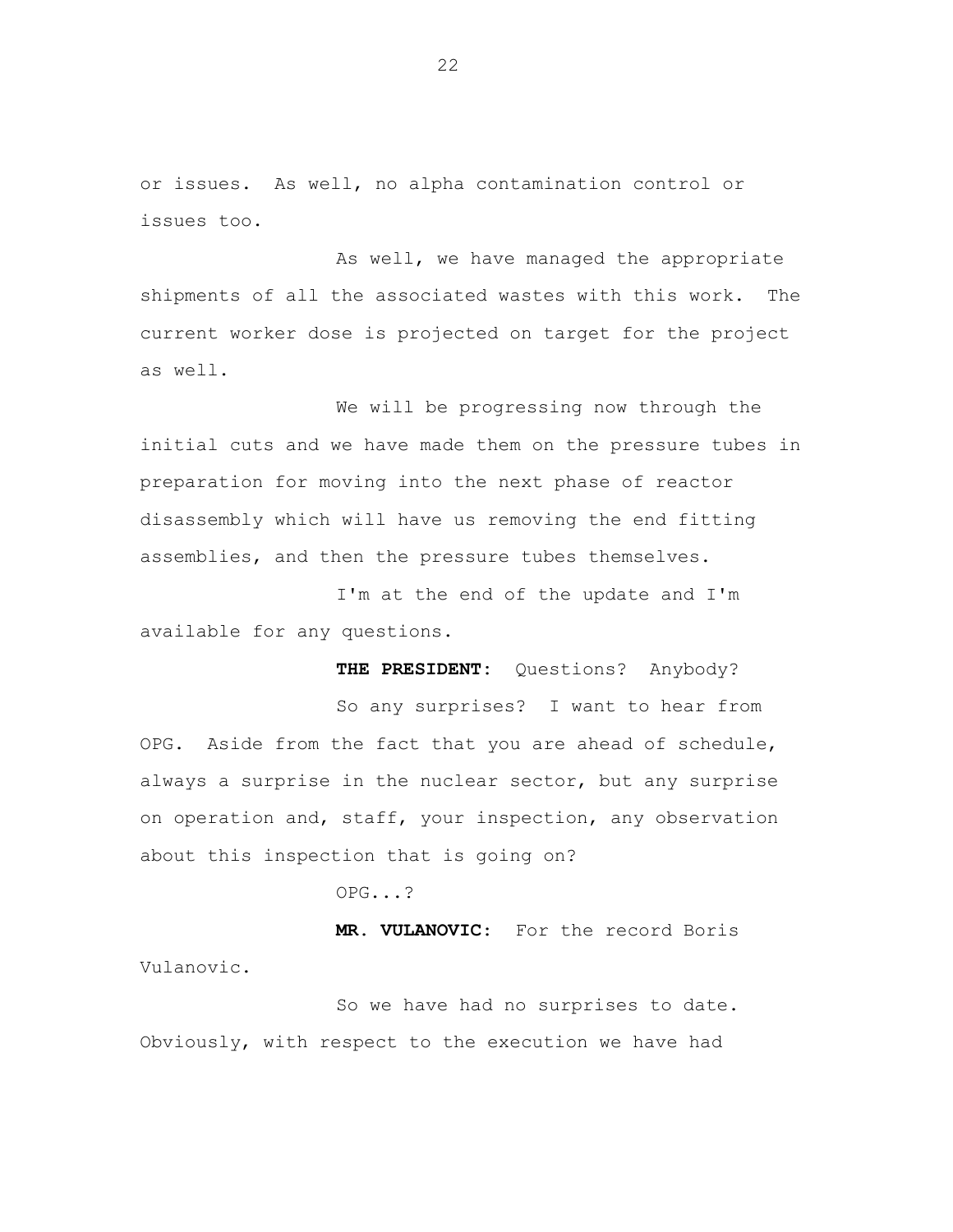or issues. As well, no alpha contamination control or issues too.

As well, we have managed the appropriate shipments of all the associated wastes with this work. The current worker dose is projected on target for the project as well.

We will be progressing now through the initial cuts and we have made them on the pressure tubes in preparation for moving into the next phase of reactor disassembly which will have us removing the end fitting assemblies, and then the pressure tubes themselves.

I'm at the end of the update and I'm available for any questions.

**THE PRESIDENT:** Questions? Anybody?

So any surprises? I want to hear from OPG. Aside from the fact that you are ahead of schedule, always a surprise in the nuclear sector, but any surprise on operation and, staff, your inspection, any observation about this inspection that is going on?

OPG...?

**MR. VULANOVIC:** For the record Boris Vulanovic.

So we have had no surprises to date. Obviously, with respect to the execution we have had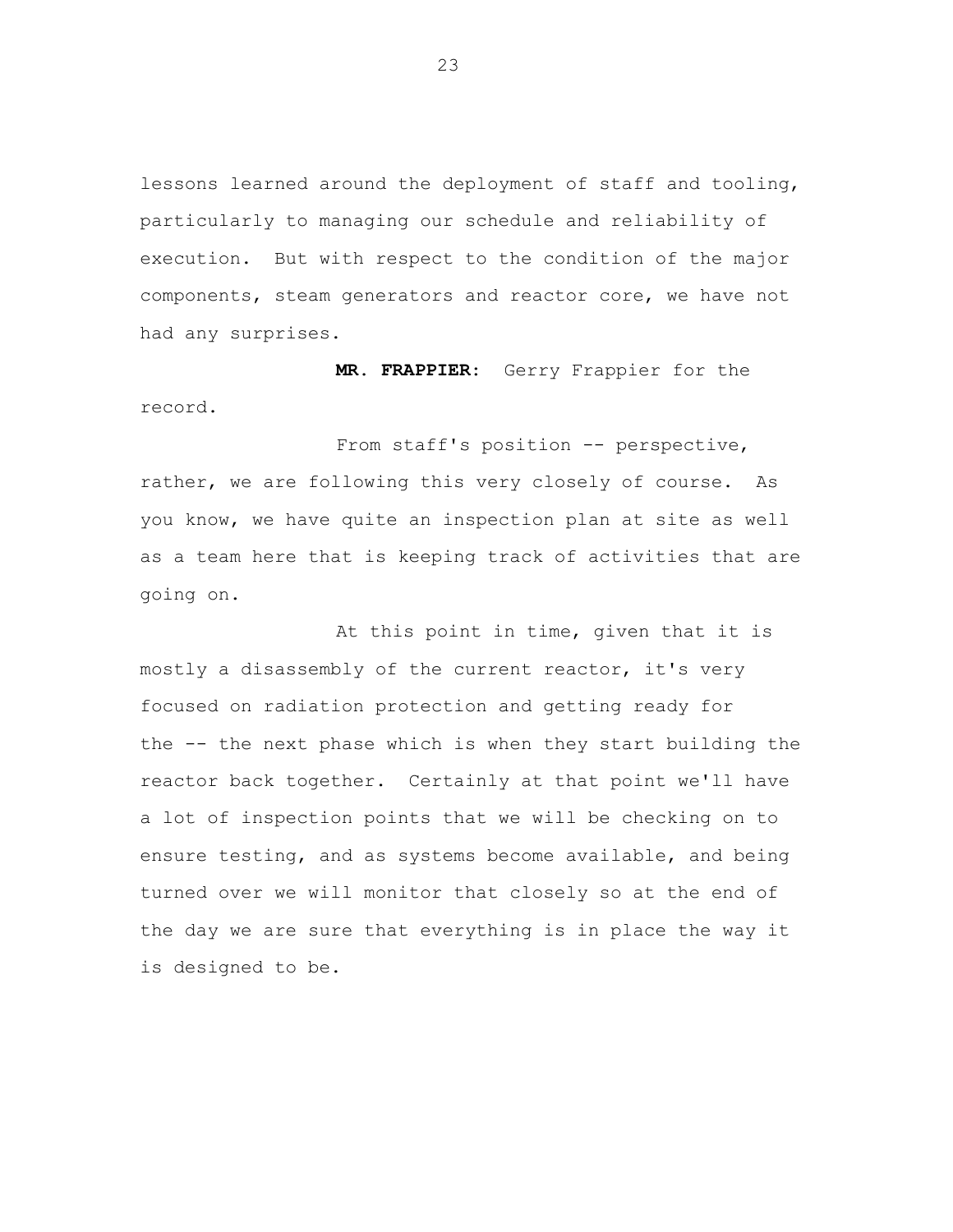lessons learned around the deployment of staff and tooling, particularly to managing our schedule and reliability of execution. But with respect to the condition of the major components, steam generators and reactor core, we have not had any surprises.

**MR. FRAPPIER:** Gerry Frappier for the record.

From staff's position -- perspective, rather, we are following this very closely of course. As you know, we have quite an inspection plan at site as well as a team here that is keeping track of activities that are going on.

At this point in time, given that it is mostly a disassembly of the current reactor, it's very focused on radiation protection and getting ready for the -- the next phase which is when they start building the reactor back together. Certainly at that point we'll have a lot of inspection points that we will be checking on to ensure testing, and as systems become available, and being turned over we will monitor that closely so at the end of the day we are sure that everything is in place the way it is designed to be.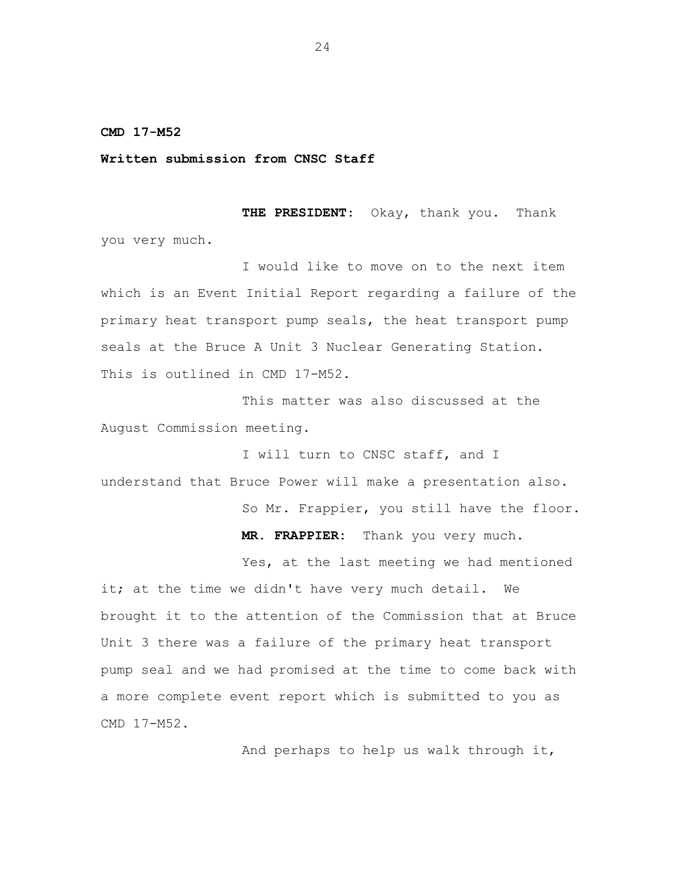**CMD 17-M52**

**Written submission from CNSC Staff**

**THE PRESIDENT:** Okay, thank you. Thank you very much.

I would like to move on to the next item which is an Event Initial Report regarding a failure of the primary heat transport pump seals, the heat transport pump seals at the Bruce A Unit 3 Nuclear Generating Station. This is outlined in CMD 17-M52.

This matter was also discussed at the August Commission meeting.

I will turn to CNSC staff, and I understand that Bruce Power will make a presentation also.

So Mr. Frappier, you still have the floor.

**MR. FRAPPIER:** Thank you very much.

Yes, at the last meeting we had mentioned it; at the time we didn't have very much detail. We brought it to the attention of the Commission that at Bruce Unit 3 there was a failure of the primary heat transport pump seal and we had promised at the time to come back with a more complete event report which is submitted to you as CMD 17-M52.

And perhaps to help us walk through it,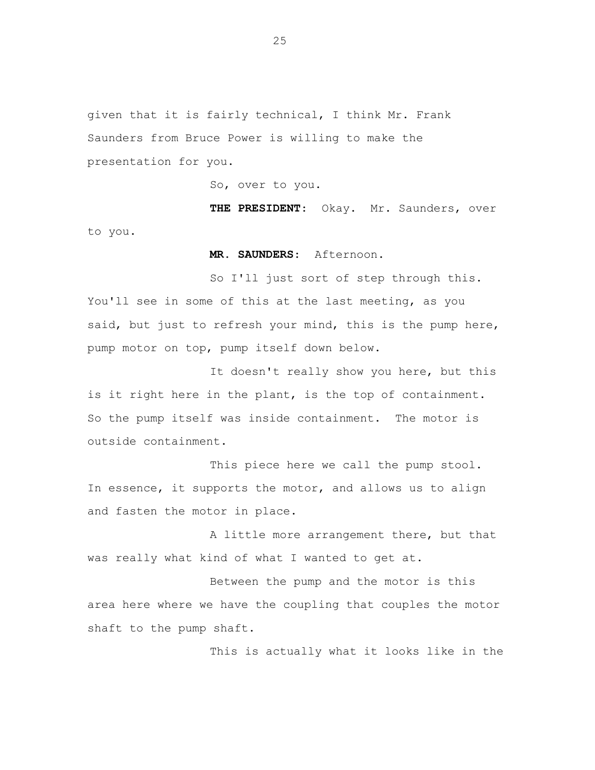given that it is fairly technical, I think Mr. Frank Saunders from Bruce Power is willing to make the presentation for you.

So, over to you.

**THE PRESIDENT:** Okay. Mr. Saunders, over to you.

**MR. SAUNDERS:** Afternoon.

So I'll just sort of step through this. You'll see in some of this at the last meeting, as you said, but just to refresh your mind, this is the pump here, pump motor on top, pump itself down below.

It doesn't really show you here, but this is it right here in the plant, is the top of containment. So the pump itself was inside containment. The motor is outside containment.

This piece here we call the pump stool. In essence, it supports the motor, and allows us to align and fasten the motor in place.

A little more arrangement there, but that was really what kind of what I wanted to get at.

Between the pump and the motor is this area here where we have the coupling that couples the motor shaft to the pump shaft.

This is actually what it looks like in the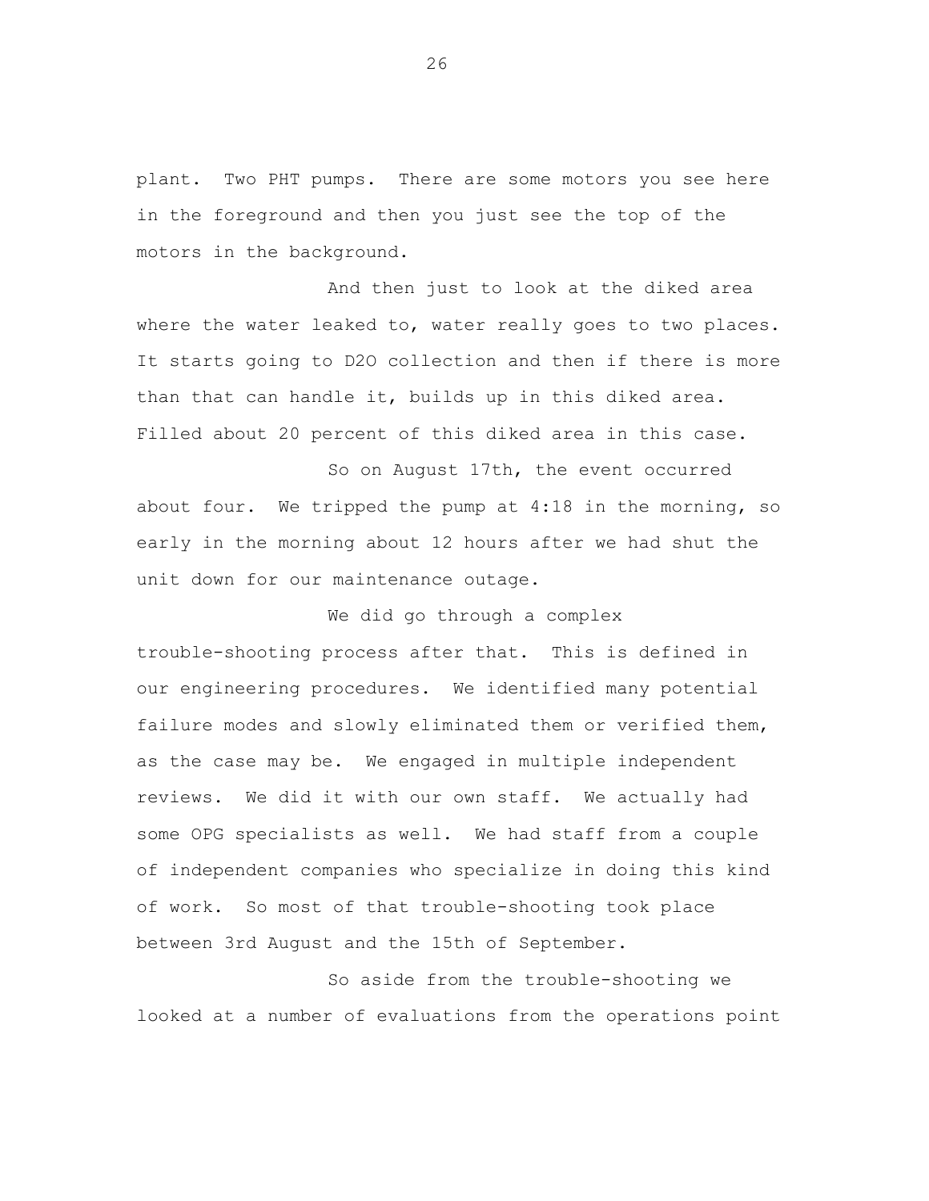plant. Two PHT pumps. There are some motors you see here in the foreground and then you just see the top of the motors in the background.

And then just to look at the diked area where the water leaked to, water really goes to two places. It starts going to D2O collection and then if there is more than that can handle it, builds up in this diked area. Filled about 20 percent of this diked area in this case.

So on August 17th, the event occurred about four. We tripped the pump at 4:18 in the morning, so early in the morning about 12 hours after we had shut the unit down for our maintenance outage.

We did go through a complex trouble-shooting process after that. This is defined in our engineering procedures. We identified many potential failure modes and slowly eliminated them or verified them, as the case may be. We engaged in multiple independent reviews. We did it with our own staff. We actually had some OPG specialists as well. We had staff from a couple of independent companies who specialize in doing this kind of work. So most of that trouble-shooting took place between 3rd August and the 15th of September.

So aside from the trouble-shooting we looked at a number of evaluations from the operations point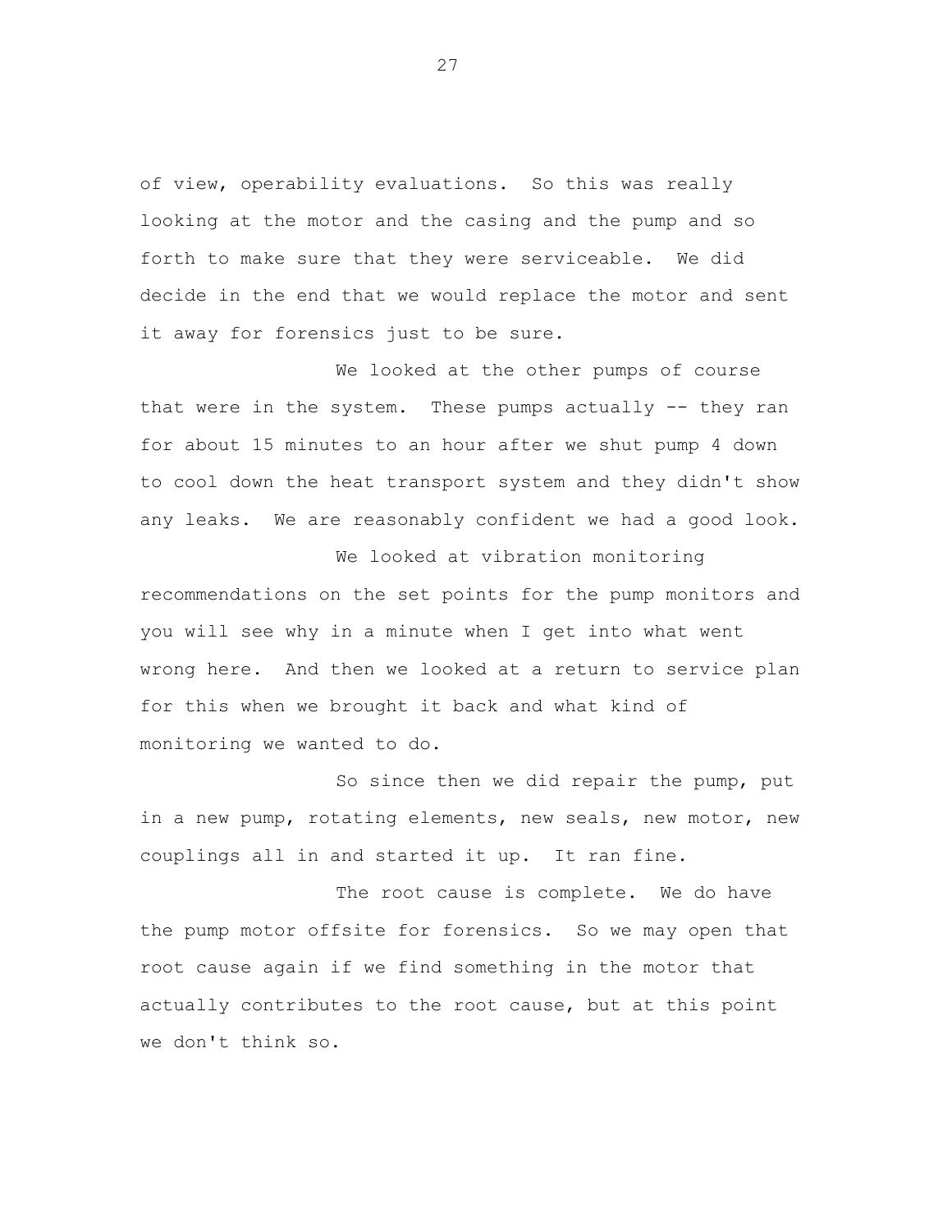of view, operability evaluations. So this was really looking at the motor and the casing and the pump and so forth to make sure that they were serviceable. We did decide in the end that we would replace the motor and sent it away for forensics just to be sure.

We looked at the other pumps of course that were in the system. These pumps actually -- they ran for about 15 minutes to an hour after we shut pump 4 down to cool down the heat transport system and they didn't show any leaks. We are reasonably confident we had a good look.

We looked at vibration monitoring recommendations on the set points for the pump monitors and you will see why in a minute when I get into what went wrong here. And then we looked at a return to service plan for this when we brought it back and what kind of monitoring we wanted to do.

So since then we did repair the pump, put in a new pump, rotating elements, new seals, new motor, new couplings all in and started it up. It ran fine.

The root cause is complete. We do have the pump motor offsite for forensics. So we may open that root cause again if we find something in the motor that actually contributes to the root cause, but at this point we don't think so.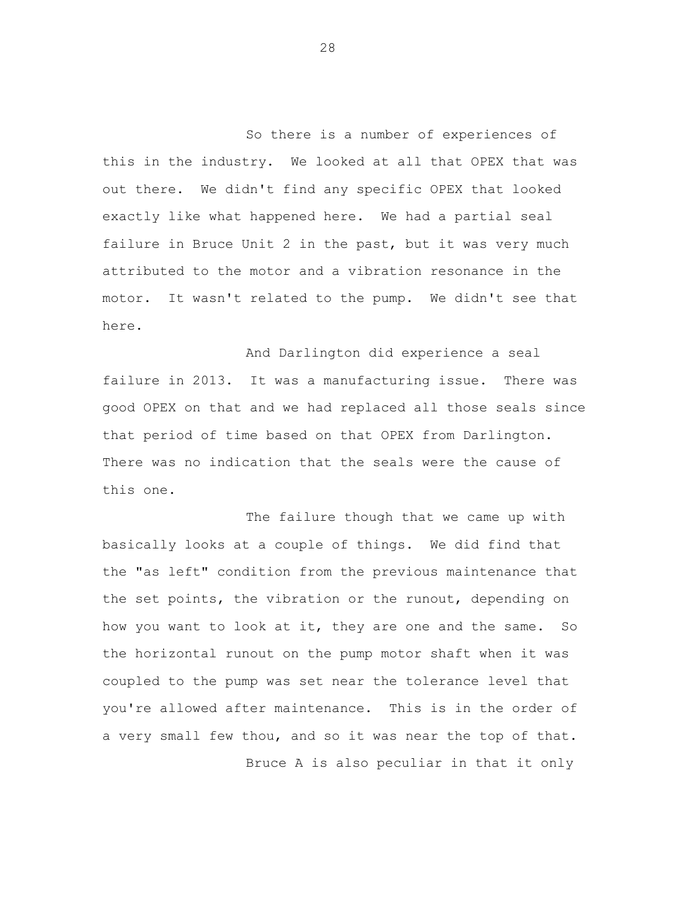So there is a number of experiences of this in the industry. We looked at all that OPEX that was out there. We didn't find any specific OPEX that looked exactly like what happened here. We had a partial seal failure in Bruce Unit 2 in the past, but it was very much attributed to the motor and a vibration resonance in the motor. It wasn't related to the pump. We didn't see that here.

And Darlington did experience a seal failure in 2013. It was a manufacturing issue. There was good OPEX on that and we had replaced all those seals since that period of time based on that OPEX from Darlington. There was no indication that the seals were the cause of this one.

The failure though that we came up with basically looks at a couple of things. We did find that the "as left" condition from the previous maintenance that the set points, the vibration or the runout, depending on how you want to look at it, they are one and the same. So the horizontal runout on the pump motor shaft when it was coupled to the pump was set near the tolerance level that you're allowed after maintenance. This is in the order of a very small few thou, and so it was near the top of that.

Bruce A is also peculiar in that it only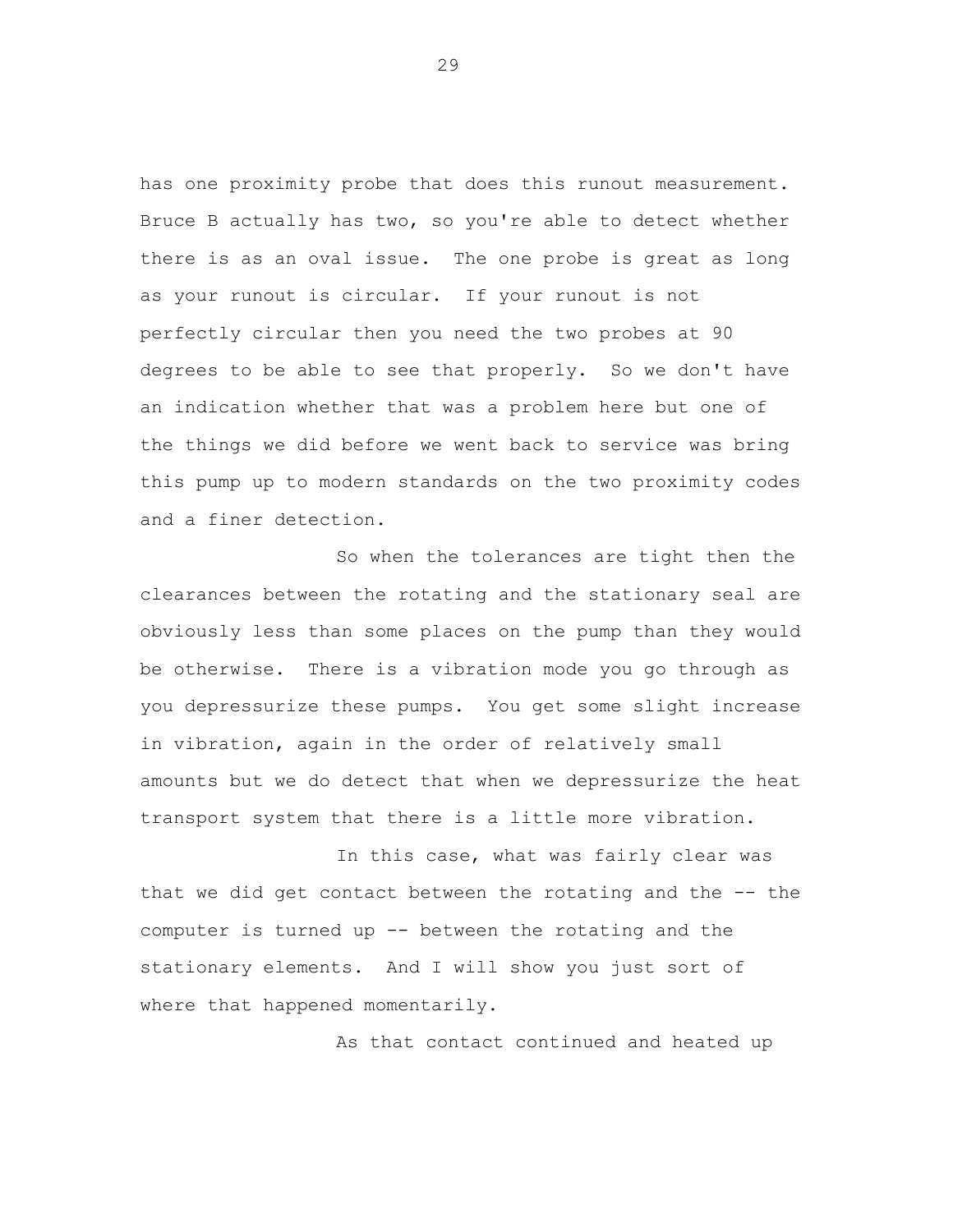has one proximity probe that does this runout measurement. Bruce B actually has two, so you're able to detect whether there is as an oval issue. The one probe is great as long as your runout is circular. If your runout is not perfectly circular then you need the two probes at 90 degrees to be able to see that properly. So we don't have an indication whether that was a problem here but one of the things we did before we went back to service was bring this pump up to modern standards on the two proximity codes and a finer detection.

So when the tolerances are tight then the clearances between the rotating and the stationary seal are obviously less than some places on the pump than they would be otherwise. There is a vibration mode you go through as you depressurize these pumps. You get some slight increase in vibration, again in the order of relatively small amounts but we do detect that when we depressurize the heat transport system that there is a little more vibration.

In this case, what was fairly clear was that we did get contact between the rotating and the -- the computer is turned up -- between the rotating and the stationary elements. And I will show you just sort of where that happened momentarily.

As that contact continued and heated up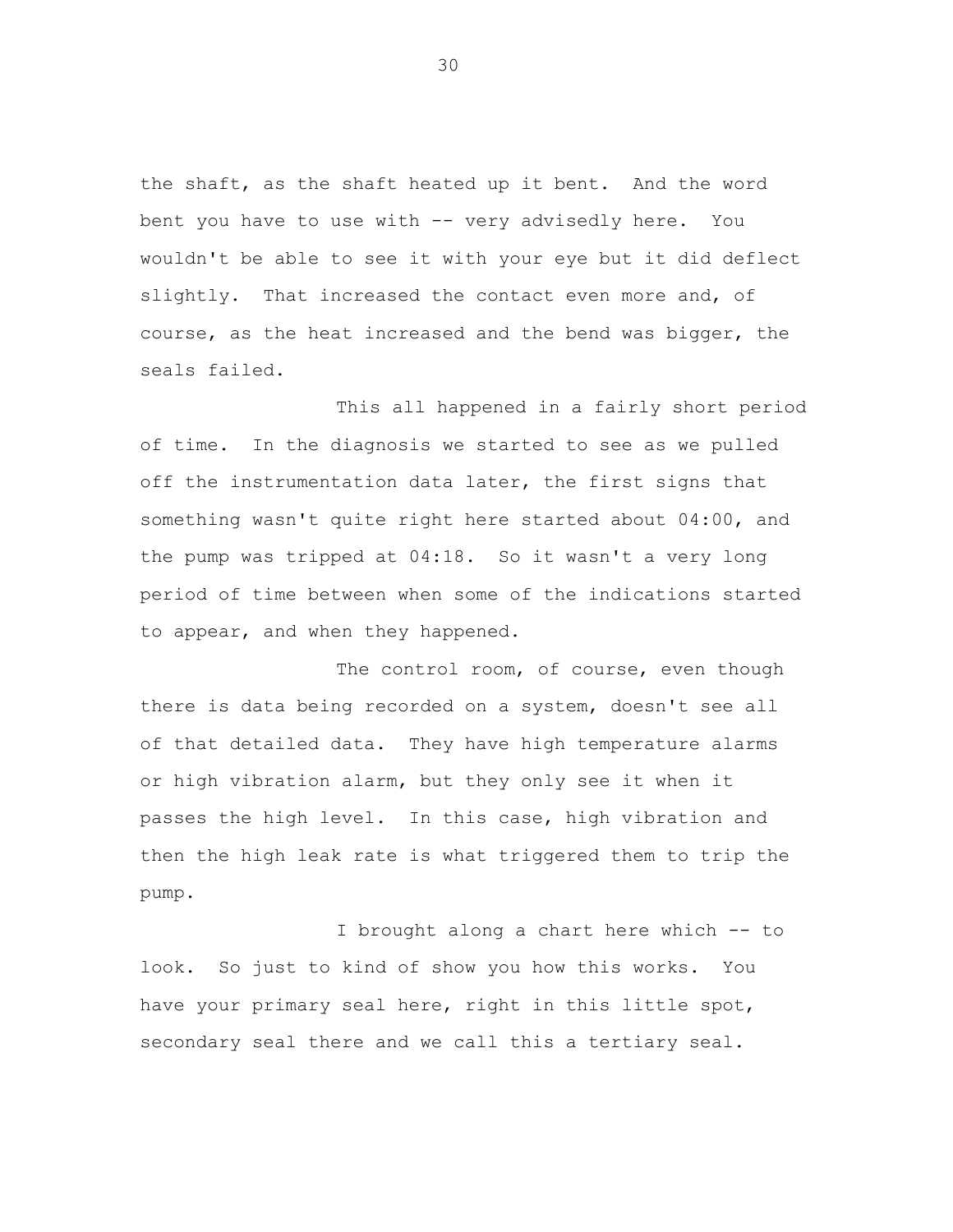the shaft, as the shaft heated up it bent. And the word bent you have to use with -- very advisedly here. You wouldn't be able to see it with your eye but it did deflect slightly. That increased the contact even more and, of course, as the heat increased and the bend was bigger, the seals failed.

This all happened in a fairly short period of time. In the diagnosis we started to see as we pulled off the instrumentation data later, the first signs that something wasn't quite right here started about 04:00, and the pump was tripped at 04:18. So it wasn't a very long period of time between when some of the indications started to appear, and when they happened.

The control room, of course, even though there is data being recorded on a system, doesn't see all of that detailed data. They have high temperature alarms or high vibration alarm, but they only see it when it passes the high level. In this case, high vibration and then the high leak rate is what triggered them to trip the pump.

I brought along a chart here which -- to look. So just to kind of show you how this works. You have your primary seal here, right in this little spot, secondary seal there and we call this a tertiary seal.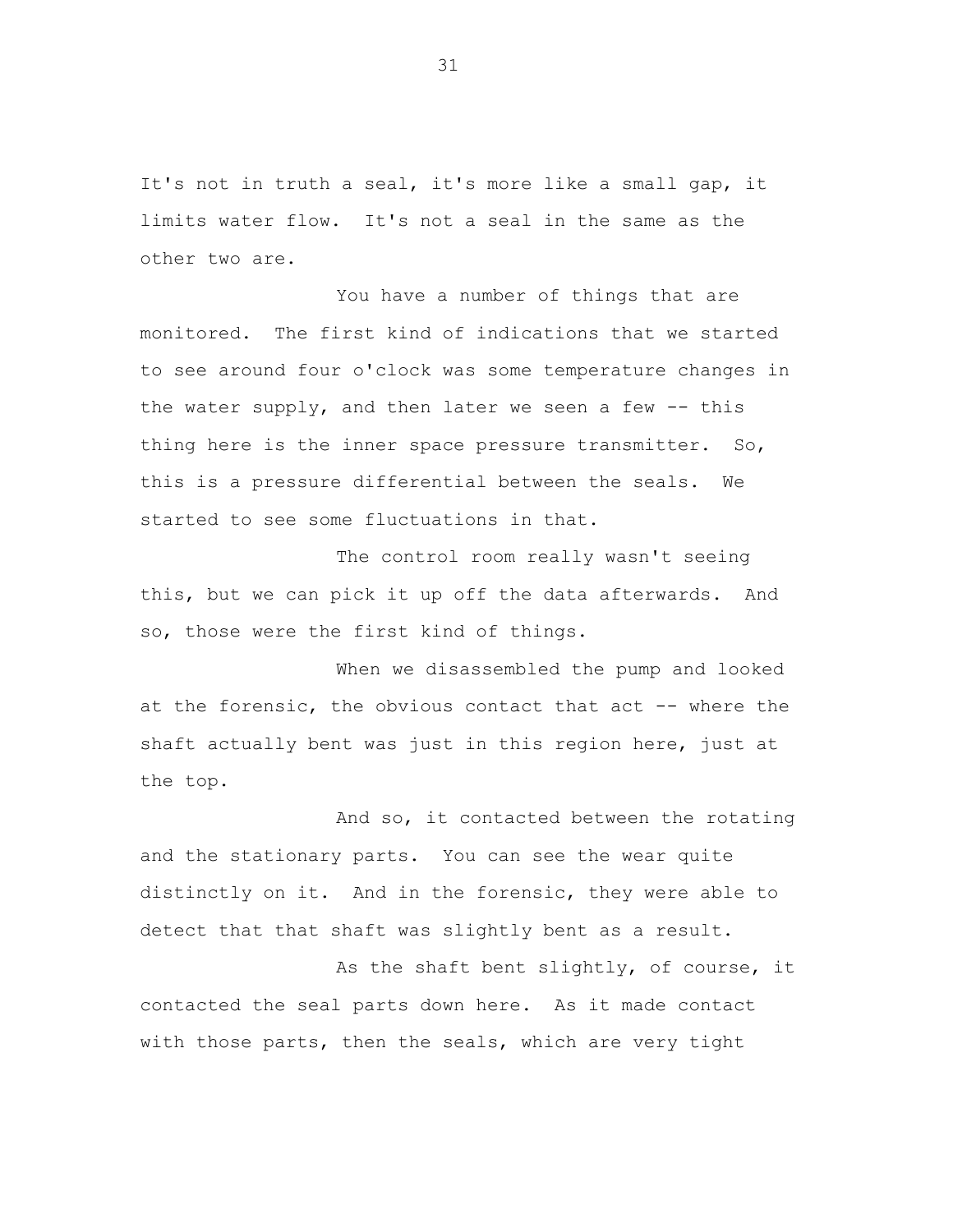It's not in truth a seal, it's more like a small gap, it limits water flow. It's not a seal in the same as the other two are.

You have a number of things that are monitored. The first kind of indications that we started to see around four o'clock was some temperature changes in the water supply, and then later we seen a few -- this thing here is the inner space pressure transmitter. So, this is a pressure differential between the seals. We started to see some fluctuations in that.

The control room really wasn't seeing this, but we can pick it up off the data afterwards. And so, those were the first kind of things.

When we disassembled the pump and looked at the forensic, the obvious contact that act -- where the shaft actually bent was just in this region here, just at the top.

And so, it contacted between the rotating and the stationary parts. You can see the wear quite distinctly on it. And in the forensic, they were able to detect that that shaft was slightly bent as a result.

As the shaft bent slightly, of course, it contacted the seal parts down here. As it made contact with those parts, then the seals, which are very tight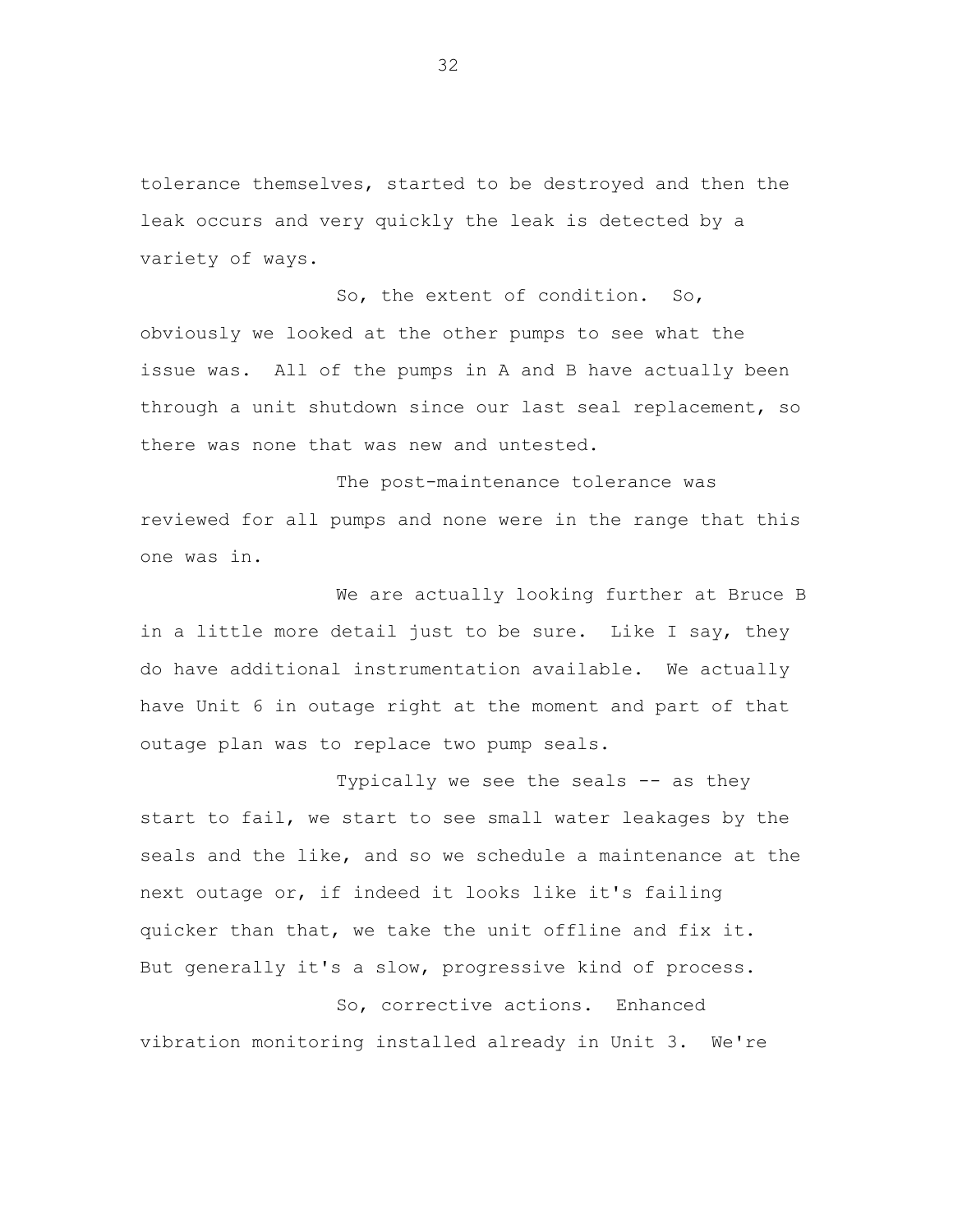tolerance themselves, started to be destroyed and then the leak occurs and very quickly the leak is detected by a variety of ways.

So, the extent of condition. So, obviously we looked at the other pumps to see what the issue was. All of the pumps in A and B have actually been through a unit shutdown since our last seal replacement, so there was none that was new and untested.

The post-maintenance tolerance was reviewed for all pumps and none were in the range that this one was in.

We are actually looking further at Bruce B in a little more detail just to be sure. Like I say, they do have additional instrumentation available. We actually have Unit 6 in outage right at the moment and part of that outage plan was to replace two pump seals.

Typically we see the seals -- as they start to fail, we start to see small water leakages by the seals and the like, and so we schedule a maintenance at the next outage or, if indeed it looks like it's failing quicker than that, we take the unit offline and fix it. But generally it's a slow, progressive kind of process.

So, corrective actions. Enhanced vibration monitoring installed already in Unit 3. We're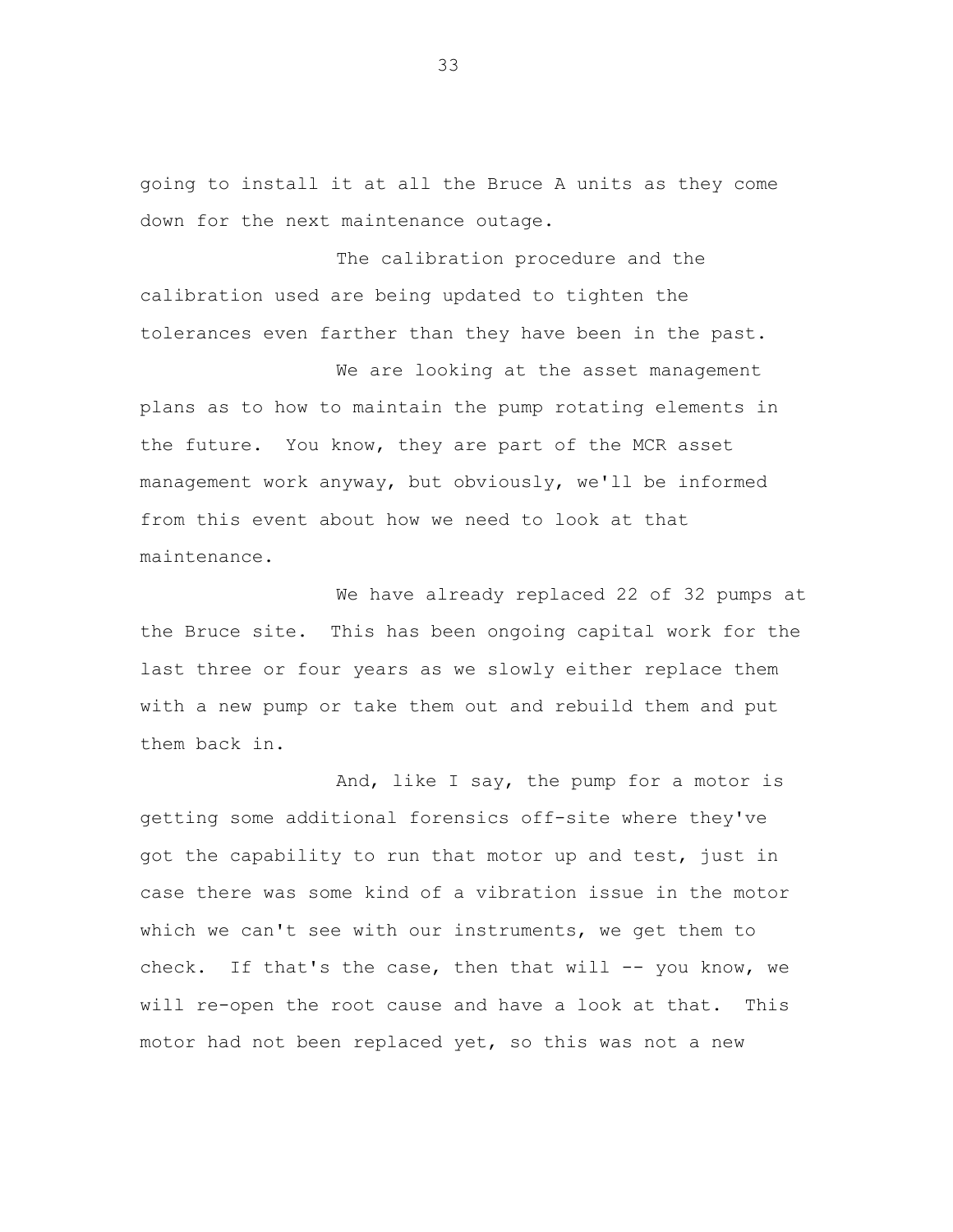going to install it at all the Bruce A units as they come down for the next maintenance outage.

The calibration procedure and the calibration used are being updated to tighten the tolerances even farther than they have been in the past.

We are looking at the asset management plans as to how to maintain the pump rotating elements in the future. You know, they are part of the MCR asset management work anyway, but obviously, we'll be informed from this event about how we need to look at that maintenance.

We have already replaced 22 of 32 pumps at the Bruce site. This has been ongoing capital work for the last three or four years as we slowly either replace them with a new pump or take them out and rebuild them and put them back in.

And, like I say, the pump for a motor is getting some additional forensics off-site where they've got the capability to run that motor up and test, just in case there was some kind of a vibration issue in the motor which we can't see with our instruments, we get them to check. If that's the case, then that will -- you know, we will re-open the root cause and have a look at that. This motor had not been replaced yet, so this was not a new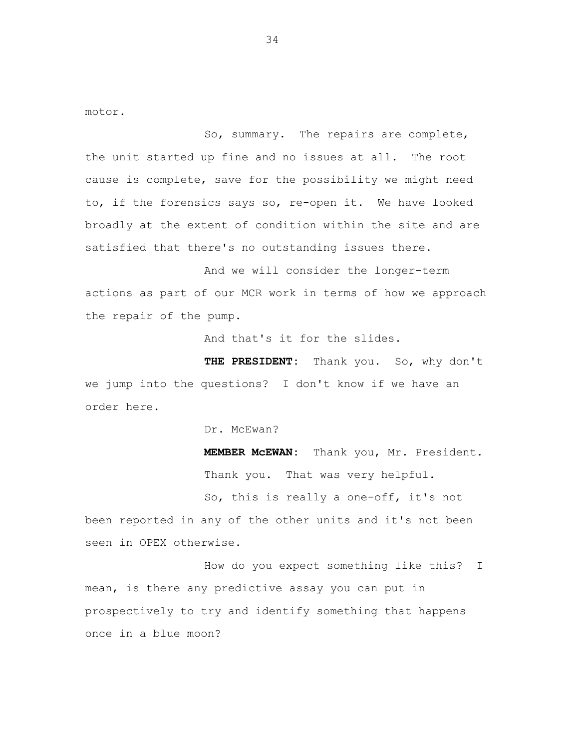motor.

So, summary. The repairs are complete, the unit started up fine and no issues at all. The root cause is complete, save for the possibility we might need to, if the forensics says so, re-open it. We have looked broadly at the extent of condition within the site and are satisfied that there's no outstanding issues there.

And we will consider the longer-term actions as part of our MCR work in terms of how we approach the repair of the pump.

And that's it for the slides.

**THE PRESIDENT:** Thank you. So, why don't we jump into the questions? I don't know if we have an order here.

Dr. McEwan?

**MEMBER McEWAN:** Thank you, Mr. President.

Thank you. That was very helpful.

So, this is really a one-off, it's not been reported in any of the other units and it's not been seen in OPEX otherwise.

How do you expect something like this? I mean, is there any predictive assay you can put in prospectively to try and identify something that happens once in a blue moon?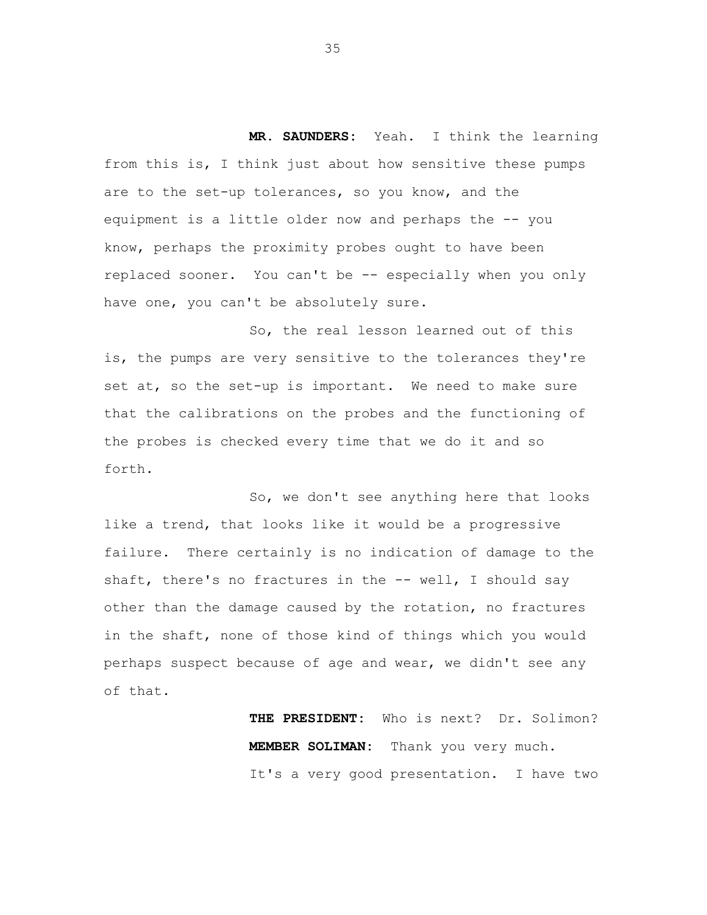**MR. SAUNDERS:** Yeah. I think the learning from this is, I think just about how sensitive these pumps are to the set-up tolerances, so you know, and the equipment is a little older now and perhaps the -- you know, perhaps the proximity probes ought to have been replaced sooner. You can't be -- especially when you only have one, you can't be absolutely sure.

So, the real lesson learned out of this is, the pumps are very sensitive to the tolerances they're set at, so the set-up is important. We need to make sure that the calibrations on the probes and the functioning of the probes is checked every time that we do it and so forth.

So, we don't see anything here that looks like a trend, that looks like it would be a progressive failure. There certainly is no indication of damage to the shaft, there's no fractures in the -- well, I should say other than the damage caused by the rotation, no fractures in the shaft, none of those kind of things which you would perhaps suspect because of age and wear, we didn't see any of that.

**THE PRESIDENT:** Who is next? Dr. Solimon?

**MEMBER SOLIMAN:** Thank you very much.

It's a very good presentation. I have two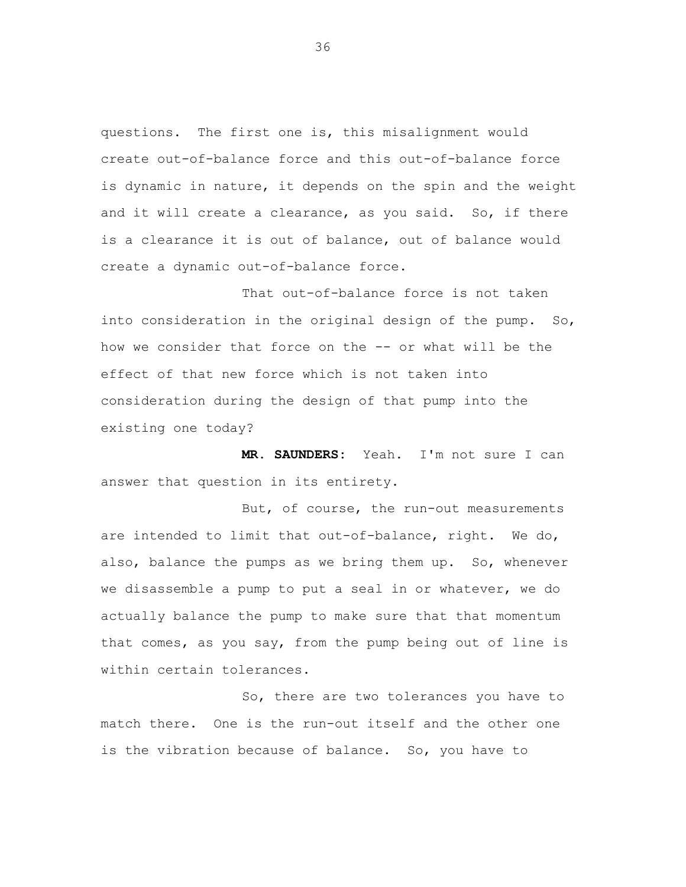questions. The first one is, this misalignment would create out-of-balance force and this out-of-balance force is dynamic in nature, it depends on the spin and the weight and it will create a clearance, as you said. So, if there is a clearance it is out of balance, out of balance would create a dynamic out-of-balance force.

That out-of-balance force is not taken into consideration in the original design of the pump. So, how we consider that force on the -- or what will be the effect of that new force which is not taken into consideration during the design of that pump into the existing one today?

**MR. SAUNDERS:** Yeah. I'm not sure I can answer that question in its entirety.

But, of course, the run-out measurements are intended to limit that out-of-balance, right. We do, also, balance the pumps as we bring them up. So, whenever we disassemble a pump to put a seal in or whatever, we do actually balance the pump to make sure that that momentum that comes, as you say, from the pump being out of line is within certain tolerances.

So, there are two tolerances you have to match there. One is the run-out itself and the other one is the vibration because of balance. So, you have to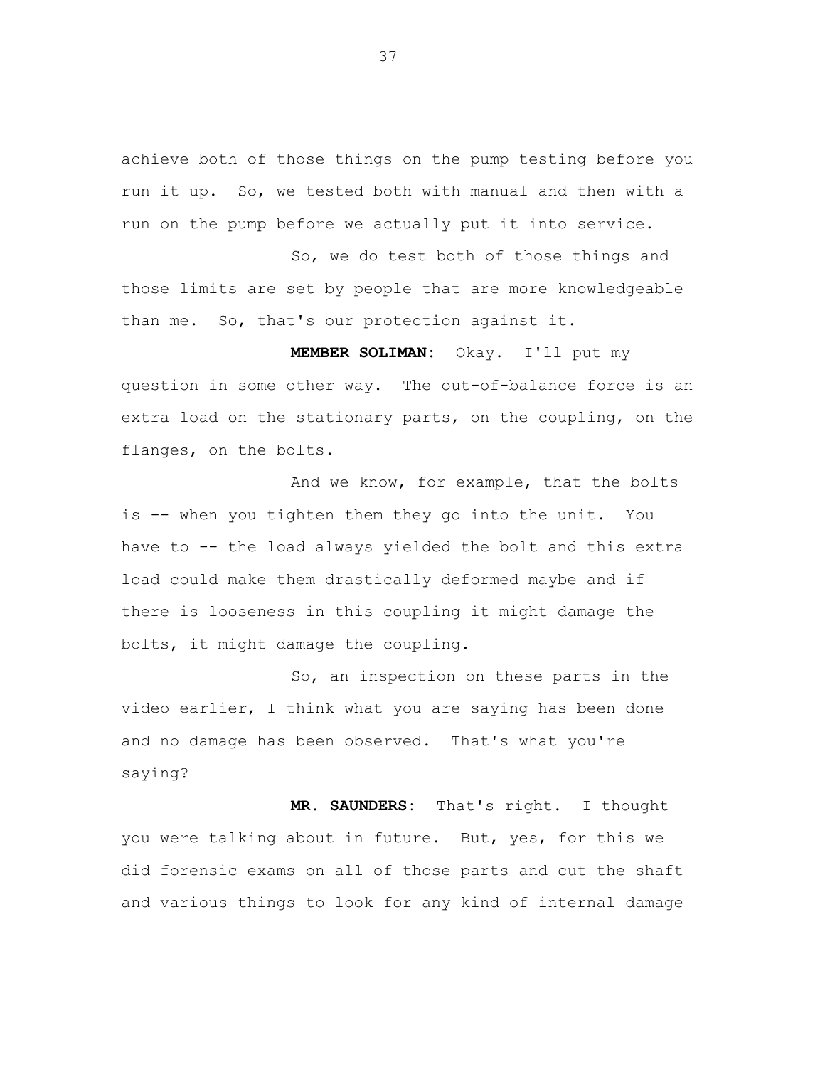achieve both of those things on the pump testing before you run it up. So, we tested both with manual and then with a run on the pump before we actually put it into service.

So, we do test both of those things and those limits are set by people that are more knowledgeable than me. So, that's our protection against it.

**MEMBER SOLIMAN:** Okay. I'll put my question in some other way. The out-of-balance force is an extra load on the stationary parts, on the coupling, on the flanges, on the bolts.

And we know, for example, that the bolts is -- when you tighten them they go into the unit. You have to -- the load always yielded the bolt and this extra load could make them drastically deformed maybe and if there is looseness in this coupling it might damage the bolts, it might damage the coupling.

So, an inspection on these parts in the video earlier, I think what you are saying has been done and no damage has been observed. That's what you're saying?

**MR. SAUNDERS:** That's right. I thought you were talking about in future. But, yes, for this we did forensic exams on all of those parts and cut the shaft and various things to look for any kind of internal damage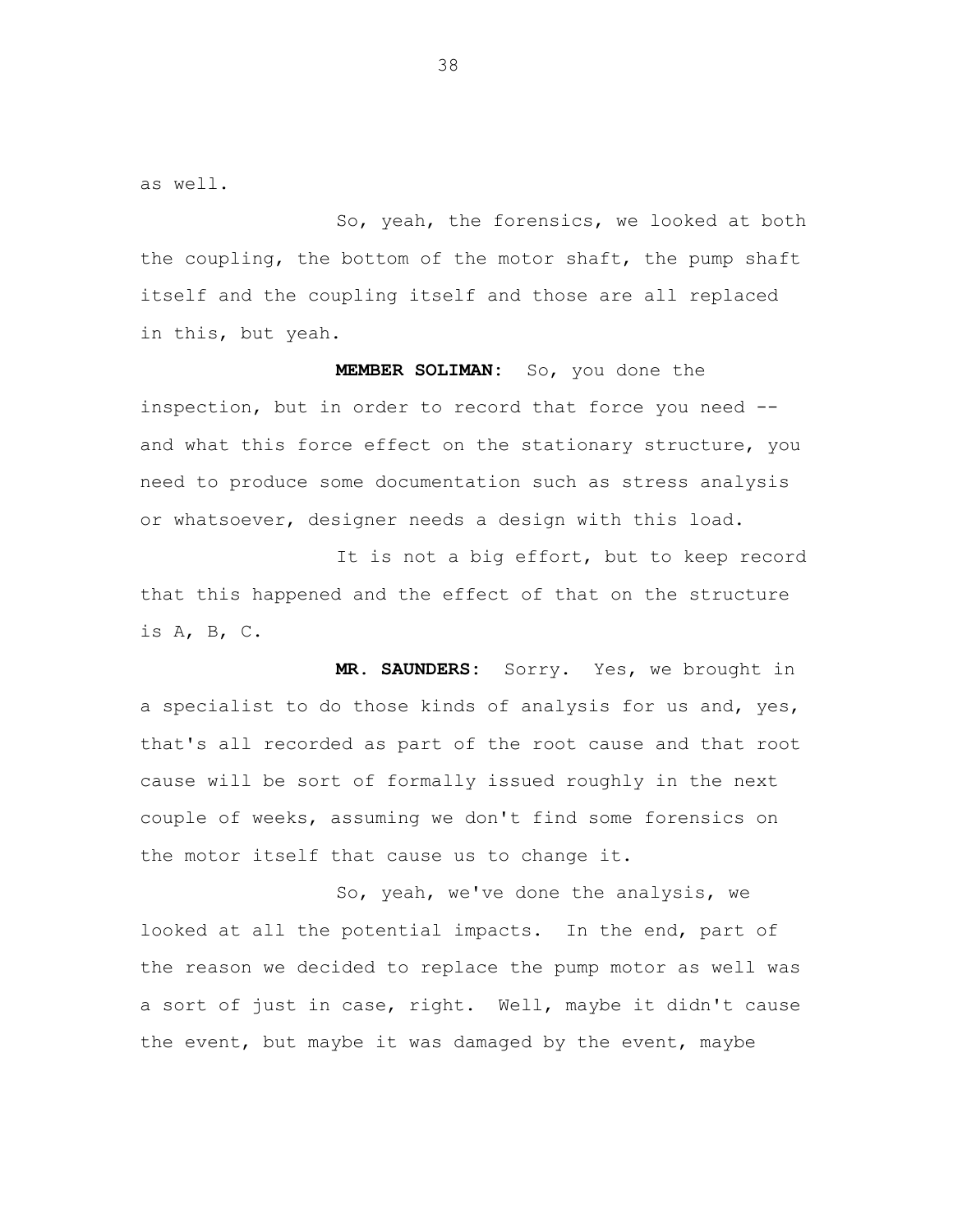as well.

So, yeah, the forensics, we looked at both the coupling, the bottom of the motor shaft, the pump shaft itself and the coupling itself and those are all replaced in this, but yeah.

**MEMBER SOLIMAN:** So, you done the inspection, but in order to record that force you need -- and what this force effect on the stationary structure, you need to produce some documentation such as stress analysis or whatsoever, designer needs a design with this load.

It is not a big effort, but to keep record that this happened and the effect of that on the structure is A, B, C.

**MR. SAUNDERS:** Sorry. Yes, we brought in a specialist to do those kinds of analysis for us and, yes, that's all recorded as part of the root cause and that root cause will be sort of formally issued roughly in the next couple of weeks, assuming we don't find some forensics on the motor itself that cause us to change it.

So, yeah, we've done the analysis, we looked at all the potential impacts. In the end, part of the reason we decided to replace the pump motor as well was a sort of just in case, right. Well, maybe it didn't cause the event, but maybe it was damaged by the event, maybe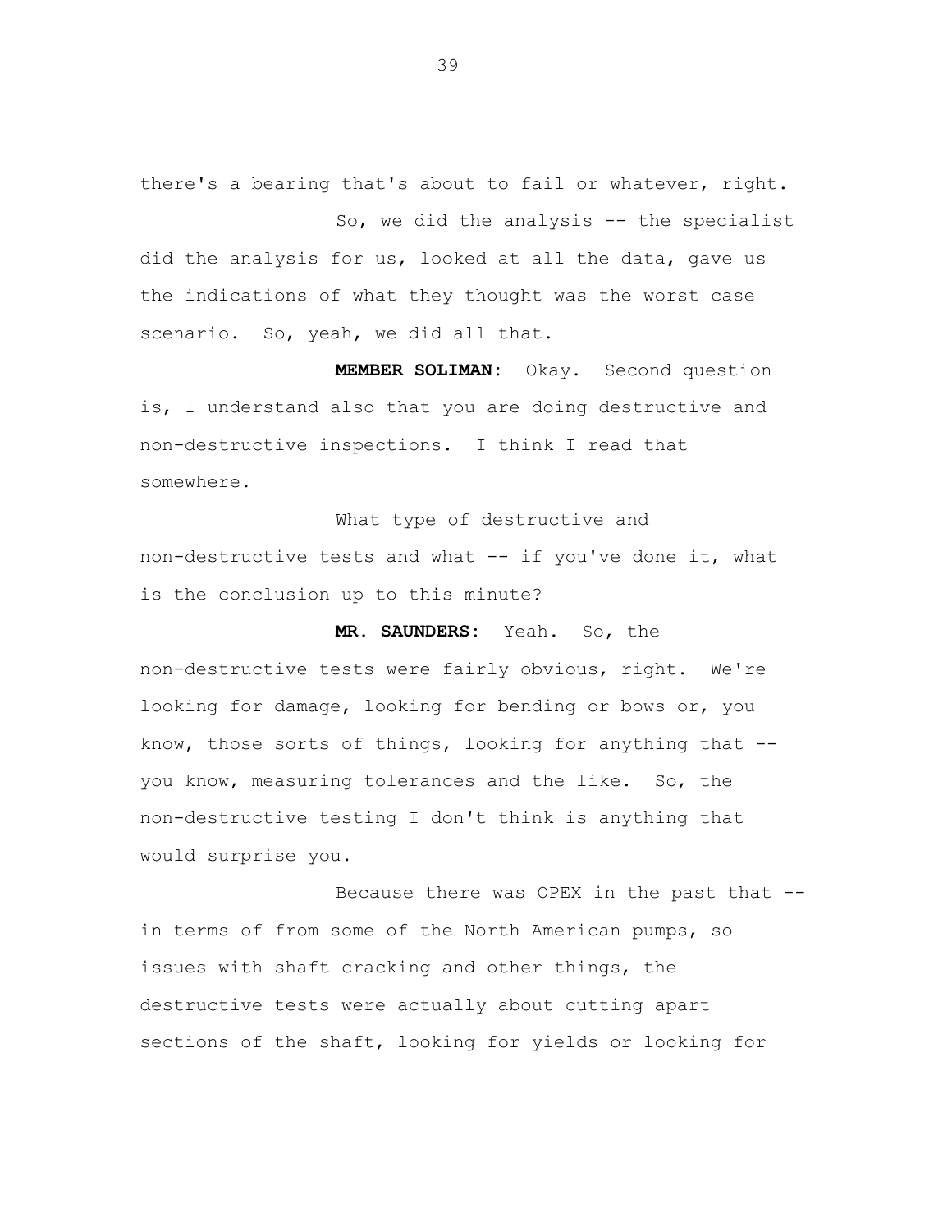there's a bearing that's about to fail or whatever, right.

So, we did the analysis -- the specialist did the analysis for us, looked at all the data, gave us the indications of what they thought was the worst case scenario. So, yeah, we did all that.

**MEMBER SOLIMAN:** Okay. Second question is, I understand also that you are doing destructive and non-destructive inspections. I think I read that somewhere.

What type of destructive and non-destructive tests and what -- if you've done it, what is the conclusion up to this minute?

**MR. SAUNDERS:** Yeah. So, the non-destructive tests were fairly obvious, right. We're looking for damage, looking for bending or bows or, you know, those sorts of things, looking for anything that -- you know, measuring tolerances and the like. So, the non-destructive testing I don't think is anything that would surprise you.

Because there was OPEX in the past that -- in terms of from some of the North American pumps, so issues with shaft cracking and other things, the destructive tests were actually about cutting apart sections of the shaft, looking for yields or looking for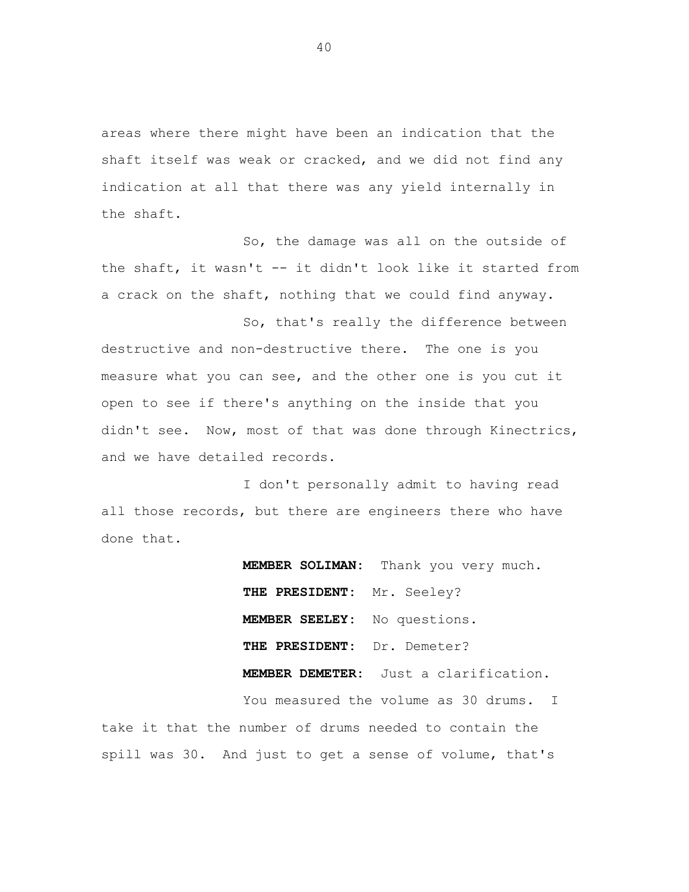areas where there might have been an indication that the shaft itself was weak or cracked, and we did not find any indication at all that there was any yield internally in the shaft.

So, the damage was all on the outside of the shaft, it wasn't -- it didn't look like it started from a crack on the shaft, nothing that we could find anyway.

So, that's really the difference between destructive and non-destructive there. The one is you measure what you can see, and the other one is you cut it open to see if there's anything on the inside that you didn't see. Now, most of that was done through Kinectrics, and we have detailed records.

I don't personally admit to having read all those records, but there are engineers there who have done that.

**MEMBER SOLIMAN:** Thank you very much.

**THE PRESIDENT:** Mr. Seeley?

**MEMBER SEELEY:** No questions.

**THE PRESIDENT:** Dr. Demeter?

**MEMBER DEMETER:** Just a clarification.

You measured the volume as 30 drums. I take it that the number of drums needed to contain the spill was 30. And just to get a sense of volume, that's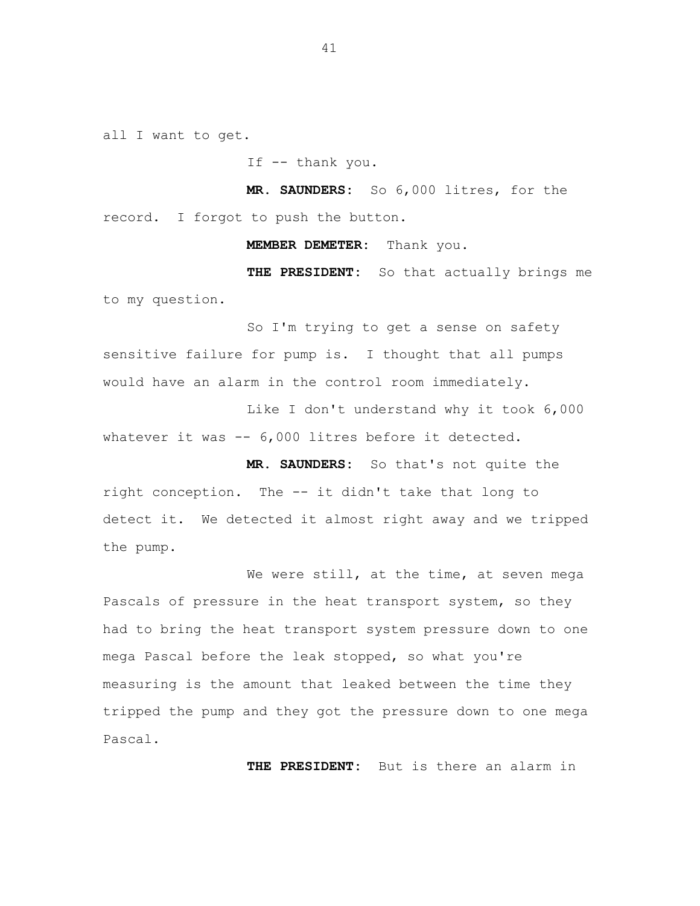all I want to get.

If -- thank you.

**MR. SAUNDERS:** So 6,000 litres, for the record. I forgot to push the button.

**MEMBER DEMETER:** Thank you.

**THE PRESIDENT:** So that actually brings me to my question.

So I'm trying to get a sense on safety sensitive failure for pump is. I thought that all pumps would have an alarm in the control room immediately.

Like I don't understand why it took 6,000 whatever it was -- 6,000 litres before it detected.

**MR. SAUNDERS:** So that's not quite the right conception. The -- it didn't take that long to detect it. We detected it almost right away and we tripped the pump.

We were still, at the time, at seven mega Pascals of pressure in the heat transport system, so they had to bring the heat transport system pressure down to one mega Pascal before the leak stopped, so what you're measuring is the amount that leaked between the time they tripped the pump and they got the pressure down to one mega Pascal.

**THE PRESIDENT:** But is there an alarm in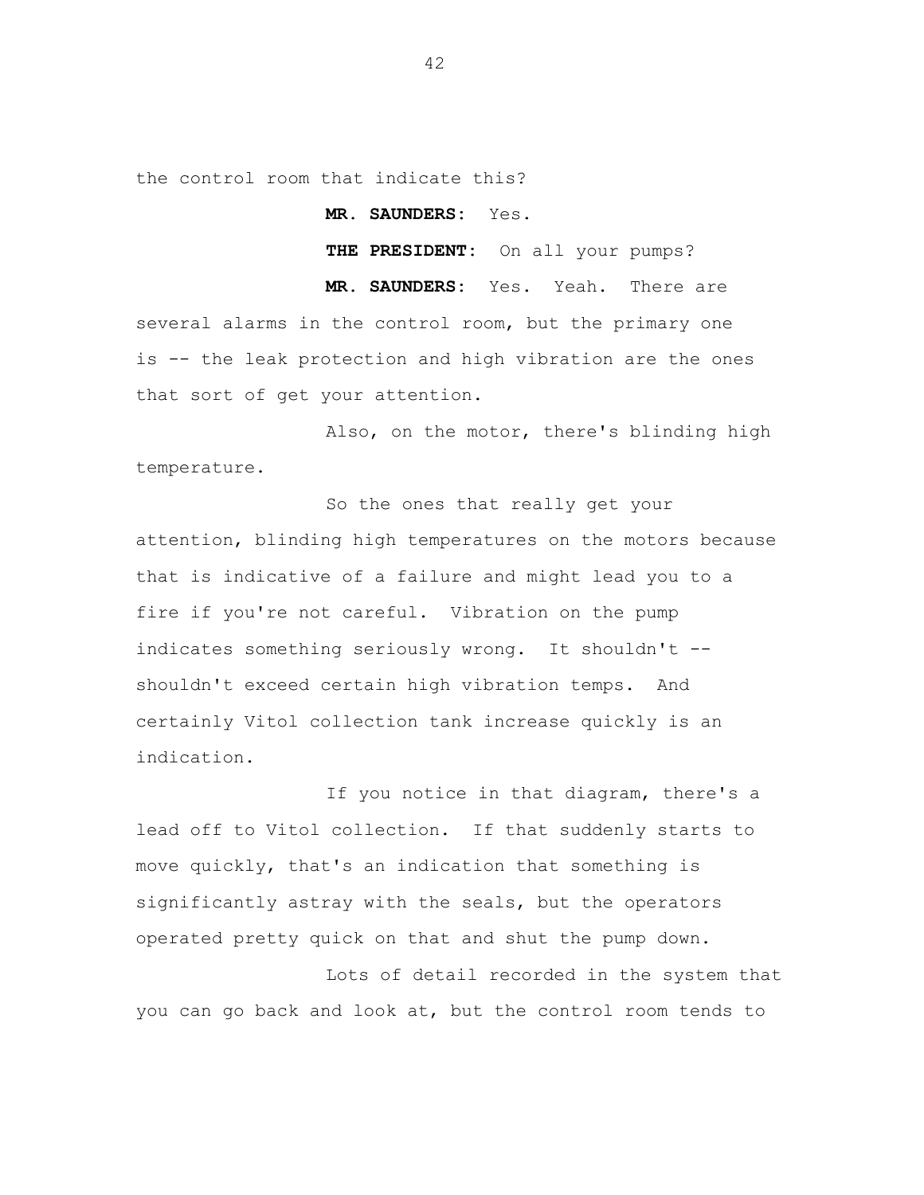the control room that indicate this?

**MR. SAUNDERS:** Yes.

**THE PRESIDENT:** On all your pumps?

**MR. SAUNDERS:** Yes. Yeah. There are several alarms in the control room, but the primary one is -- the leak protection and high vibration are the ones that sort of get your attention.

Also, on the motor, there's blinding high temperature.

So the ones that really get your attention, blinding high temperatures on the motors because that is indicative of a failure and might lead you to a fire if you're not careful. Vibration on the pump indicates something seriously wrong. It shouldn't -- shouldn't exceed certain high vibration temps. And certainly Vitol collection tank increase quickly is an indication.

If you notice in that diagram, there's a lead off to Vitol collection. If that suddenly starts to move quickly, that's an indication that something is significantly astray with the seals, but the operators operated pretty quick on that and shut the pump down.

Lots of detail recorded in the system that you can go back and look at, but the control room tends to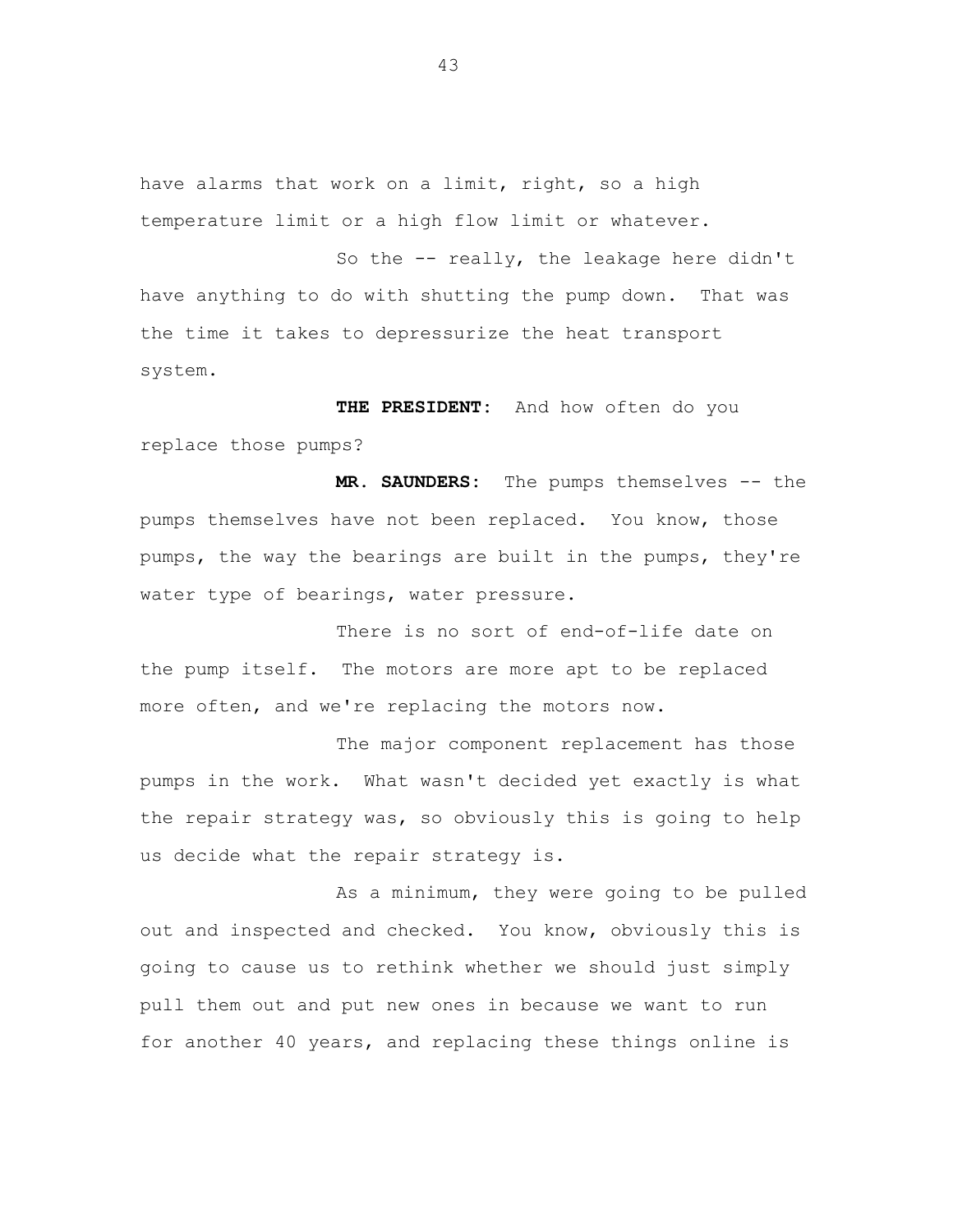have alarms that work on a limit, right, so a high temperature limit or a high flow limit or whatever.

So the -- really, the leakage here didn't have anything to do with shutting the pump down. That was the time it takes to depressurize the heat transport system.

**THE PRESIDENT:** And how often do you replace those pumps?

**MR. SAUNDERS:** The pumps themselves -- the pumps themselves have not been replaced. You know, those pumps, the way the bearings are built in the pumps, they're water type of bearings, water pressure.

There is no sort of end-of-life date on the pump itself. The motors are more apt to be replaced more often, and we're replacing the motors now.

The major component replacement has those pumps in the work. What wasn't decided yet exactly is what the repair strategy was, so obviously this is going to help us decide what the repair strategy is.

As a minimum, they were going to be pulled out and inspected and checked. You know, obviously this is going to cause us to rethink whether we should just simply pull them out and put new ones in because we want to run for another 40 years, and replacing these things online is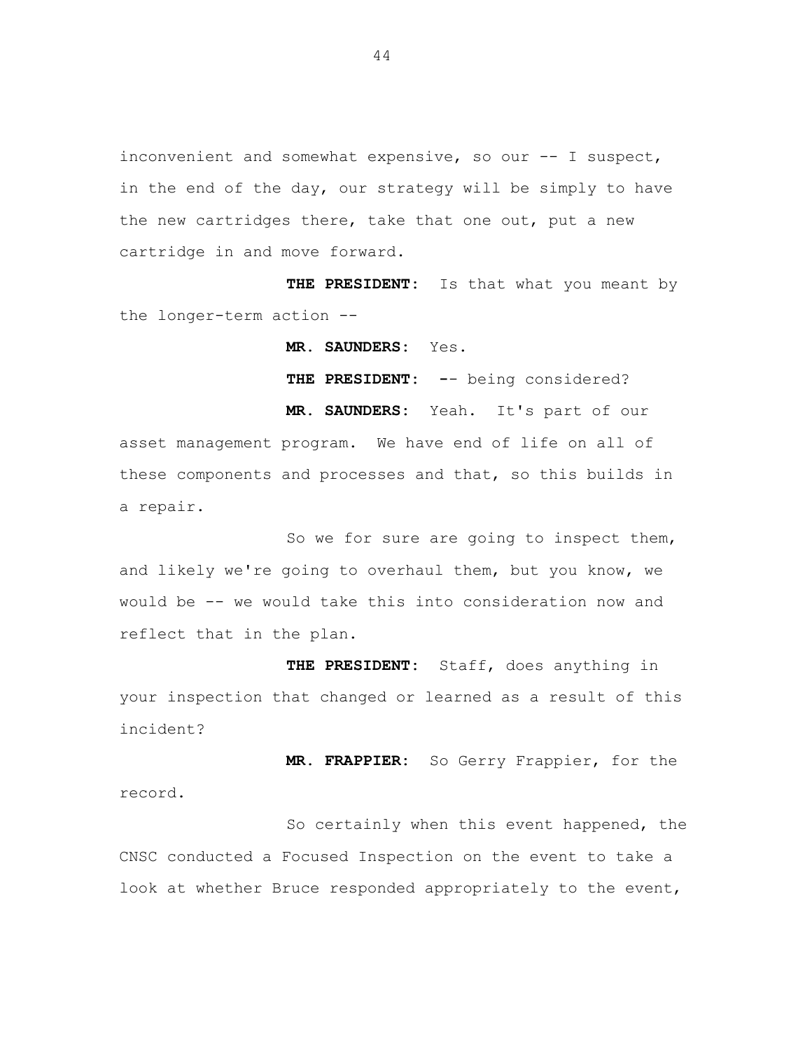inconvenient and somewhat expensive, so our -- I suspect, in the end of the day, our strategy will be simply to have the new cartridges there, take that one out, put a new cartridge in and move forward.

**THE PRESIDENT:** Is that what you meant by the longer-term action --

**MR. SAUNDERS:** Yes.

**THE PRESIDENT:** -- being considered?

**MR. SAUNDERS:** Yeah. It's part of our asset management program. We have end of life on all of these components and processes and that, so this builds in a repair.

So we for sure are going to inspect them, and likely we're going to overhaul them, but you know, we would be -- we would take this into consideration now and reflect that in the plan.

**THE PRESIDENT:** Staff, does anything in your inspection that changed or learned as a result of this incident?

**MR. FRAPPIER:** So Gerry Frappier, for the record.

So certainly when this event happened, the CNSC conducted a Focused Inspection on the event to take a look at whether Bruce responded appropriately to the event,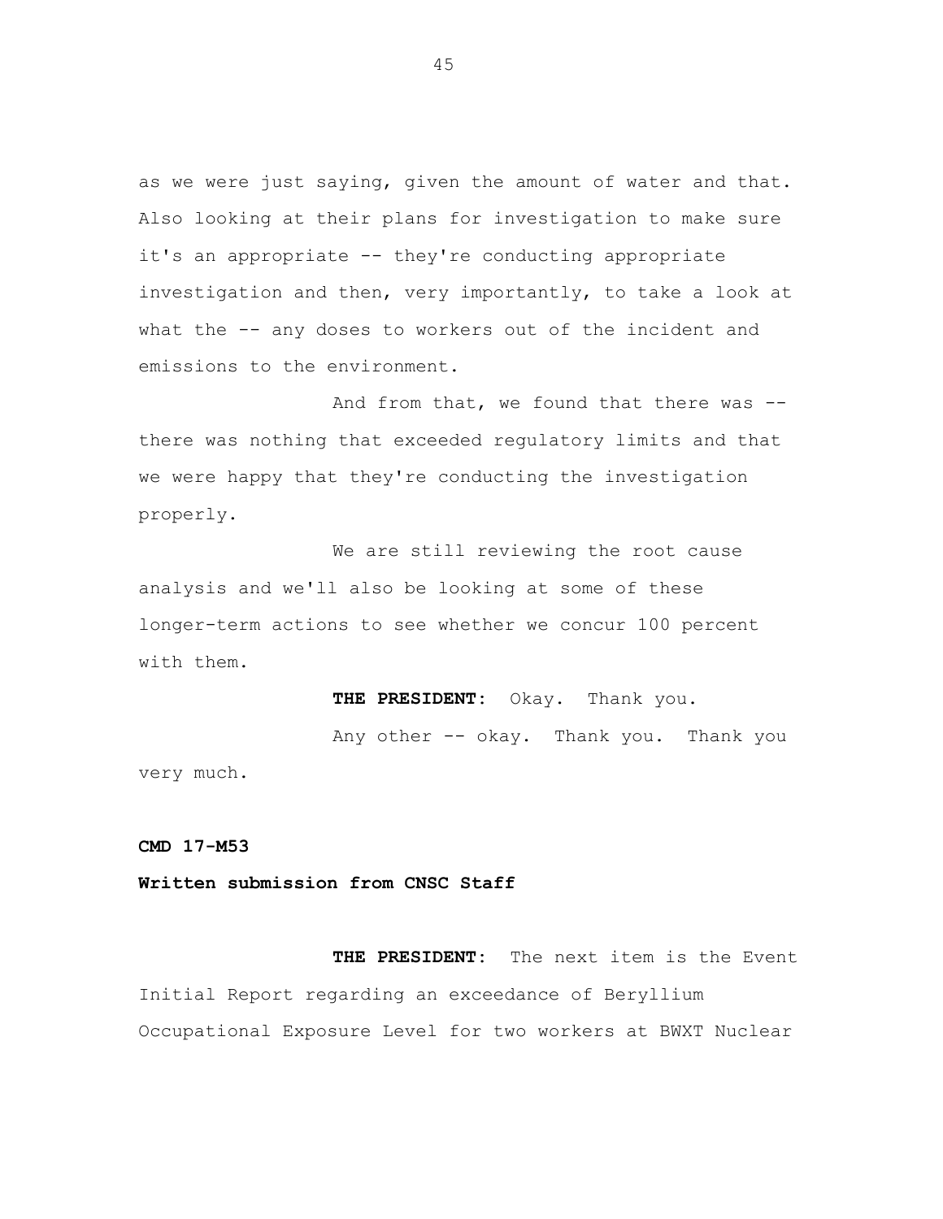as we were just saying, given the amount of water and that. Also looking at their plans for investigation to make sure it's an appropriate -- they're conducting appropriate investigation and then, very importantly, to take a look at what the -- any doses to workers out of the incident and emissions to the environment.

And from that, we found that there was -- there was nothing that exceeded regulatory limits and that we were happy that they're conducting the investigation properly.

We are still reviewing the root cause analysis and we'll also be looking at some of these longer-term actions to see whether we concur 100 percent with them.

**THE PRESIDENT:** Okay. Thank you.

Any other -- okay. Thank you. Thank you very much.

**CMD 17-M53**

**Written submission from CNSC Staff**

**THE PRESIDENT:** The next item is the Event Initial Report regarding an exceedance of Beryllium Occupational Exposure Level for two workers at BWXT Nuclear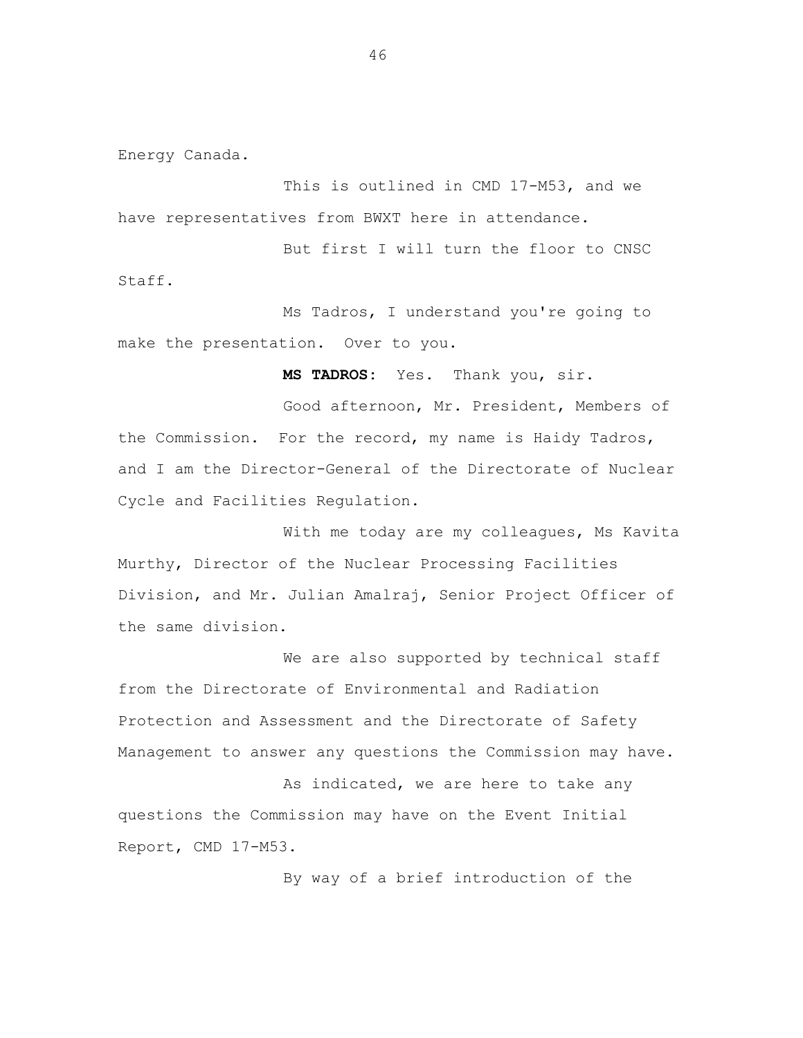Energy Canada.

This is outlined in CMD 17-M53, and we have representatives from BWXT here in attendance.

But first I will turn the floor to CNSC Staff.

Ms Tadros, I understand you're going to make the presentation. Over to you.

**MS TADROS:** Yes. Thank you, sir.

Good afternoon, Mr. President, Members of the Commission. For the record, my name is Haidy Tadros, and I am the Director-General of the Directorate of Nuclear Cycle and Facilities Regulation.

With me today are my colleagues, Ms Kavita Murthy, Director of the Nuclear Processing Facilities Division, and Mr. Julian Amalraj, Senior Project Officer of the same division.

We are also supported by technical staff from the Directorate of Environmental and Radiation Protection and Assessment and the Directorate of Safety Management to answer any questions the Commission may have.

As indicated, we are here to take any questions the Commission may have on the Event Initial Report, CMD 17-M53.

By way of a brief introduction of the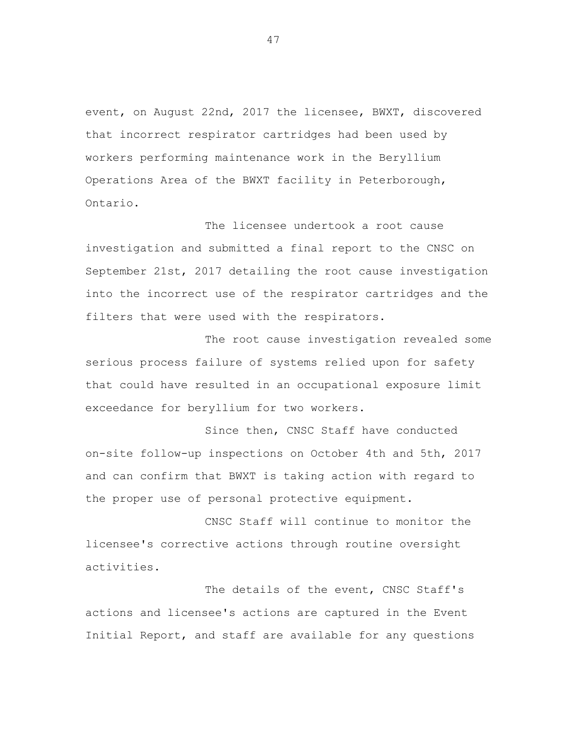event, on August 22nd, 2017 the licensee, BWXT, discovered that incorrect respirator cartridges had been used by workers performing maintenance work in the Beryllium Operations Area of the BWXT facility in Peterborough, Ontario.

The licensee undertook a root cause investigation and submitted a final report to the CNSC on September 21st, 2017 detailing the root cause investigation into the incorrect use of the respirator cartridges and the filters that were used with the respirators.

The root cause investigation revealed some serious process failure of systems relied upon for safety that could have resulted in an occupational exposure limit exceedance for beryllium for two workers.

Since then, CNSC Staff have conducted on-site follow-up inspections on October 4th and 5th, 2017 and can confirm that BWXT is taking action with regard to the proper use of personal protective equipment.

CNSC Staff will continue to monitor the licensee's corrective actions through routine oversight activities.

The details of the event, CNSC Staff's actions and licensee's actions are captured in the Event Initial Report, and staff are available for any questions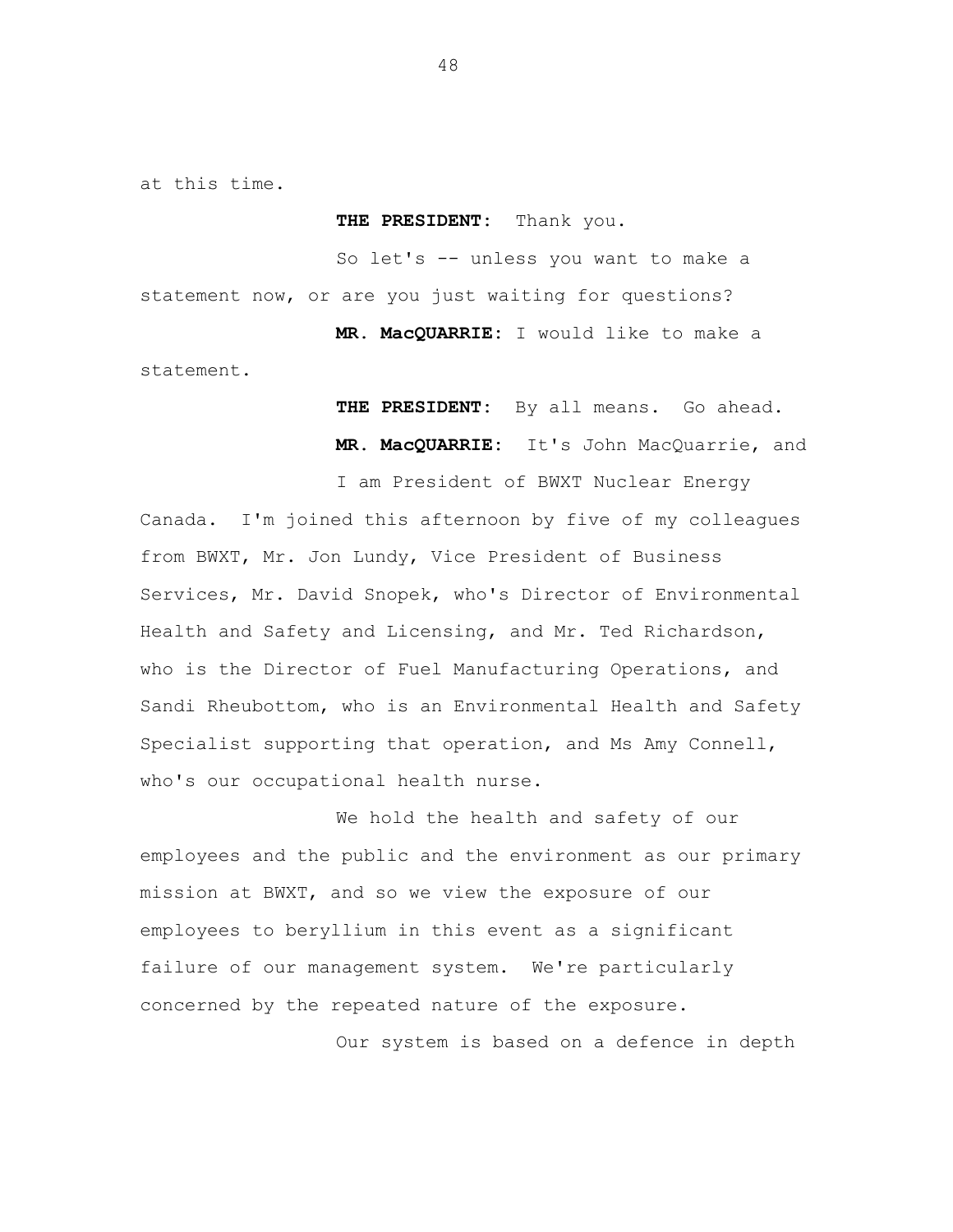at this time.

**THE PRESIDENT:** Thank you.

So let's -- unless you want to make a statement now, or are you just waiting for questions?

**MR. MacQUARRIE:** I would like to make a statement.

**THE PRESIDENT:** By all means. Go ahead.

**MR. MacQUARRIE:** It's John MacQuarrie, and I am President of BWXT Nuclear Energy Canada. I'm joined this afternoon by five of my colleagues from BWXT, Mr. Jon Lundy, Vice President of Business Services, Mr. David Snopek, who's Director of Environmental Health and Safety and Licensing, and Mr. Ted Richardson, who is the Director of Fuel Manufacturing Operations, and Sandi Rheubottom, who is an Environmental Health and Safety Specialist supporting that operation, and Ms Amy Connell, who's our occupational health nurse.

We hold the health and safety of our employees and the public and the environment as our primary mission at BWXT, and so we view the exposure of our employees to beryllium in this event as a significant failure of our management system. We're particularly concerned by the repeated nature of the exposure.

Our system is based on a defence in depth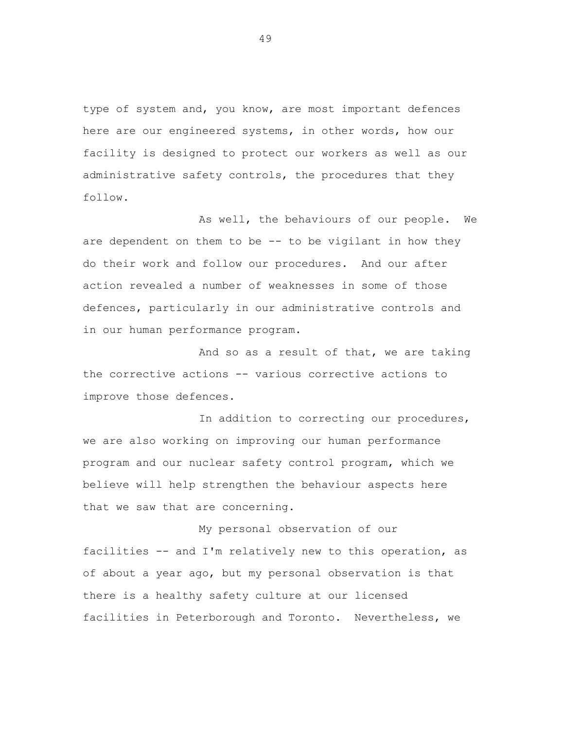type of system and, you know, are most important defences here are our engineered systems, in other words, how our facility is designed to protect our workers as well as our administrative safety controls, the procedures that they follow.

As well, the behaviours of our people. We are dependent on them to be -- to be vigilant in how they do their work and follow our procedures. And our after action revealed a number of weaknesses in some of those defences, particularly in our administrative controls and in our human performance program.

And so as a result of that, we are taking the corrective actions -- various corrective actions to improve those defences.

In addition to correcting our procedures, we are also working on improving our human performance program and our nuclear safety control program, which we believe will help strengthen the behaviour aspects here that we saw that are concerning.

My personal observation of our facilities -- and I'm relatively new to this operation, as of about a year ago, but my personal observation is that there is a healthy safety culture at our licensed facilities in Peterborough and Toronto. Nevertheless, we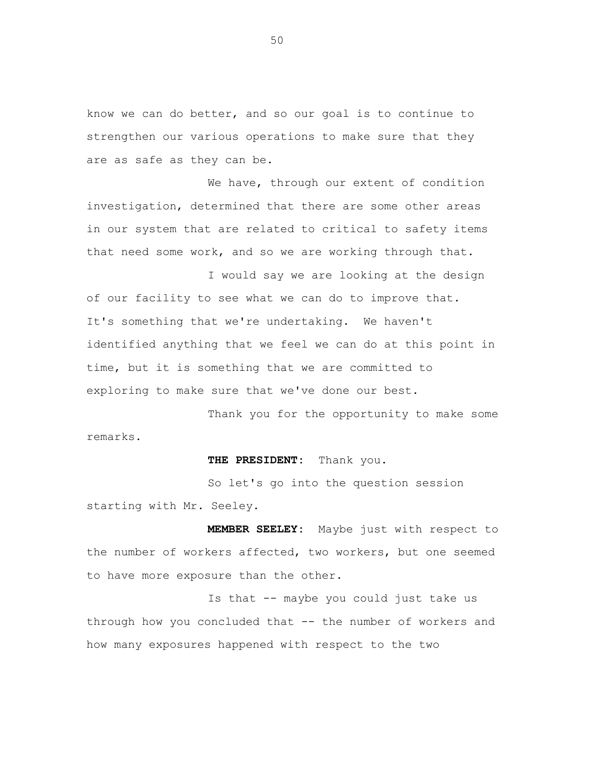know we can do better, and so our goal is to continue to strengthen our various operations to make sure that they are as safe as they can be.

We have, through our extent of condition investigation, determined that there are some other areas in our system that are related to critical to safety items that need some work, and so we are working through that.

I would say we are looking at the design of our facility to see what we can do to improve that. It's something that we're undertaking. We haven't identified anything that we feel we can do at this point in time, but it is something that we are committed to exploring to make sure that we've done our best.

Thank you for the opportunity to make some remarks.

**THE PRESIDENT:** Thank you.

So let's go into the question session starting with Mr. Seeley.

**MEMBER SEELEY:** Maybe just with respect to the number of workers affected, two workers, but one seemed to have more exposure than the other.

Is that -- maybe you could just take us through how you concluded that -- the number of workers and how many exposures happened with respect to the two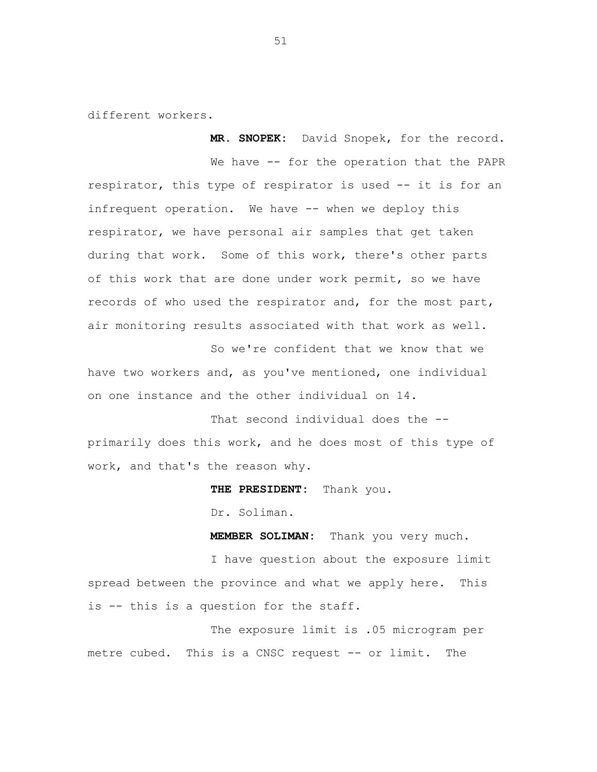different workers.

**MR. SNOPEK:** David Snopek, for the record.

We have -- for the operation that the PAPR respirator, this type of respirator is used -- it is for an infrequent operation. We have -- when we deploy this respirator, we have personal air samples that get taken during that work. Some of this work, there's other parts of this work that are done under work permit, so we have records of who used the respirator and, for the most part, air monitoring results associated with that work as well.

So we're confident that we know that we have two workers and, as you've mentioned, one individual on one instance and the other individual on 14.

That second individual does the -- primarily does this work, and he does most of this type of work, and that's the reason why.

**THE PRESIDENT:** Thank you.

Dr. Soliman.

**MEMBER SOLIMAN:** Thank you very much.

I have question about the exposure limit spread between the province and what we apply here. This is -- this is a question for the staff.

The exposure limit is .05 microgram per metre cubed. This is a CNSC request -- or limit. The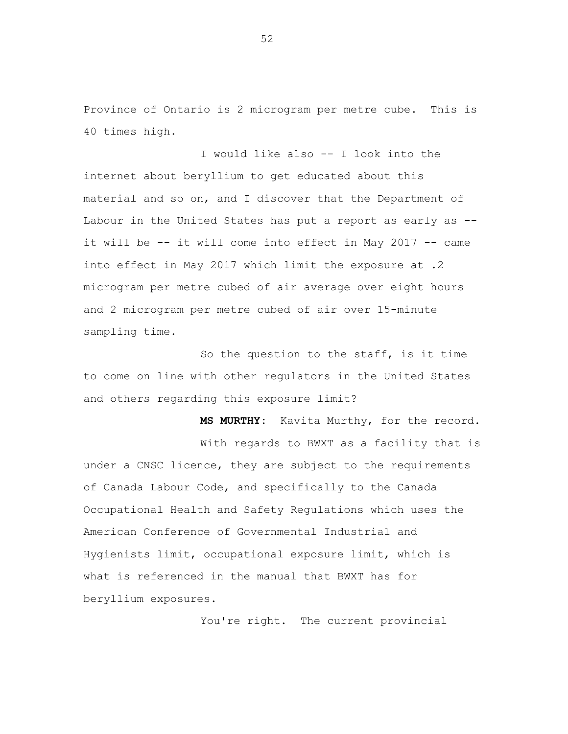Province of Ontario is 2 microgram per metre cube. This is 40 times high.

I would like also -- I look into the internet about beryllium to get educated about this material and so on, and I discover that the Department of Labour in the United States has put a report as early as -- it will be -- it will come into effect in May 2017 -- came into effect in May 2017 which limit the exposure at .2 microgram per metre cubed of air average over eight hours and 2 microgram per metre cubed of air over 15-minute sampling time.

So the question to the staff, is it time to come on line with other regulators in the United States and others regarding this exposure limit?

**MS MURTHY:** Kavita Murthy, for the record.

With regards to BWXT as a facility that is under a CNSC licence, they are subject to the requirements of Canada Labour Code, and specifically to the Canada Occupational Health and Safety Regulations which uses the American Conference of Governmental Industrial and Hygienists limit, occupational exposure limit, which is what is referenced in the manual that BWXT has for beryllium exposures.

You're right. The current provincial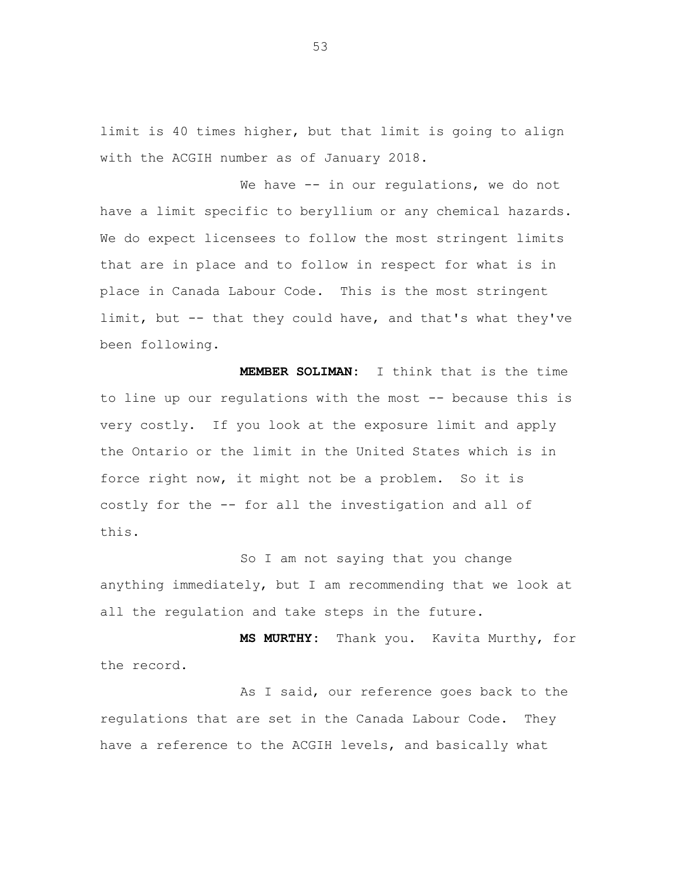limit is 40 times higher, but that limit is going to align with the ACGIH number as of January 2018.

We have -- in our regulations, we do not have a limit specific to beryllium or any chemical hazards. We do expect licensees to follow the most stringent limits that are in place and to follow in respect for what is in place in Canada Labour Code. This is the most stringent limit, but -- that they could have, and that's what they've been following.

**MEMBER SOLIMAN:** I think that is the time to line up our regulations with the most -- because this is very costly. If you look at the exposure limit and apply the Ontario or the limit in the United States which is in force right now, it might not be a problem. So it is costly for the -- for all the investigation and all of this.

So I am not saying that you change anything immediately, but I am recommending that we look at all the regulation and take steps in the future.

**MS MURTHY:** Thank you. Kavita Murthy, for the record.

As I said, our reference goes back to the regulations that are set in the Canada Labour Code. They have a reference to the ACGIH levels, and basically what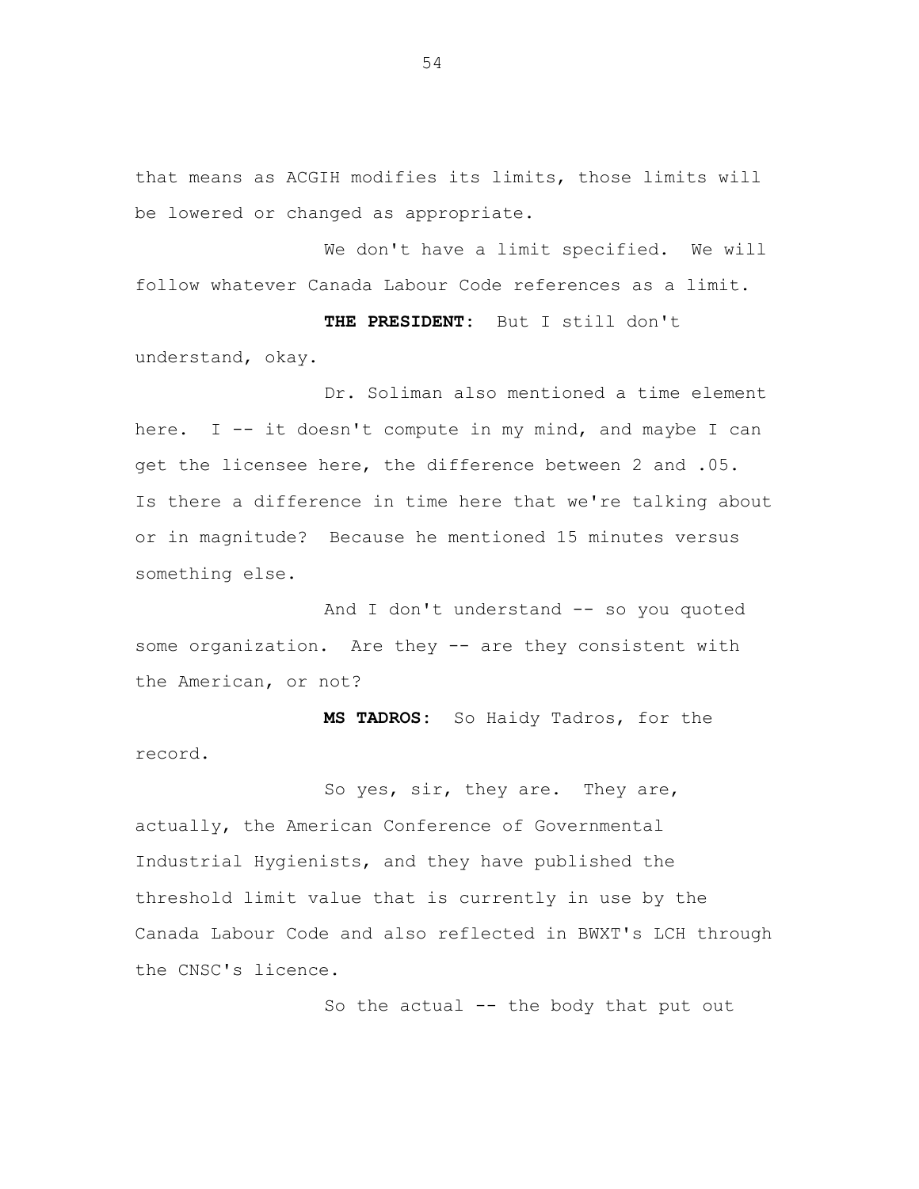that means as ACGIH modifies its limits, those limits will be lowered or changed as appropriate.

We don't have a limit specified. We will follow whatever Canada Labour Code references as a limit.

**THE PRESIDENT:** But I still don't understand, okay.

Dr. Soliman also mentioned a time element here. I -- it doesn't compute in my mind, and maybe I can get the licensee here, the difference between 2 and .05. Is there a difference in time here that we're talking about or in magnitude? Because he mentioned 15 minutes versus something else.

And I don't understand -- so you quoted some organization. Are they -- are they consistent with the American, or not?

**MS TADROS:** So Haidy Tadros, for the record.

So yes, sir, they are. They are, actually, the American Conference of Governmental Industrial Hygienists, and they have published the threshold limit value that is currently in use by the Canada Labour Code and also reflected in BWXT's LCH through the CNSC's licence.

So the actual -- the body that put out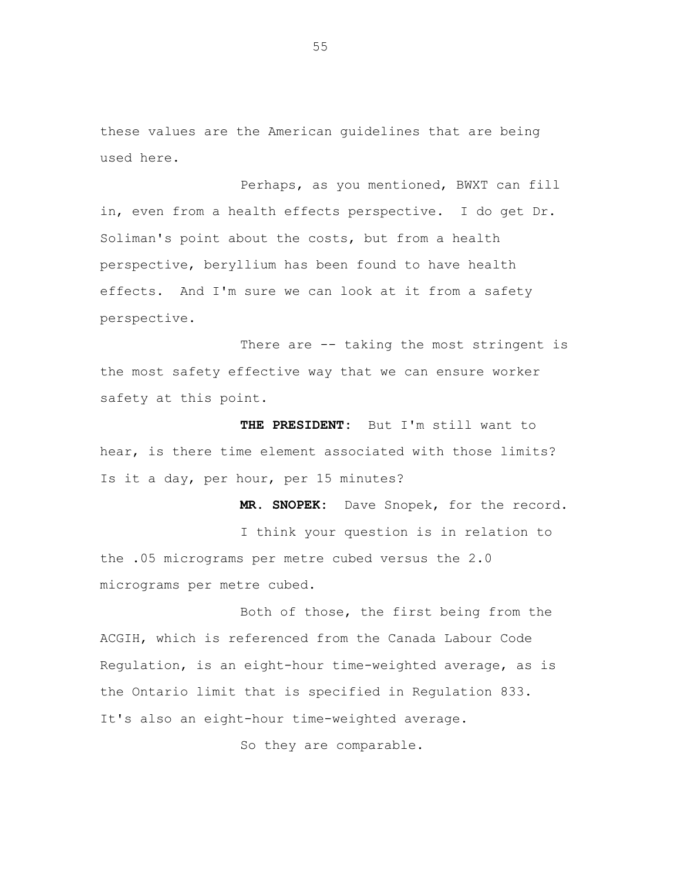these values are the American guidelines that are being used here.

Perhaps, as you mentioned, BWXT can fill in, even from a health effects perspective. I do get Dr. Soliman's point about the costs, but from a health perspective, beryllium has been found to have health effects. And I'm sure we can look at it from a safety perspective.

There are -- taking the most stringent is the most safety effective way that we can ensure worker safety at this point.

**THE PRESIDENT:** But I'm still want to hear, is there time element associated with those limits? Is it a day, per hour, per 15 minutes?

**MR. SNOPEK:** Dave Snopek, for the record.

I think your question is in relation to the .05 micrograms per metre cubed versus the 2.0 micrograms per metre cubed.

Both of those, the first being from the ACGIH, which is referenced from the Canada Labour Code Regulation, is an eight-hour time-weighted average, as is the Ontario limit that is specified in Regulation 833. It's also an eight-hour time-weighted average.

So they are comparable.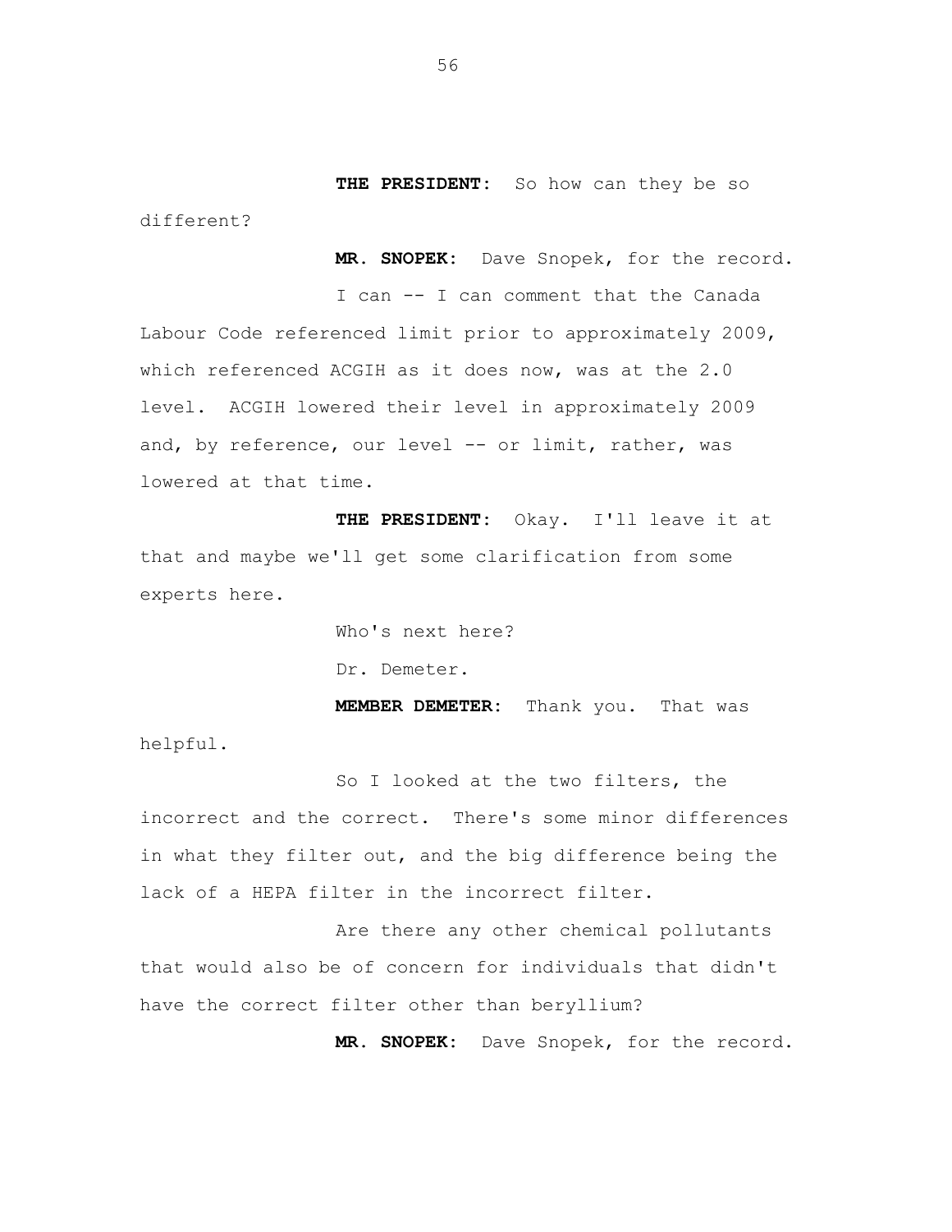**THE PRESIDENT:** So how can they be so different?

**MR. SNOPEK:** Dave Snopek, for the record.

I can -- I can comment that the Canada Labour Code referenced limit prior to approximately 2009, which referenced ACGIH as it does now, was at the 2.0 level. ACGIH lowered their level in approximately 2009 and, by reference, our level -- or limit, rather, was lowered at that time.

**THE PRESIDENT:** Okay. I'll leave it at that and maybe we'll get some clarification from some experts here.

Who's next here?

Dr. Demeter.

**MEMBER DEMETER:** Thank you. That was helpful.

So I looked at the two filters, the incorrect and the correct. There's some minor differences in what they filter out, and the big difference being the lack of a HEPA filter in the incorrect filter.

Are there any other chemical pollutants that would also be of concern for individuals that didn't have the correct filter other than beryllium?

**MR. SNOPEK:** Dave Snopek, for the record.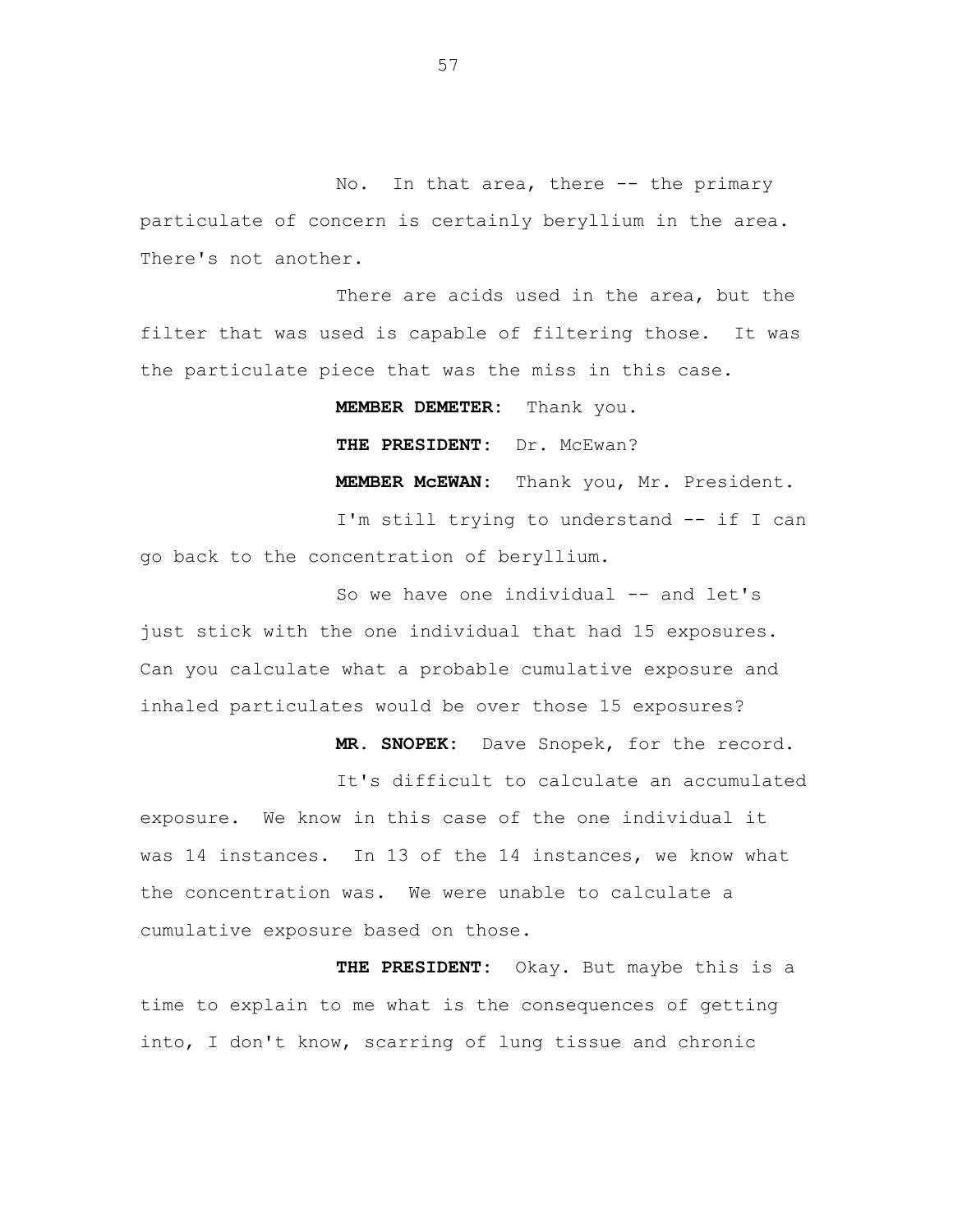No. In that area, there -- the primary particulate of concern is certainly beryllium in the area. There's not another.

There are acids used in the area, but the filter that was used is capable of filtering those. It was the particulate piece that was the miss in this case.

**MEMBER DEMETER:** Thank you.

**THE PRESIDENT:** Dr. McEwan?

**MEMBER McEWAN:** Thank you, Mr. President.

I'm still trying to understand -- if I can go back to the concentration of beryllium.

So we have one individual -- and let's just stick with the one individual that had 15 exposures. Can you calculate what a probable cumulative exposure and inhaled particulates would be over those 15 exposures?

**MR. SNOPEK:** Dave Snopek, for the record.

It's difficult to calculate an accumulated exposure. We know in this case of the one individual it was 14 instances. In 13 of the 14 instances, we know what the concentration was. We were unable to calculate a cumulative exposure based on those.

**THE PRESIDENT:** Okay. But maybe this is a time to explain to me what is the consequences of getting into, I don't know, scarring of lung tissue and chronic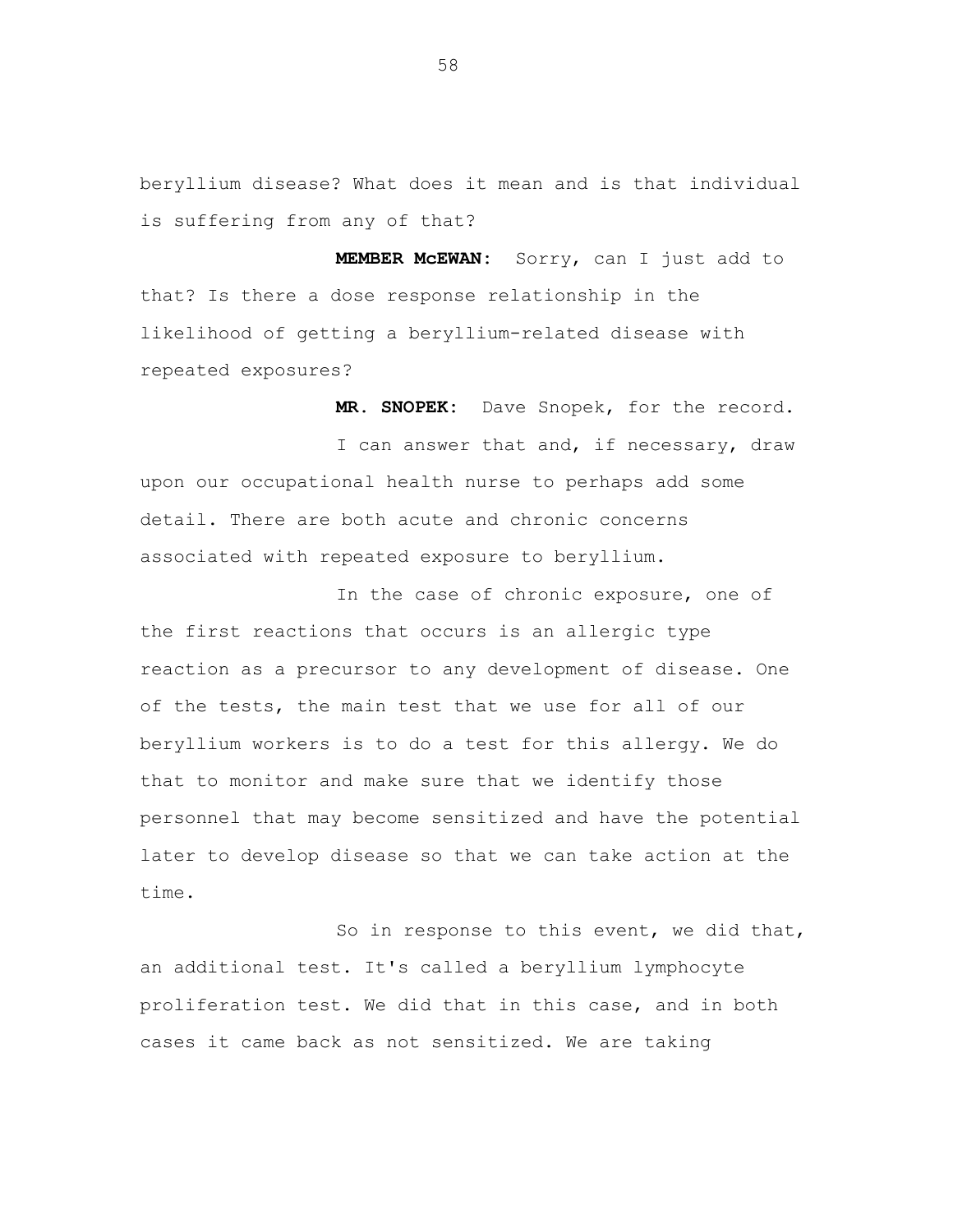beryllium disease? What does it mean and is that individual is suffering from any of that?

**MEMBER McEWAN:** Sorry, can I just add to that? Is there a dose response relationship in the likelihood of getting a beryllium-related disease with repeated exposures?

**MR. SNOPEK:** Dave Snopek, for the record.

I can answer that and, if necessary, draw upon our occupational health nurse to perhaps add some detail. There are both acute and chronic concerns associated with repeated exposure to beryllium.

In the case of chronic exposure, one of the first reactions that occurs is an allergic type reaction as a precursor to any development of disease. One of the tests, the main test that we use for all of our beryllium workers is to do a test for this allergy. We do that to monitor and make sure that we identify those personnel that may become sensitized and have the potential later to develop disease so that we can take action at the time.

So in response to this event, we did that, an additional test. It's called a beryllium lymphocyte proliferation test. We did that in this case, and in both cases it came back as not sensitized. We are taking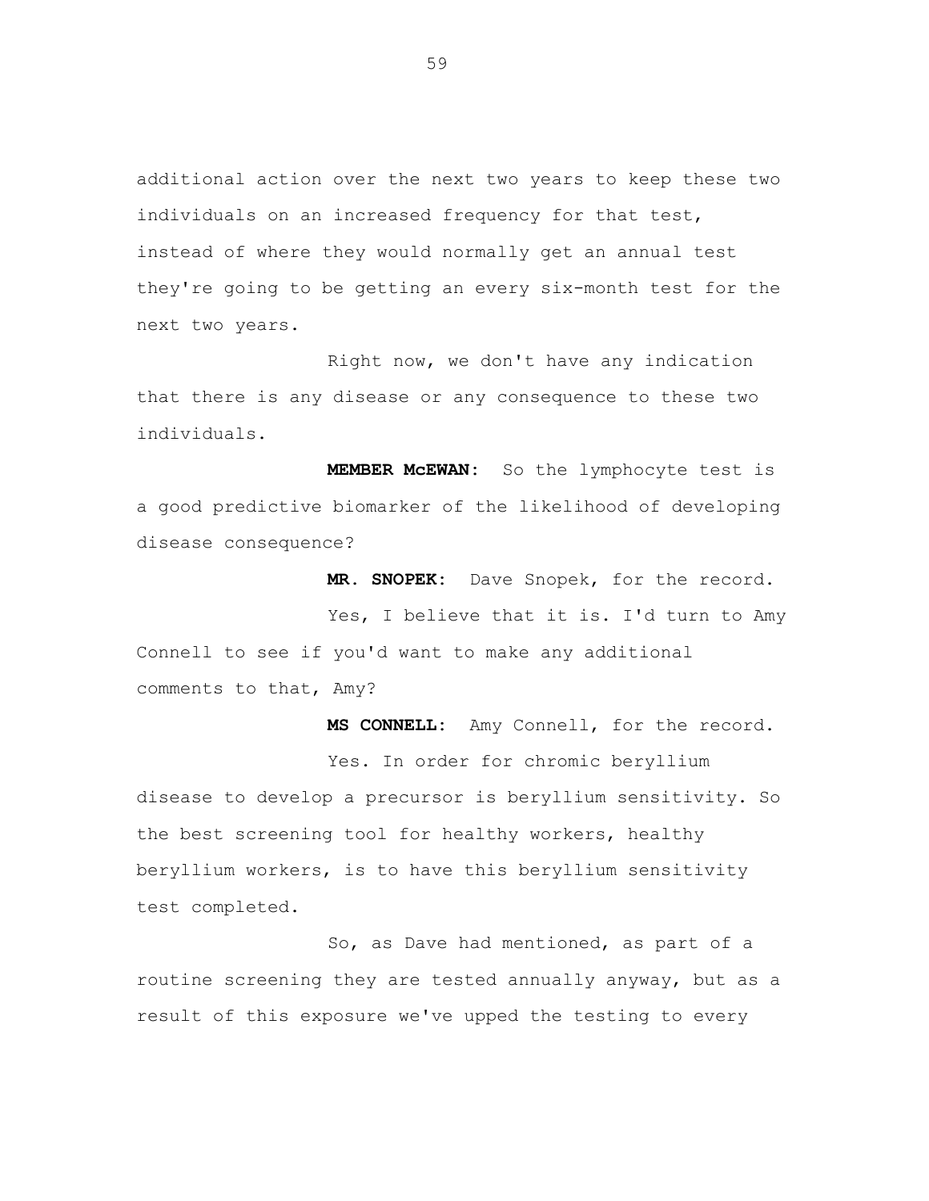additional action over the next two years to keep these two individuals on an increased frequency for that test, instead of where they would normally get an annual test they're going to be getting an every six-month test for the next two years.

Right now, we don't have any indication that there is any disease or any consequence to these two individuals.

**MEMBER McEWAN:** So the lymphocyte test is a good predictive biomarker of the likelihood of developing disease consequence?

**MR. SNOPEK:** Dave Snopek, for the record.

Yes, I believe that it is. I'd turn to Amy Connell to see if you'd want to make any additional comments to that, Amy?

**MS CONNELL:** Amy Connell, for the record.

Yes. In order for chromic beryllium disease to develop a precursor is beryllium sensitivity. So the best screening tool for healthy workers, healthy beryllium workers, is to have this beryllium sensitivity test completed.

So, as Dave had mentioned, as part of a routine screening they are tested annually anyway, but as a result of this exposure we've upped the testing to every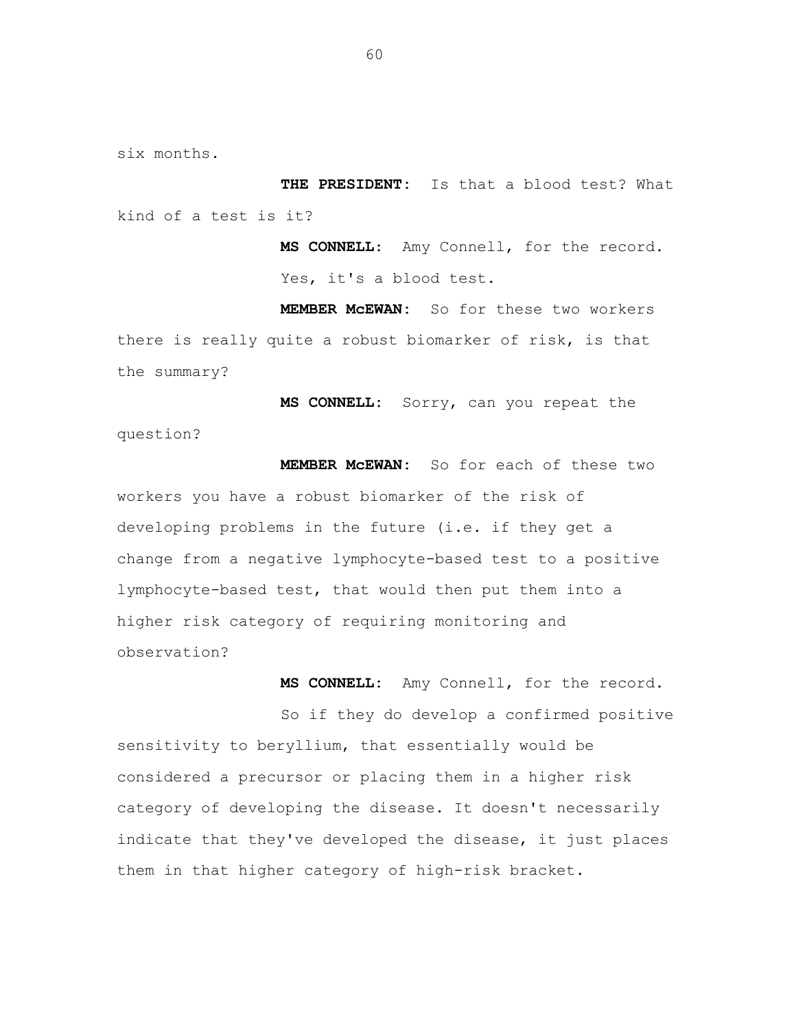six months.

**THE PRESIDENT:** Is that a blood test? What kind of a test is it?

**MS CONNELL:** Amy Connell, for the record.

Yes, it's a blood test.

**MEMBER McEWAN:** So for these two workers there is really quite a robust biomarker of risk, is that the summary?

**MS CONNELL:** Sorry, can you repeat the question?

**MEMBER McEWAN:** So for each of these two workers you have a robust biomarker of the risk of developing problems in the future (i.e. if they get a change from a negative lymphocyte-based test to a positive lymphocyte-based test, that would then put them into a higher risk category of requiring monitoring and observation?

**MS CONNELL:** Amy Connell, for the record.

So if they do develop a confirmed positive sensitivity to beryllium, that essentially would be considered a precursor or placing them in a higher risk category of developing the disease. It doesn't necessarily indicate that they've developed the disease, it just places them in that higher category of high-risk bracket.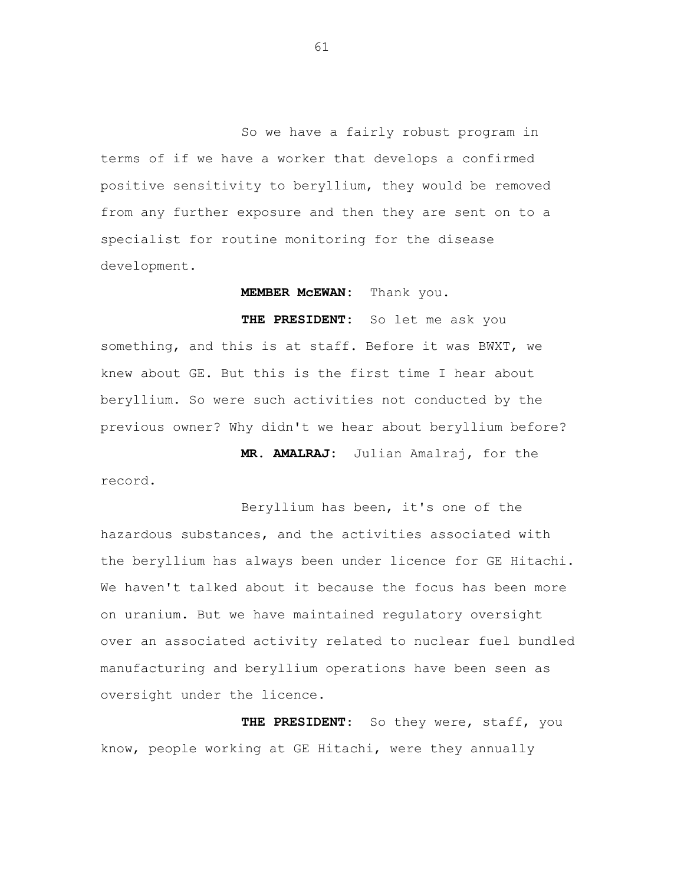So we have a fairly robust program in terms of if we have a worker that develops a confirmed positive sensitivity to beryllium, they would be removed from any further exposure and then they are sent on to a specialist for routine monitoring for the disease development.

**MEMBER McEWAN:** Thank you.

**THE PRESIDENT:** So let me ask you something, and this is at staff. Before it was BWXT, we knew about GE. But this is the first time I hear about beryllium. So were such activities not conducted by the previous owner? Why didn't we hear about beryllium before?

**MR. AMALRAJ:** Julian Amalraj, for the record.

Beryllium has been, it's one of the hazardous substances, and the activities associated with the beryllium has always been under licence for GE Hitachi. We haven't talked about it because the focus has been more on uranium. But we have maintained regulatory oversight over an associated activity related to nuclear fuel bundled manufacturing and beryllium operations have been seen as oversight under the licence.

**THE PRESIDENT:** So they were, staff, you know, people working at GE Hitachi, were they annually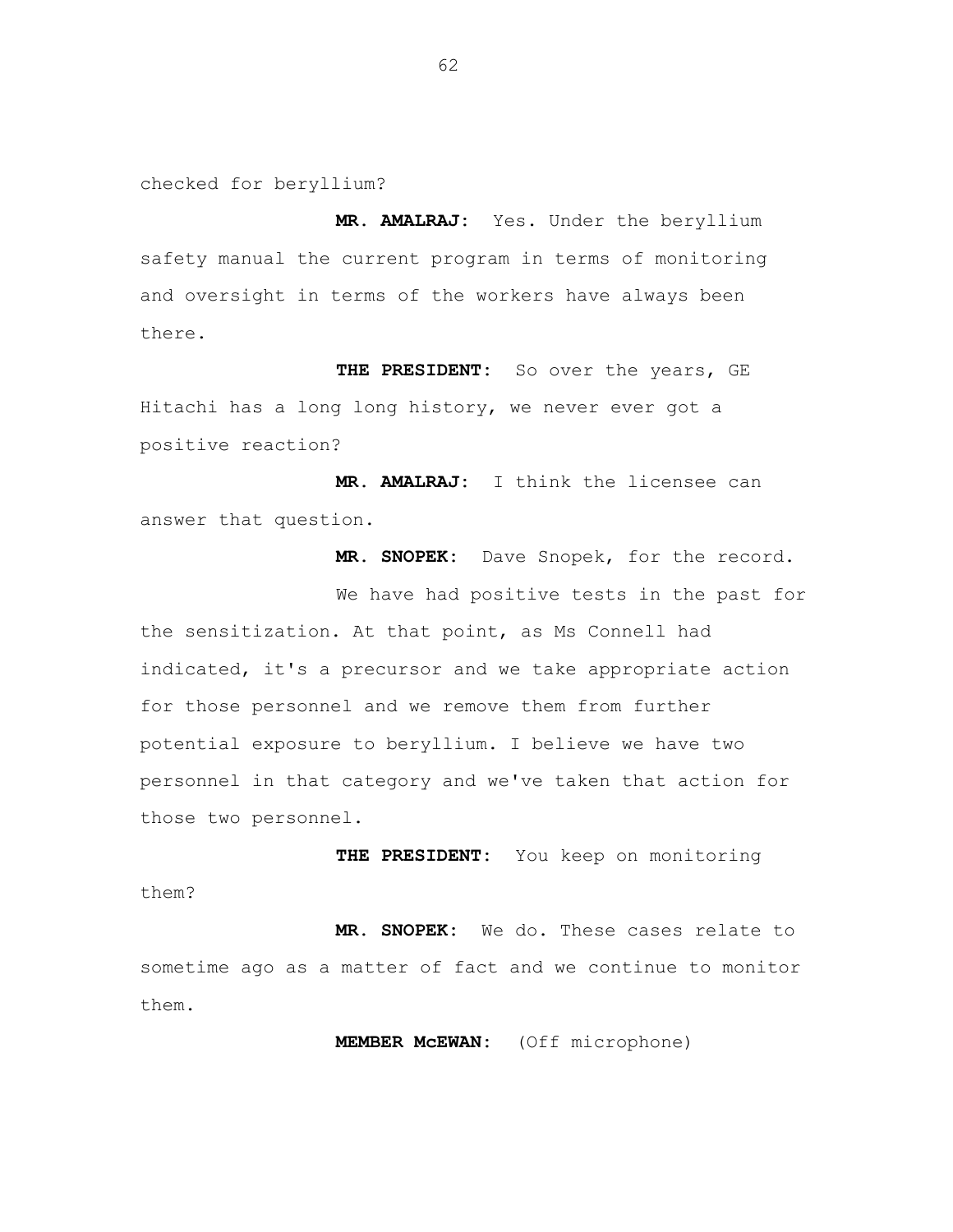checked for beryllium?

**MR. AMALRAJ:** Yes. Under the beryllium safety manual the current program in terms of monitoring and oversight in terms of the workers have always been there.

**THE PRESIDENT:** So over the years, GE Hitachi has a long long history, we never ever got a positive reaction?

**MR. AMALRAJ:** I think the licensee can answer that question.

**MR. SNOPEK:** Dave Snopek, for the record.

We have had positive tests in the past for the sensitization. At that point, as Ms Connell had indicated, it's a precursor and we take appropriate action for those personnel and we remove them from further potential exposure to beryllium. I believe we have two personnel in that category and we've taken that action for those two personnel.

**THE PRESIDENT:** You keep on monitoring them?

**MR. SNOPEK:** We do. These cases relate to sometime ago as a matter of fact and we continue to monitor them.

**MEMBER McEWAN:** (Off microphone)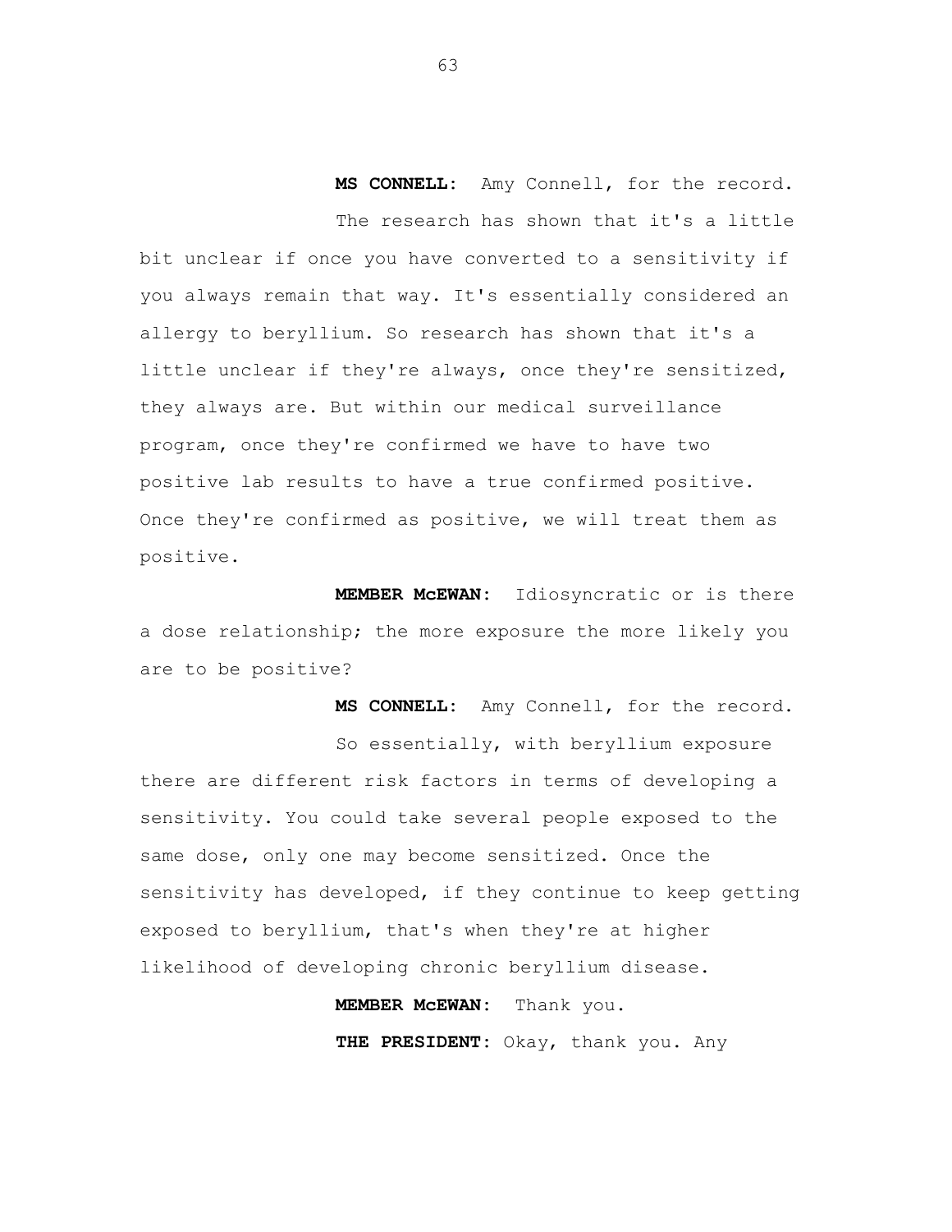**MS CONNELL:** Amy Connell, for the record.

The research has shown that it's a little bit unclear if once you have converted to a sensitivity if you always remain that way. It's essentially considered an allergy to beryllium. So research has shown that it's a little unclear if they're always, once they're sensitized, they always are. But within our medical surveillance program, once they're confirmed we have to have two positive lab results to have a true confirmed positive. Once they're confirmed as positive, we will treat them as positive.

**MEMBER McEWAN:** Idiosyncratic or is there a dose relationship; the more exposure the more likely you are to be positive?

**MS CONNELL:** Amy Connell, for the record.

So essentially, with beryllium exposure there are different risk factors in terms of developing a sensitivity. You could take several people exposed to the same dose, only one may become sensitized. Once the sensitivity has developed, if they continue to keep getting exposed to beryllium, that's when they're at higher likelihood of developing chronic beryllium disease.

**MEMBER McEWAN:** Thank you.

**THE PRESIDENT:** Okay, thank you. Any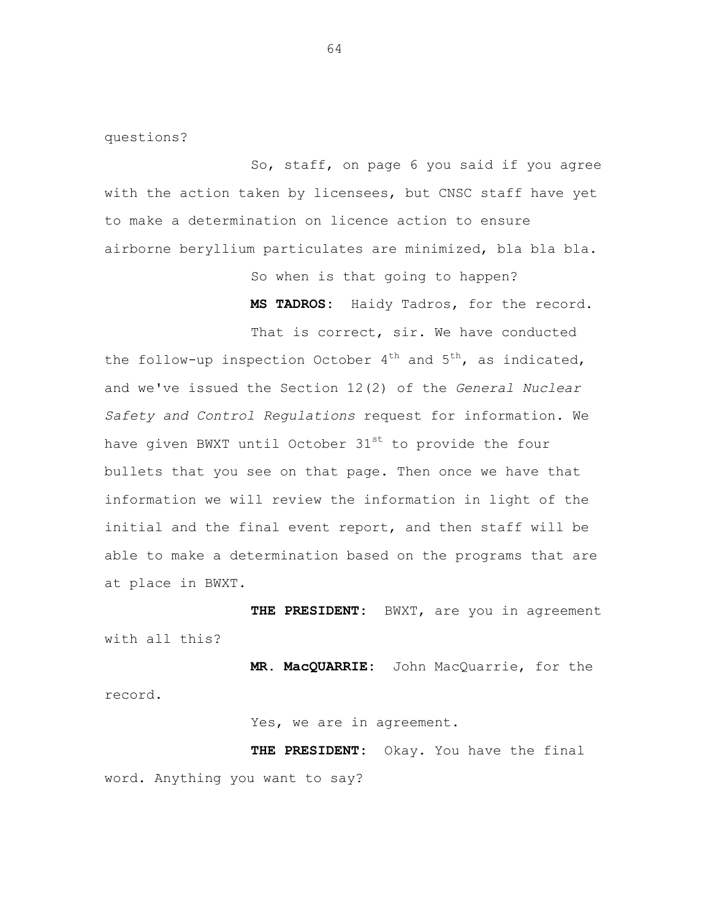questions?

So, staff, on page 6 you said if you agree with the action taken by licensees, but CNSC staff have yet to make a determination on licence action to ensure airborne beryllium particulates are minimized, bla bla bla.

So when is that going to happen?

**MS TADROS:** Haidy Tadros, for the record.

That is correct, sir. We have conducted the follow-up inspection October 4th and 5th, as indicated, and we've issued the Section 12(2) of the *General Nuclear Safety and Control Regulations* request for information. We have given BWXT until October 31st to provide the four bullets that you see on that page. Then once we have that information we will review the information in light of the initial and the final event report, and then staff will be able to make a determination based on the programs that are at place in BWXT.

**THE PRESIDENT:** BWXT, are you in agreement with all this?

**MR. MacQUARRIE:** John MacQuarrie, for the record.

Yes, we are in agreement.

**THE PRESIDENT:** Okay. You have the final word. Anything you want to say?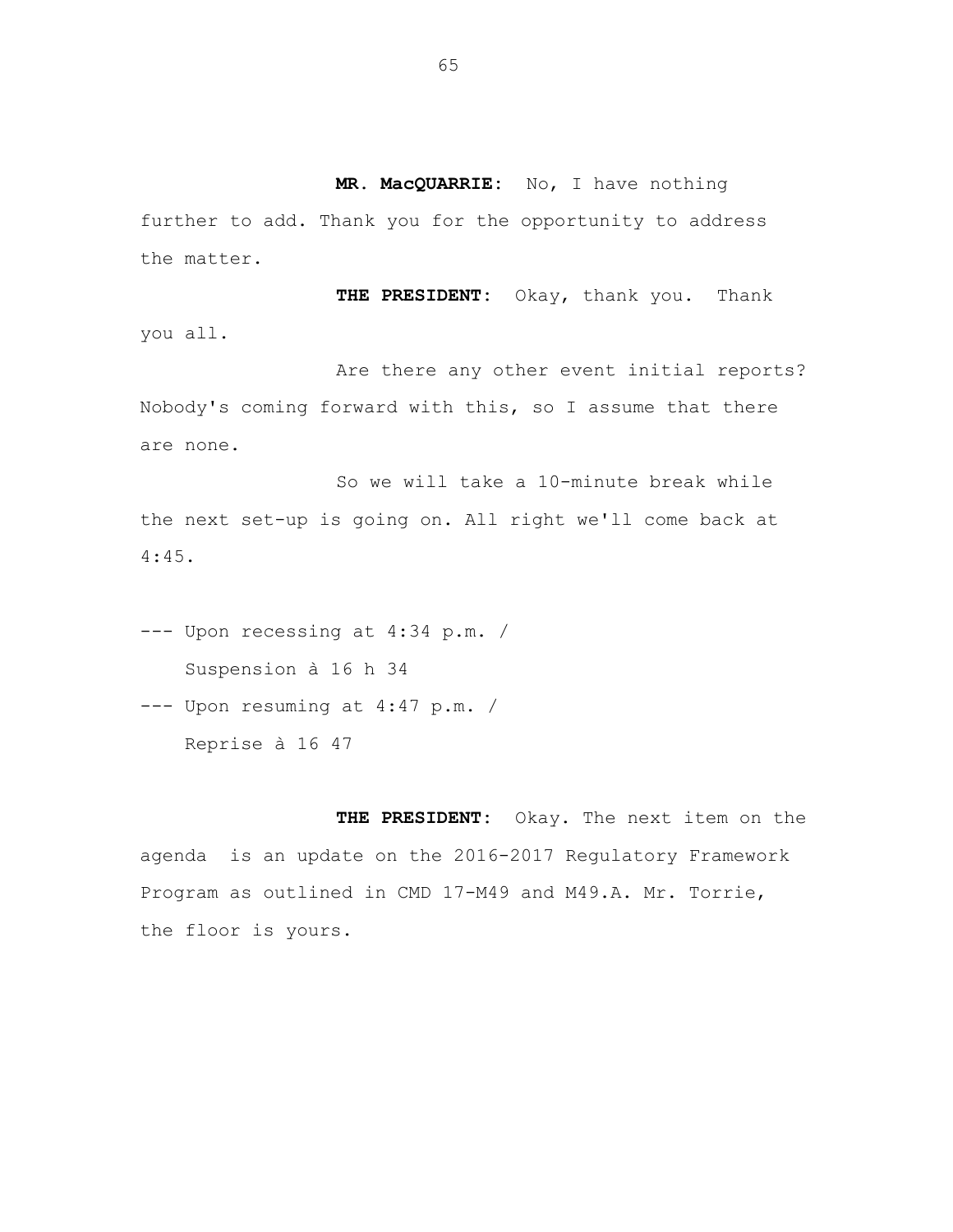**MR. MacQUARRIE:** No, I have nothing further to add. Thank you for the opportunity to address the matter.

**THE PRESIDENT:** Okay, thank you. Thank you all.

Are there any other event initial reports? Nobody's coming forward with this, so I assume that there are none.

So we will take a 10-minute break while the next set-up is going on. All right we'll come back at 4:45.

--- Upon recessing at 4:34 p.m. /
Suspension à 16 h 34

--- Upon resuming at 4:47 p.m. /
Reprise à 16 47

**THE PRESIDENT:** Okay. The next item on the agenda is an update on the 2016-2017 Regulatory Framework Program as outlined in CMD 17-M49 and M49.A. Mr. Torrie, the floor is yours.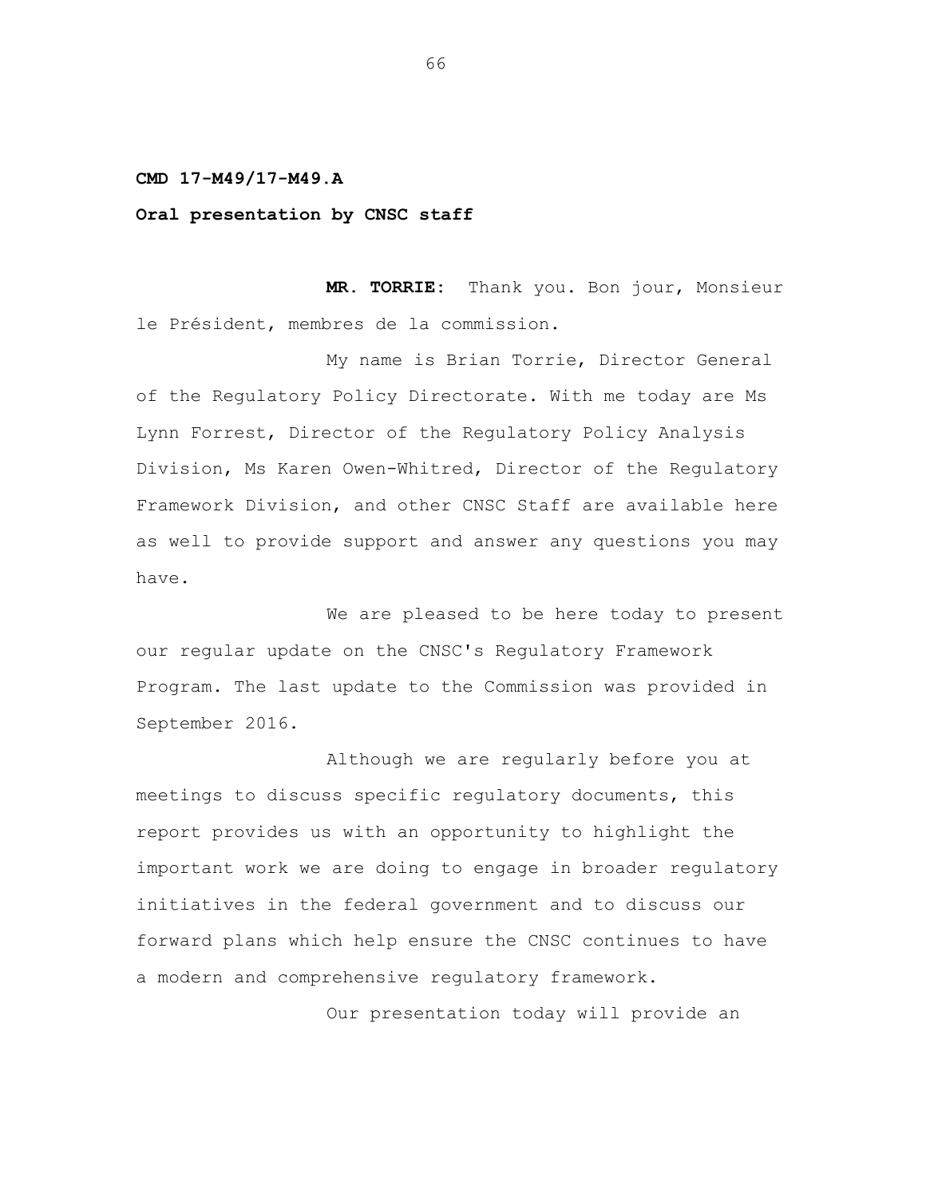**CMD 17-M49/17-M49.A**

**Oral presentation by CNSC staff**

**MR. TORRIE:** Thank you. Bon jour, Monsieur le Président, membres de la commission.

My name is Brian Torrie, Director General of the Regulatory Policy Directorate. With me today are Ms Lynn Forrest, Director of the Regulatory Policy Analysis Division, Ms Karen Owen-Whitred, Director of the Regulatory Framework Division, and other CNSC Staff are available here as well to provide support and answer any questions you may have.

We are pleased to be here today to present our regular update on the CNSC's Regulatory Framework Program. The last update to the Commission was provided in September 2016.

Although we are regularly before you at meetings to discuss specific regulatory documents, this report provides us with an opportunity to highlight the important work we are doing to engage in broader regulatory initiatives in the federal government and to discuss our forward plans which help ensure the CNSC continues to have a modern and comprehensive regulatory framework.

Our presentation today will provide an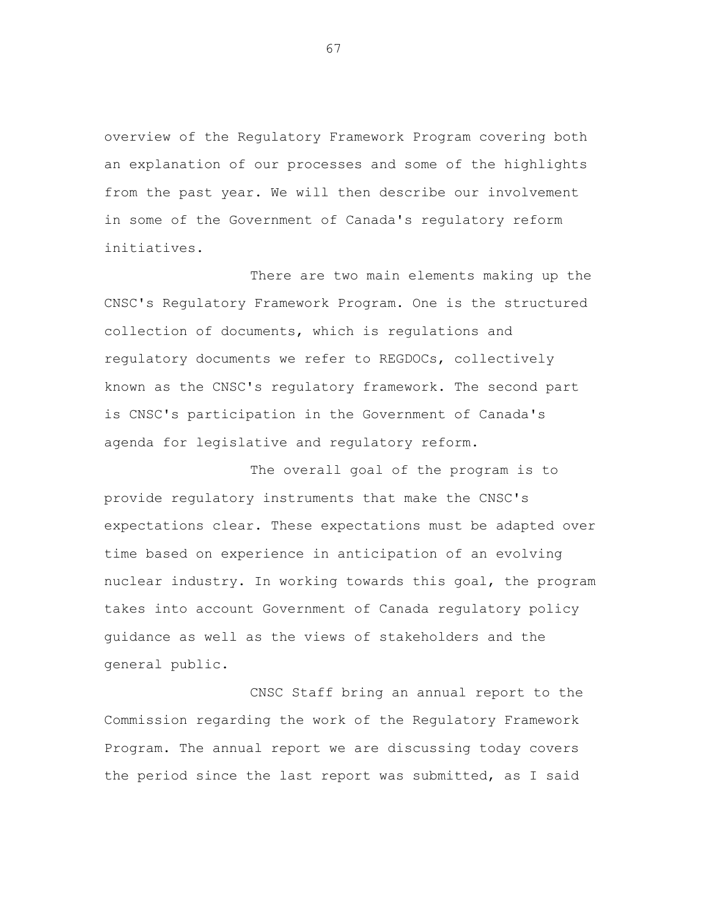overview of the Regulatory Framework Program covering both an explanation of our processes and some of the highlights from the past year. We will then describe our involvement in some of the Government of Canada's regulatory reform initiatives.

There are two main elements making up the CNSC's Regulatory Framework Program. One is the structured collection of documents, which is regulations and regulatory documents we refer to REGDOCs, collectively known as the CNSC's regulatory framework. The second part is CNSC's participation in the Government of Canada's agenda for legislative and regulatory reform.

The overall goal of the program is to provide regulatory instruments that make the CNSC's expectations clear. These expectations must be adapted over time based on experience in anticipation of an evolving nuclear industry. In working towards this goal, the program takes into account Government of Canada regulatory policy guidance as well as the views of stakeholders and the general public.

CNSC Staff bring an annual report to the Commission regarding the work of the Regulatory Framework Program. The annual report we are discussing today covers the period since the last report was submitted, as I said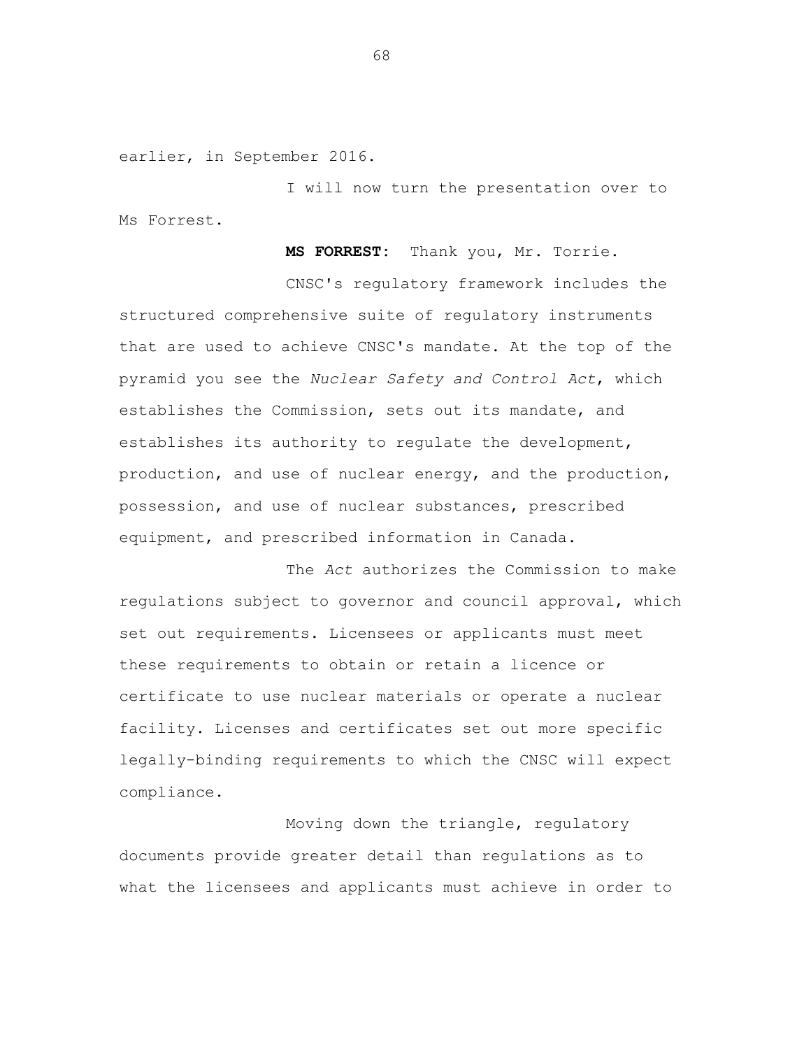earlier, in September 2016.

I will now turn the presentation over to Ms Forrest.

**MS FORREST:** Thank you, Mr. Torrie.

CNSC's regulatory framework includes the structured comprehensive suite of regulatory instruments that are used to achieve CNSC's mandate. At the top of the pyramid you see the *Nuclear Safety and Control Act*, which establishes the Commission, sets out its mandate, and establishes its authority to regulate the development, production, and use of nuclear energy, and the production, possession, and use of nuclear substances, prescribed equipment, and prescribed information in Canada.

The *Act* authorizes the Commission to make regulations subject to governor and council approval, which set out requirements. Licensees or applicants must meet these requirements to obtain or retain a licence or certificate to use nuclear materials or operate a nuclear facility. Licenses and certificates set out more specific legally-binding requirements to which the CNSC will expect compliance.

Moving down the triangle, regulatory documents provide greater detail than regulations as to what the licensees and applicants must achieve in order to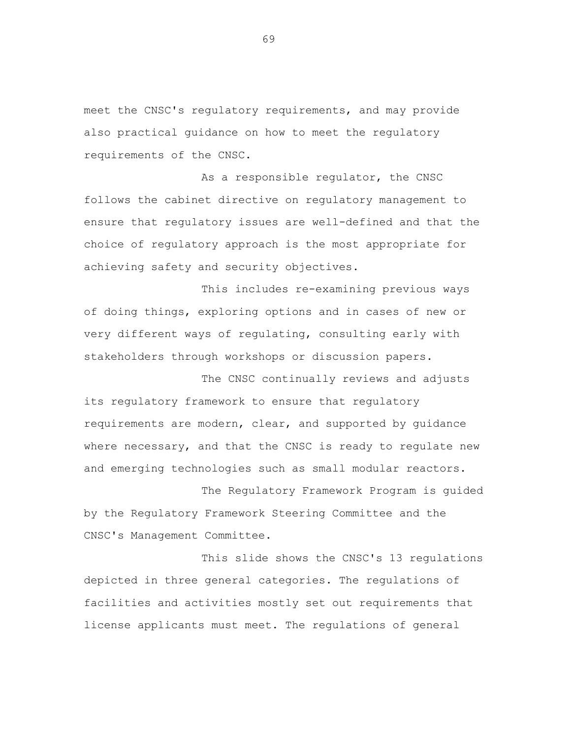meet the CNSC's regulatory requirements, and may provide also practical guidance on how to meet the regulatory requirements of the CNSC.

As a responsible regulator, the CNSC follows the cabinet directive on regulatory management to ensure that regulatory issues are well-defined and that the choice of regulatory approach is the most appropriate for achieving safety and security objectives.

This includes re-examining previous ways of doing things, exploring options and in cases of new or very different ways of regulating, consulting early with stakeholders through workshops or discussion papers.

The CNSC continually reviews and adjusts its regulatory framework to ensure that regulatory requirements are modern, clear, and supported by guidance where necessary, and that the CNSC is ready to regulate new and emerging technologies such as small modular reactors.

The Regulatory Framework Program is guided by the Regulatory Framework Steering Committee and the CNSC's Management Committee.

This slide shows the CNSC's 13 regulations depicted in three general categories. The regulations of facilities and activities mostly set out requirements that license applicants must meet. The regulations of general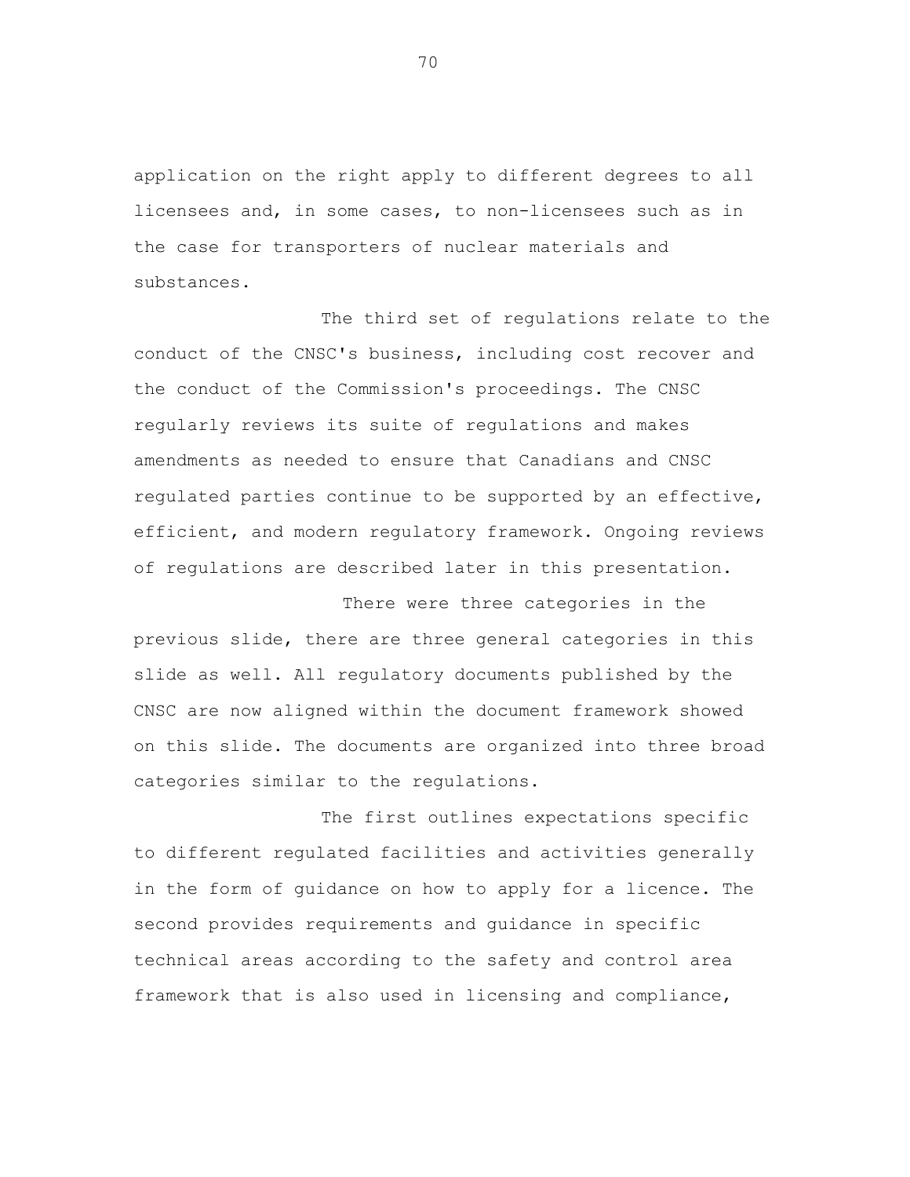application on the right apply to different degrees to all licensees and, in some cases, to non-licensees such as in the case for transporters of nuclear materials and substances.

The third set of regulations relate to the conduct of the CNSC's business, including cost recover and the conduct of the Commission's proceedings. The CNSC regularly reviews its suite of regulations and makes amendments as needed to ensure that Canadians and CNSC regulated parties continue to be supported by an effective, efficient, and modern regulatory framework. Ongoing reviews of regulations are described later in this presentation.

There were three categories in the previous slide, there are three general categories in this slide as well. All regulatory documents published by the CNSC are now aligned within the document framework showed on this slide. The documents are organized into three broad categories similar to the regulations.

The first outlines expectations specific to different regulated facilities and activities generally in the form of guidance on how to apply for a licence. The second provides requirements and guidance in specific technical areas according to the safety and control area framework that is also used in licensing and compliance,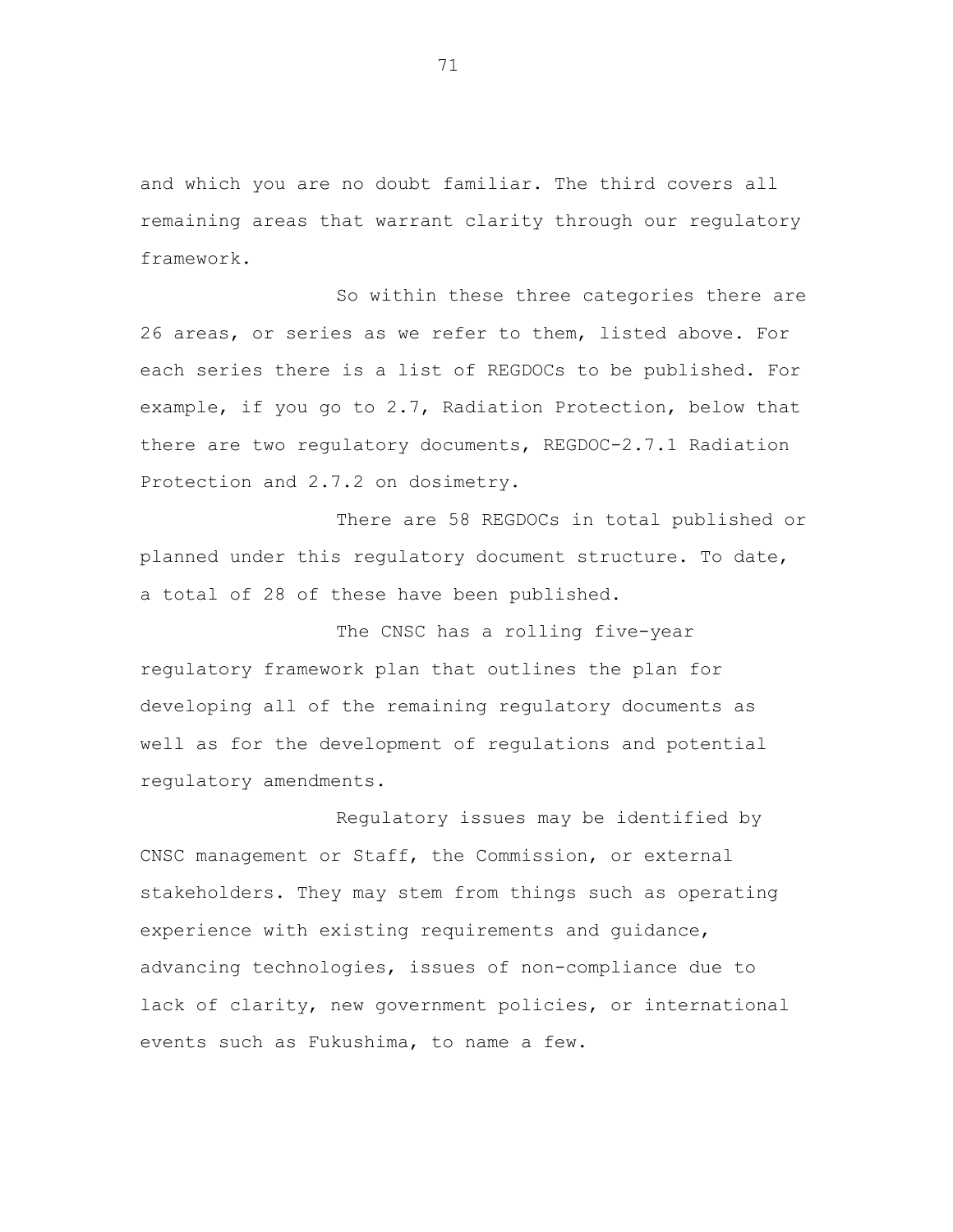and which you are no doubt familiar. The third covers all remaining areas that warrant clarity through our regulatory framework.

So within these three categories there are 26 areas, or series as we refer to them, listed above. For each series there is a list of REGDOCs to be published. For example, if you go to 2.7, Radiation Protection, below that there are two regulatory documents, REGDOC-2.7.1 Radiation Protection and 2.7.2 on dosimetry.

There are 58 REGDOCs in total published or planned under this regulatory document structure. To date, a total of 28 of these have been published.

The CNSC has a rolling five-year regulatory framework plan that outlines the plan for developing all of the remaining regulatory documents as well as for the development of regulations and potential regulatory amendments.

Regulatory issues may be identified by CNSC management or Staff, the Commission, or external stakeholders. They may stem from things such as operating experience with existing requirements and guidance, advancing technologies, issues of non-compliance due to lack of clarity, new government policies, or international events such as Fukushima, to name a few.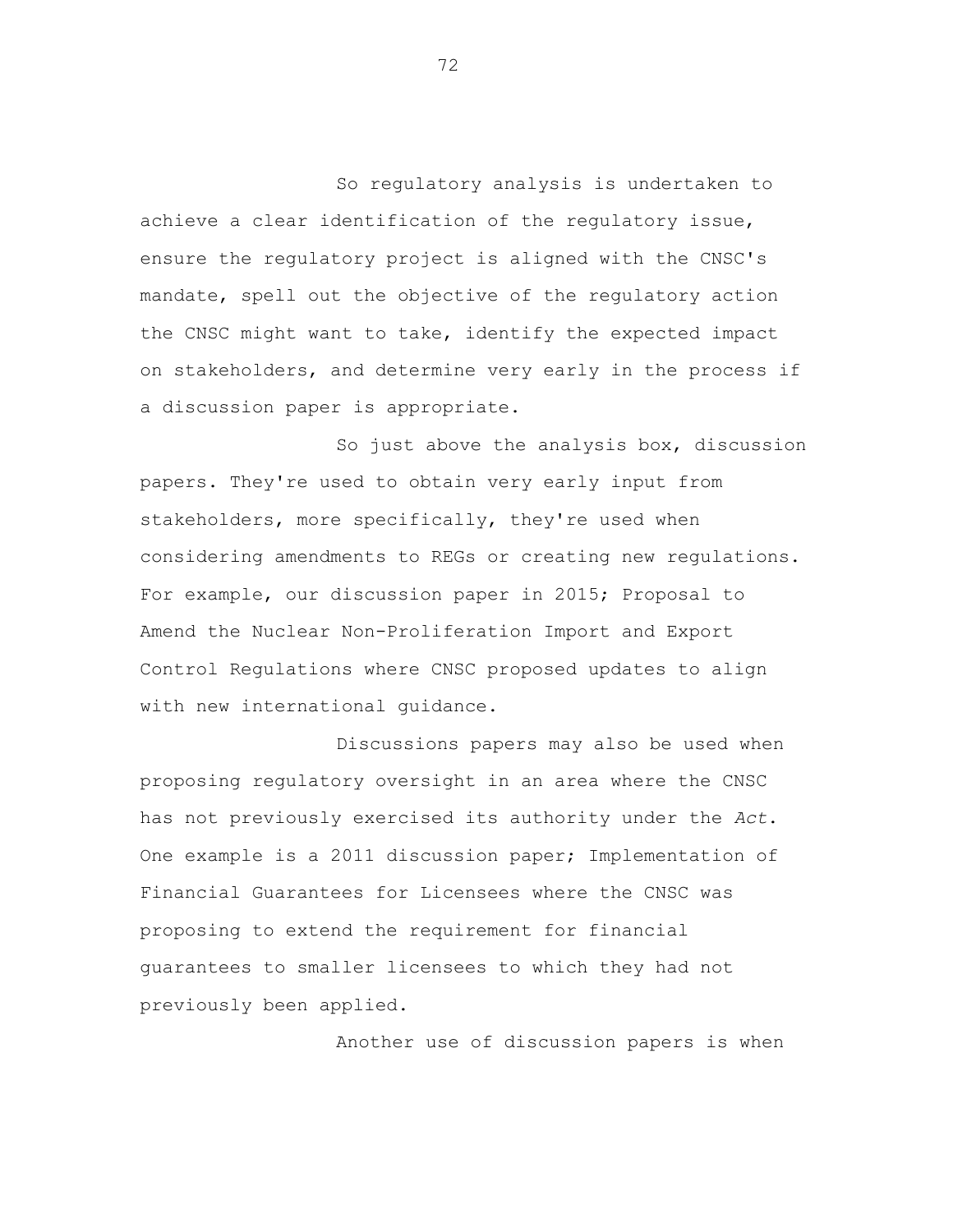So regulatory analysis is undertaken to achieve a clear identification of the regulatory issue, ensure the regulatory project is aligned with the CNSC's mandate, spell out the objective of the regulatory action the CNSC might want to take, identify the expected impact on stakeholders, and determine very early in the process if a discussion paper is appropriate.

So just above the analysis box, discussion papers. They're used to obtain very early input from stakeholders, more specifically, they're used when considering amendments to REGs or creating new regulations. For example, our discussion paper in 2015; Proposal to Amend the Nuclear Non-Proliferation Import and Export Control Regulations where CNSC proposed updates to align with new international guidance.

Discussions papers may also be used when proposing regulatory oversight in an area where the CNSC has not previously exercised its authority under the *Act*. One example is a 2011 discussion paper; Implementation of Financial Guarantees for Licensees where the CNSC was proposing to extend the requirement for financial guarantees to smaller licensees to which they had not previously been applied.

Another use of discussion papers is when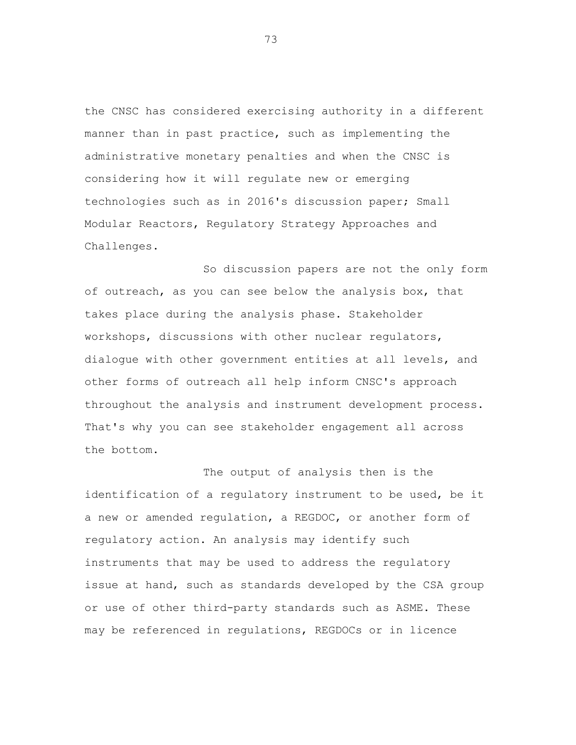the CNSC has considered exercising authority in a different manner than in past practice, such as implementing the administrative monetary penalties and when the CNSC is considering how it will regulate new or emerging technologies such as in 2016's discussion paper; Small Modular Reactors, Regulatory Strategy Approaches and Challenges.

So discussion papers are not the only form of outreach, as you can see below the analysis box, that takes place during the analysis phase. Stakeholder workshops, discussions with other nuclear regulators, dialogue with other government entities at all levels, and other forms of outreach all help inform CNSC's approach throughout the analysis and instrument development process. That's why you can see stakeholder engagement all across the bottom.

The output of analysis then is the identification of a regulatory instrument to be used, be it a new or amended regulation, a REGDOC, or another form of regulatory action. An analysis may identify such instruments that may be used to address the regulatory issue at hand, such as standards developed by the CSA group or use of other third-party standards such as ASME. These may be referenced in regulations, REGDOCs or in licence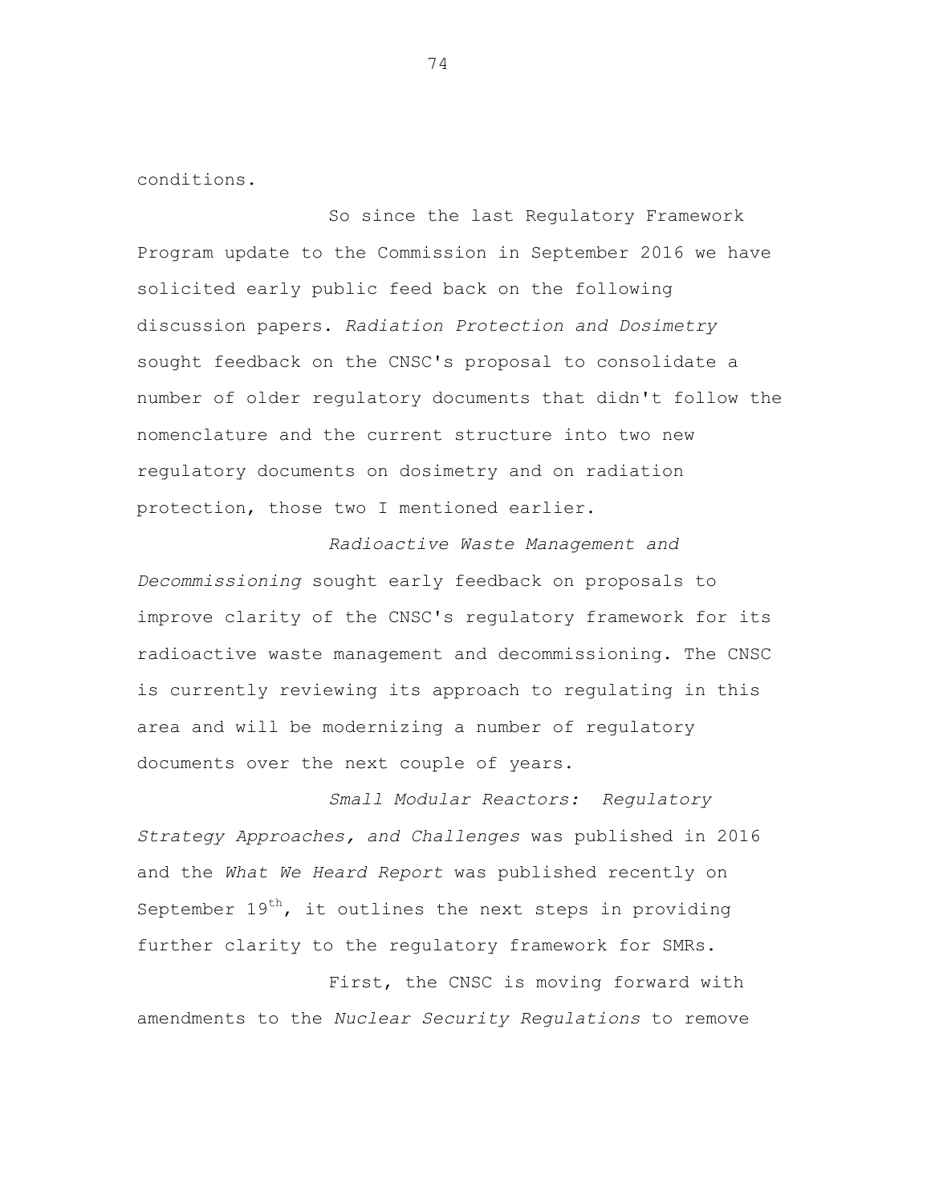conditions.

So since the last Regulatory Framework Program update to the Commission in September 2016 we have solicited early public feed back on the following discussion papers. *Radiation Protection and Dosimetry* sought feedback on the CNSC's proposal to consolidate a number of older regulatory documents that didn't follow the nomenclature and the current structure into two new regulatory documents on dosimetry and on radiation protection, those two I mentioned earlier.

*Radioactive Waste Management and Decommissioning* sought early feedback on proposals to improve clarity of the CNSC's regulatory framework for its radioactive waste management and decommissioning. The CNSC is currently reviewing its approach to regulating in this area and will be modernizing a number of regulatory documents over the next couple of years.

*Small Modular Reactors: Regulatory Strategy Approaches, and Challenges* was published in 2016 and the *What We Heard Report* was published recently on September 19th, it outlines the next steps in providing further clarity to the regulatory framework for SMRs.

First, the CNSC is moving forward with amendments to the *Nuclear Security Regulations* to remove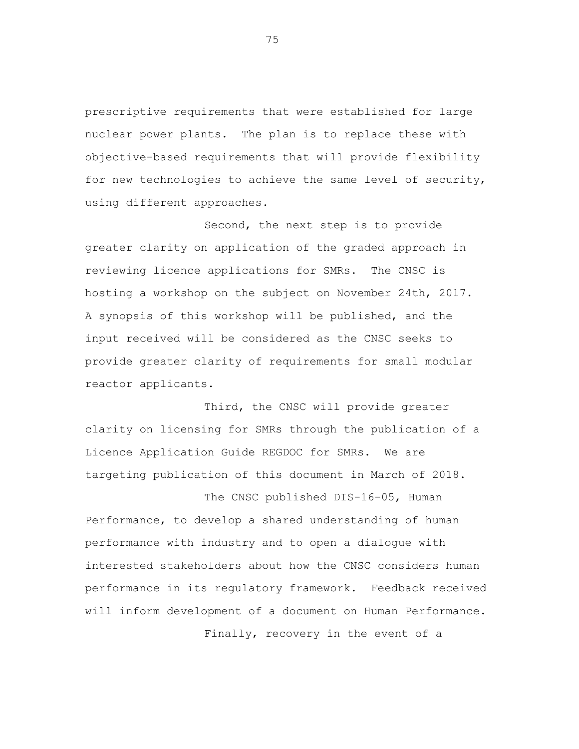prescriptive requirements that were established for large nuclear power plants. The plan is to replace these with objective-based requirements that will provide flexibility for new technologies to achieve the same level of security, using different approaches.

Second, the next step is to provide greater clarity on application of the graded approach in reviewing licence applications for SMRs. The CNSC is hosting a workshop on the subject on November 24th, 2017. A synopsis of this workshop will be published, and the input received will be considered as the CNSC seeks to provide greater clarity of requirements for small modular reactor applicants.

Third, the CNSC will provide greater clarity on licensing for SMRs through the publication of a Licence Application Guide REGDOC for SMRs. We are targeting publication of this document in March of 2018.

The CNSC published DIS-16-05, Human Performance, to develop a shared understanding of human performance with industry and to open a dialogue with interested stakeholders about how the CNSC considers human performance in its regulatory framework. Feedback received will inform development of a document on Human Performance.

Finally, recovery in the event of a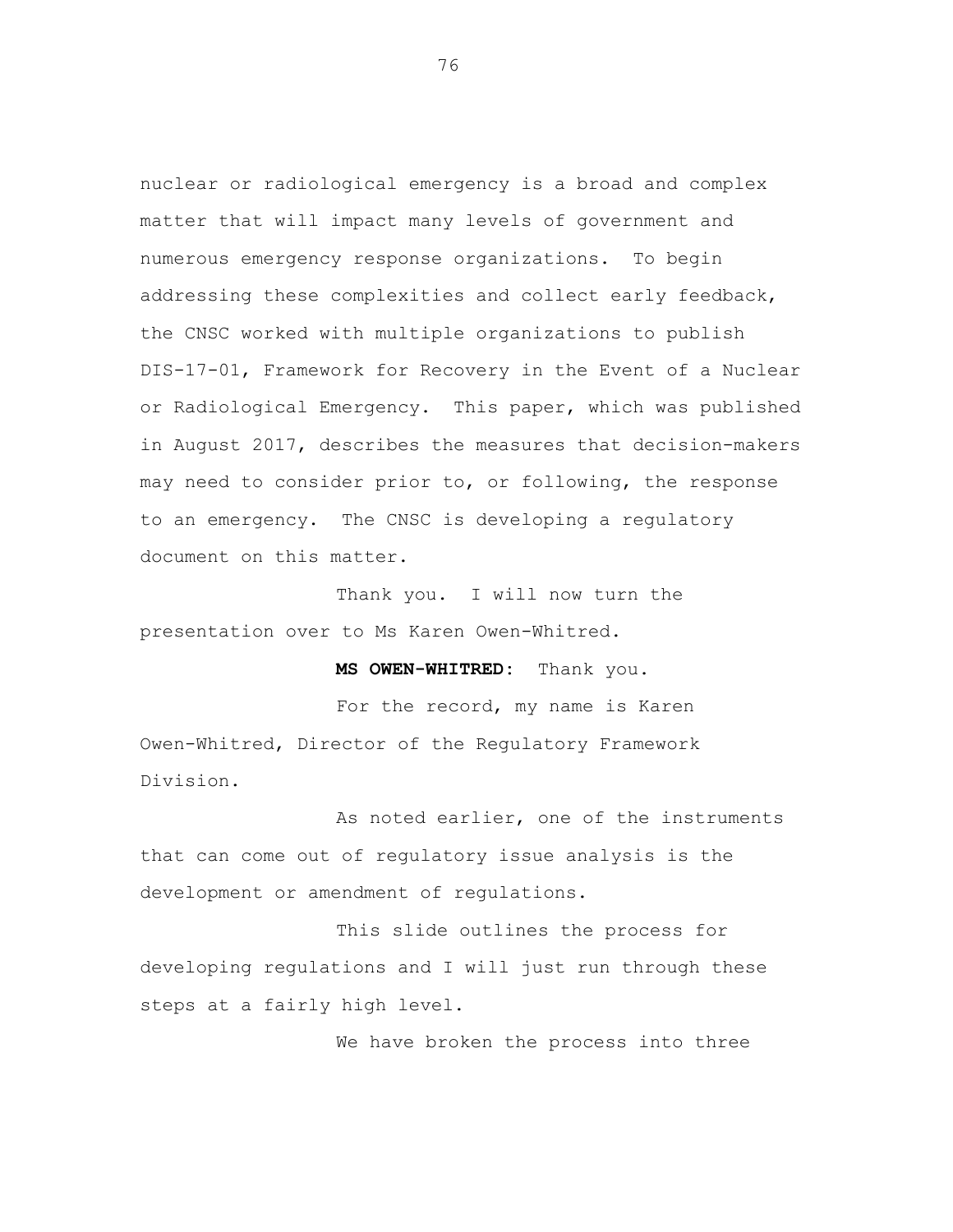nuclear or radiological emergency is a broad and complex matter that will impact many levels of government and numerous emergency response organizations. To begin addressing these complexities and collect early feedback, the CNSC worked with multiple organizations to publish DIS-17-01, Framework for Recovery in the Event of a Nuclear or Radiological Emergency. This paper, which was published in August 2017, describes the measures that decision-makers may need to consider prior to, or following, the response to an emergency. The CNSC is developing a regulatory document on this matter.

Thank you. I will now turn the presentation over to Ms Karen Owen-Whitred.

**MS OWEN-WHITRED:** Thank you.

For the record, my name is Karen Owen-Whitred, Director of the Regulatory Framework Division.

As noted earlier, one of the instruments that can come out of regulatory issue analysis is the development or amendment of regulations.

This slide outlines the process for developing regulations and I will just run through these steps at a fairly high level.

We have broken the process into three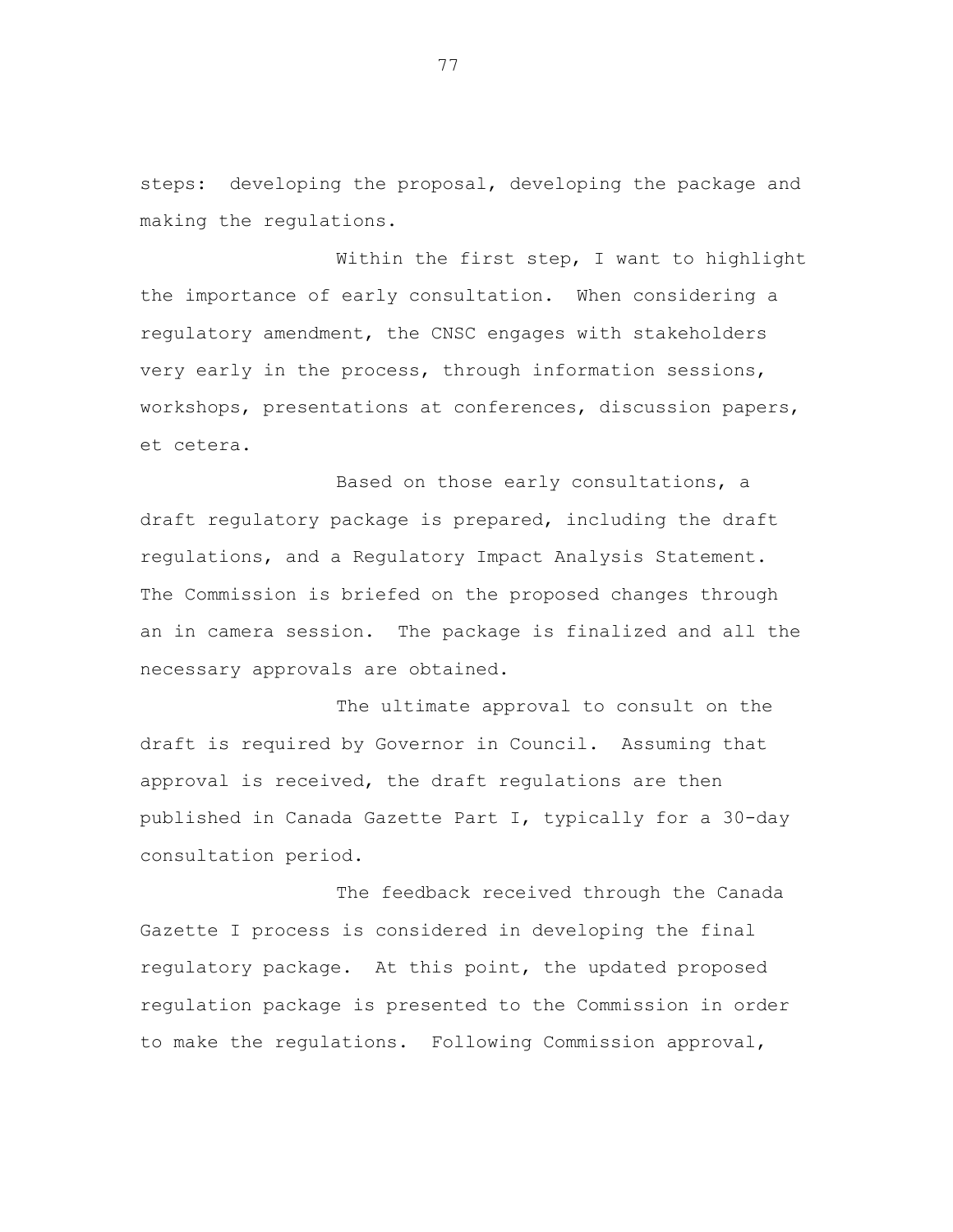steps: developing the proposal, developing the package and making the regulations.

Within the first step, I want to highlight the importance of early consultation. When considering a regulatory amendment, the CNSC engages with stakeholders very early in the process, through information sessions, workshops, presentations at conferences, discussion papers, et cetera.

Based on those early consultations, a draft regulatory package is prepared, including the draft regulations, and a Regulatory Impact Analysis Statement. The Commission is briefed on the proposed changes through an in camera session. The package is finalized and all the necessary approvals are obtained.

The ultimate approval to consult on the draft is required by Governor in Council. Assuming that approval is received, the draft regulations are then published in Canada Gazette Part I, typically for a 30-day consultation period.

The feedback received through the Canada Gazette I process is considered in developing the final regulatory package. At this point, the updated proposed regulation package is presented to the Commission in order to make the regulations. Following Commission approval,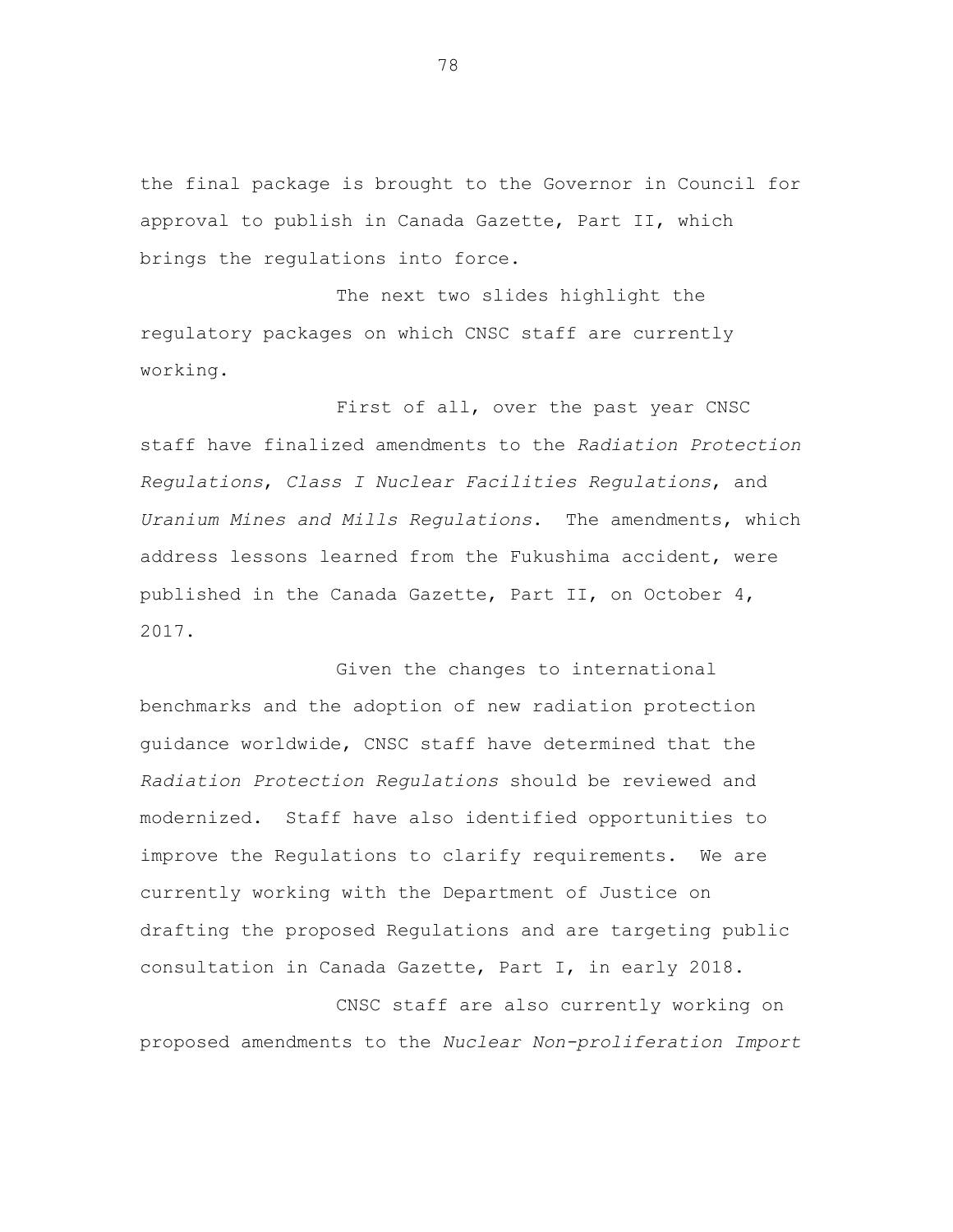the final package is brought to the Governor in Council for approval to publish in Canada Gazette, Part II, which brings the regulations into force.

The next two slides highlight the regulatory packages on which CNSC staff are currently working.

First of all, over the past year CNSC staff have finalized amendments to the *Radiation Protection Regulations*, *Class I Nuclear Facilities Regulations*, and *Uranium Mines and Mills Regulations*. The amendments, which address lessons learned from the Fukushima accident, were published in the Canada Gazette, Part II, on October 4, 2017.

Given the changes to international benchmarks and the adoption of new radiation protection guidance worldwide, CNSC staff have determined that the *Radiation Protection Regulations* should be reviewed and modernized. Staff have also identified opportunities to improve the Regulations to clarify requirements. We are currently working with the Department of Justice on drafting the proposed Regulations and are targeting public consultation in Canada Gazette, Part I, in early 2018.

CNSC staff are also currently working on proposed amendments to the *Nuclear Non-proliferation Import*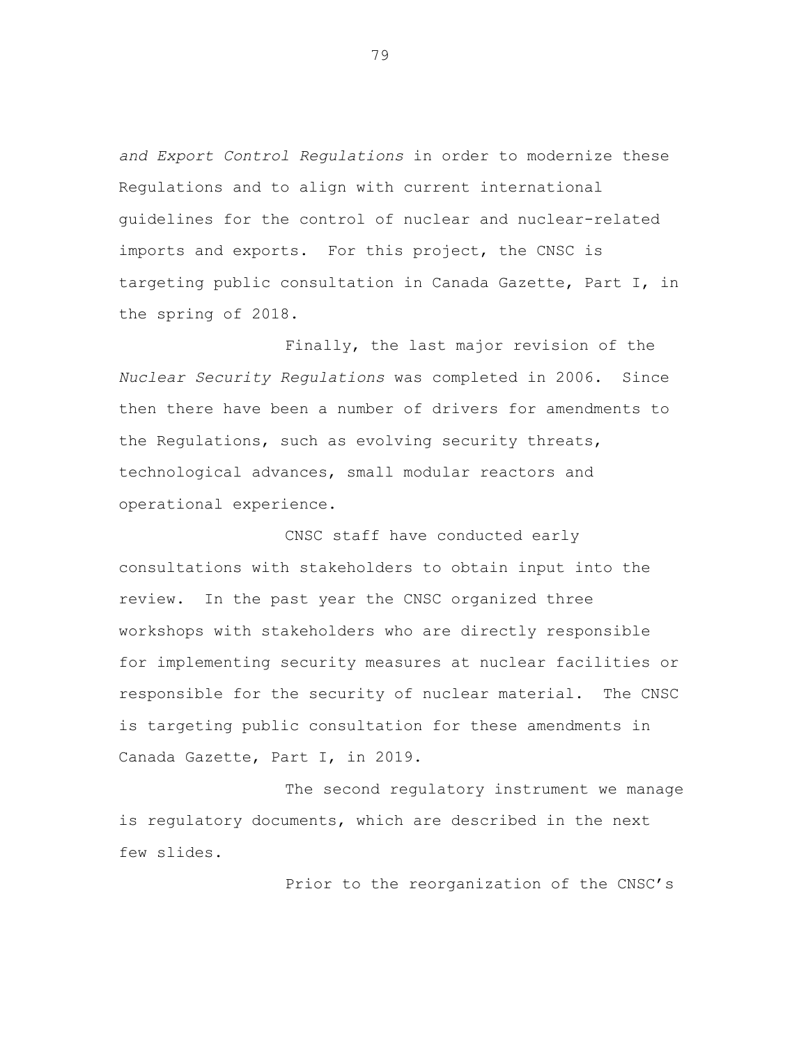*and Export Control Regulations* in order to modernize these Regulations and to align with current international guidelines for the control of nuclear and nuclear-related imports and exports. For this project, the CNSC is targeting public consultation in Canada Gazette, Part I, in the spring of 2018.

Finally, the last major revision of the *Nuclear Security Regulations* was completed in 2006. Since then there have been a number of drivers for amendments to the Regulations, such as evolving security threats, technological advances, small modular reactors and operational experience.

CNSC staff have conducted early consultations with stakeholders to obtain input into the review. In the past year the CNSC organized three workshops with stakeholders who are directly responsible for implementing security measures at nuclear facilities or responsible for the security of nuclear material. The CNSC is targeting public consultation for these amendments in Canada Gazette, Part I, in 2019.

The second regulatory instrument we manage is regulatory documents, which are described in the next few slides.

Prior to the reorganization of the CNSC's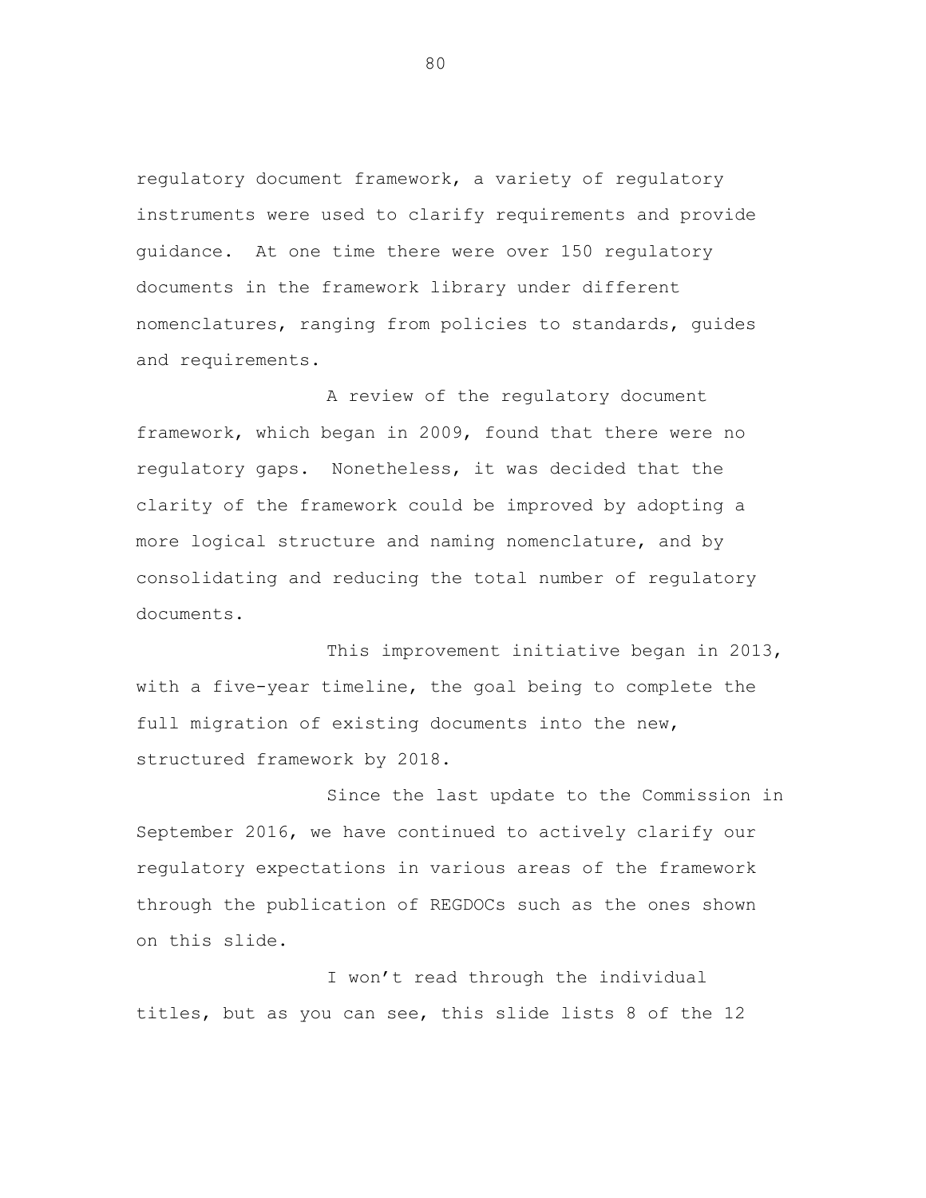regulatory document framework, a variety of regulatory instruments were used to clarify requirements and provide guidance. At one time there were over 150 regulatory documents in the framework library under different nomenclatures, ranging from policies to standards, guides and requirements.

A review of the regulatory document framework, which began in 2009, found that there were no regulatory gaps. Nonetheless, it was decided that the clarity of the framework could be improved by adopting a more logical structure and naming nomenclature, and by consolidating and reducing the total number of regulatory documents.

This improvement initiative began in 2013, with a five-year timeline, the goal being to complete the full migration of existing documents into the new, structured framework by 2018.

Since the last update to the Commission in September 2016, we have continued to actively clarify our regulatory expectations in various areas of the framework through the publication of REGDOCs such as the ones shown on this slide.

I won't read through the individual titles, but as you can see, this slide lists 8 of the 12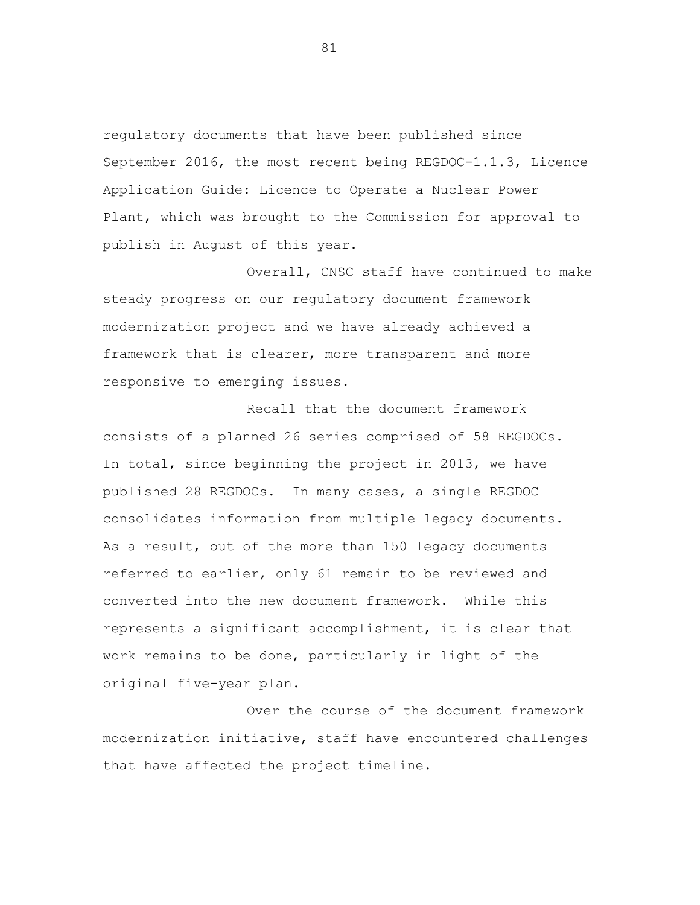regulatory documents that have been published since September 2016, the most recent being REGDOC-1.1.3, Licence Application Guide: Licence to Operate a Nuclear Power Plant, which was brought to the Commission for approval to publish in August of this year.

Overall, CNSC staff have continued to make steady progress on our regulatory document framework modernization project and we have already achieved a framework that is clearer, more transparent and more responsive to emerging issues.

Recall that the document framework consists of a planned 26 series comprised of 58 REGDOCs. In total, since beginning the project in 2013, we have published 28 REGDOCs. In many cases, a single REGDOC consolidates information from multiple legacy documents. As a result, out of the more than 150 legacy documents referred to earlier, only 61 remain to be reviewed and converted into the new document framework. While this represents a significant accomplishment, it is clear that work remains to be done, particularly in light of the original five-year plan.

Over the course of the document framework modernization initiative, staff have encountered challenges that have affected the project timeline.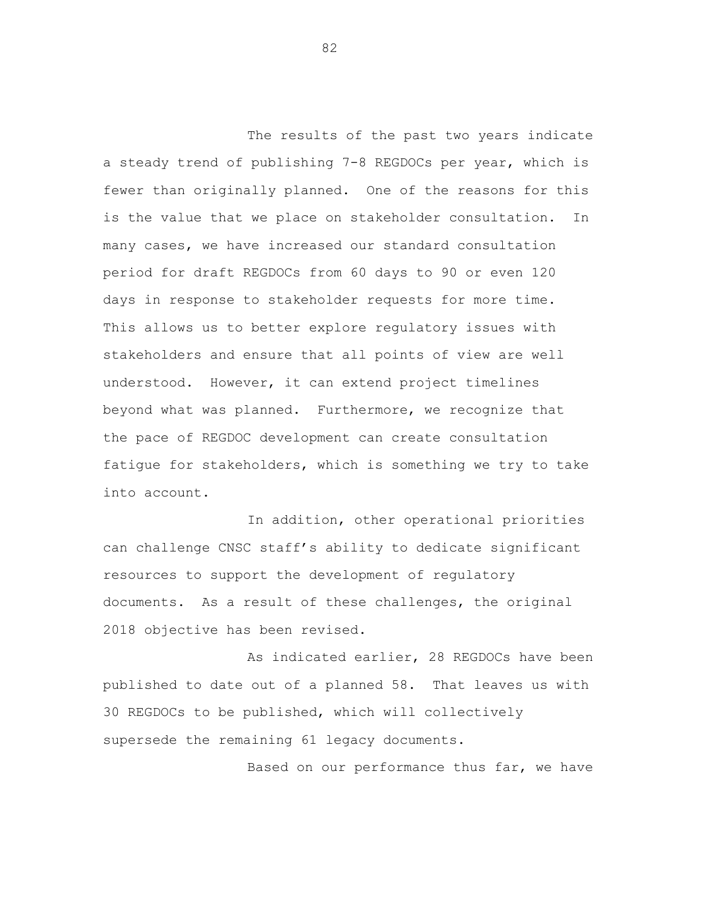The results of the past two years indicate a steady trend of publishing 7-8 REGDOCs per year, which is fewer than originally planned. One of the reasons for this is the value that we place on stakeholder consultation. In many cases, we have increased our standard consultation period for draft REGDOCs from 60 days to 90 or even 120 days in response to stakeholder requests for more time. This allows us to better explore regulatory issues with stakeholders and ensure that all points of view are well understood. However, it can extend project timelines beyond what was planned. Furthermore, we recognize that the pace of REGDOC development can create consultation fatigue for stakeholders, which is something we try to take into account.

In addition, other operational priorities can challenge CNSC staff's ability to dedicate significant resources to support the development of regulatory documents. As a result of these challenges, the original 2018 objective has been revised.

As indicated earlier, 28 REGDOCs have been published to date out of a planned 58. That leaves us with 30 REGDOCs to be published, which will collectively supersede the remaining 61 legacy documents.

Based on our performance thus far, we have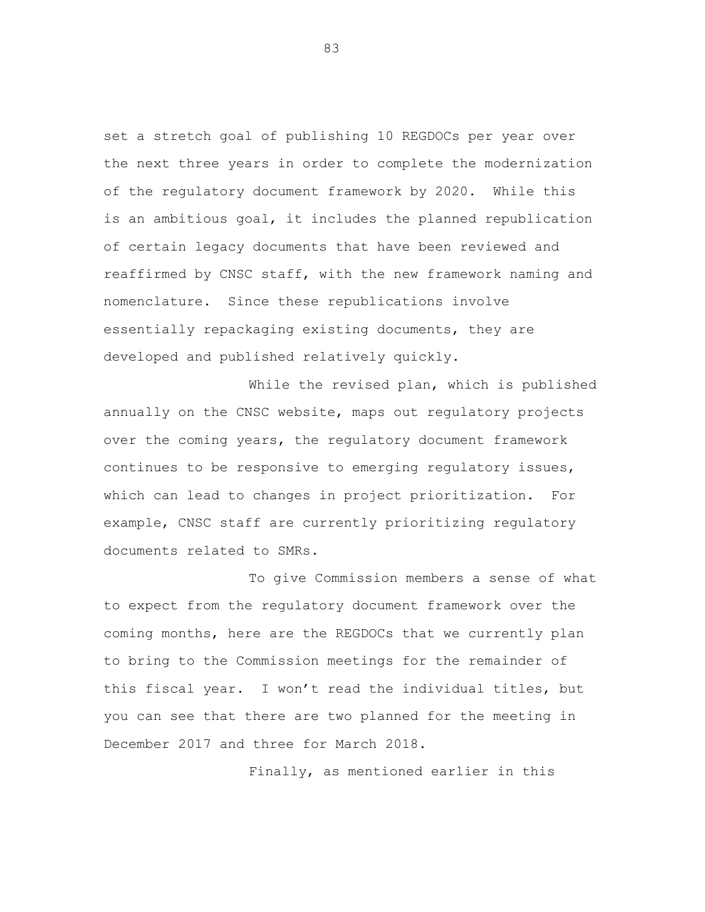set a stretch goal of publishing 10 REGDOCs per year over the next three years in order to complete the modernization of the regulatory document framework by 2020. While this is an ambitious goal, it includes the planned republication of certain legacy documents that have been reviewed and reaffirmed by CNSC staff, with the new framework naming and nomenclature. Since these republications involve essentially repackaging existing documents, they are developed and published relatively quickly.

While the revised plan, which is published annually on the CNSC website, maps out regulatory projects over the coming years, the regulatory document framework continues to be responsive to emerging regulatory issues, which can lead to changes in project prioritization. For example, CNSC staff are currently prioritizing regulatory documents related to SMRs.

To give Commission members a sense of what to expect from the regulatory document framework over the coming months, here are the REGDOCs that we currently plan to bring to the Commission meetings for the remainder of this fiscal year. I won't read the individual titles, but you can see that there are two planned for the meeting in December 2017 and three for March 2018.

Finally, as mentioned earlier in this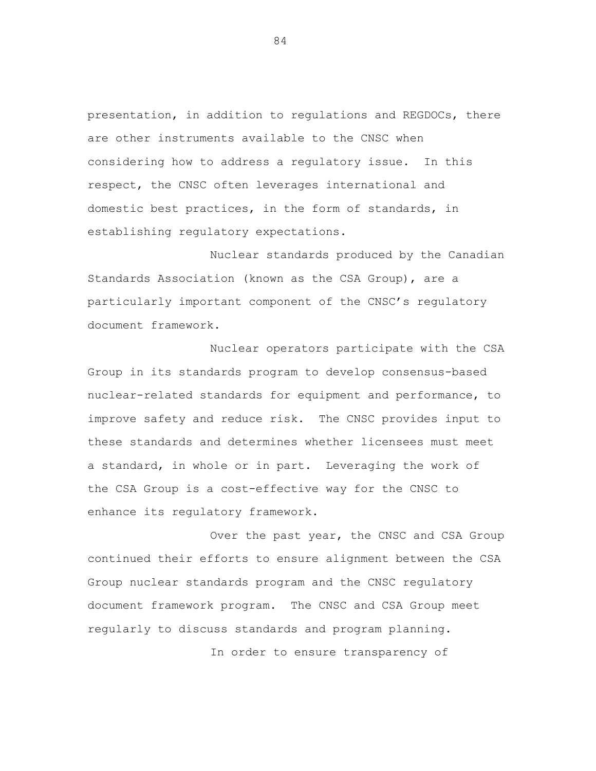presentation, in addition to regulations and REGDOCs, there are other instruments available to the CNSC when considering how to address a regulatory issue. In this respect, the CNSC often leverages international and domestic best practices, in the form of standards, in establishing regulatory expectations.

Nuclear standards produced by the Canadian Standards Association (known as the CSA Group), are a particularly important component of the CNSC's regulatory document framework.

Nuclear operators participate with the CSA Group in its standards program to develop consensus-based nuclear-related standards for equipment and performance, to improve safety and reduce risk. The CNSC provides input to these standards and determines whether licensees must meet a standard, in whole or in part. Leveraging the work of the CSA Group is a cost-effective way for the CNSC to enhance its regulatory framework.

Over the past year, the CNSC and CSA Group continued their efforts to ensure alignment between the CSA Group nuclear standards program and the CNSC regulatory document framework program. The CNSC and CSA Group meet regularly to discuss standards and program planning.

In order to ensure transparency of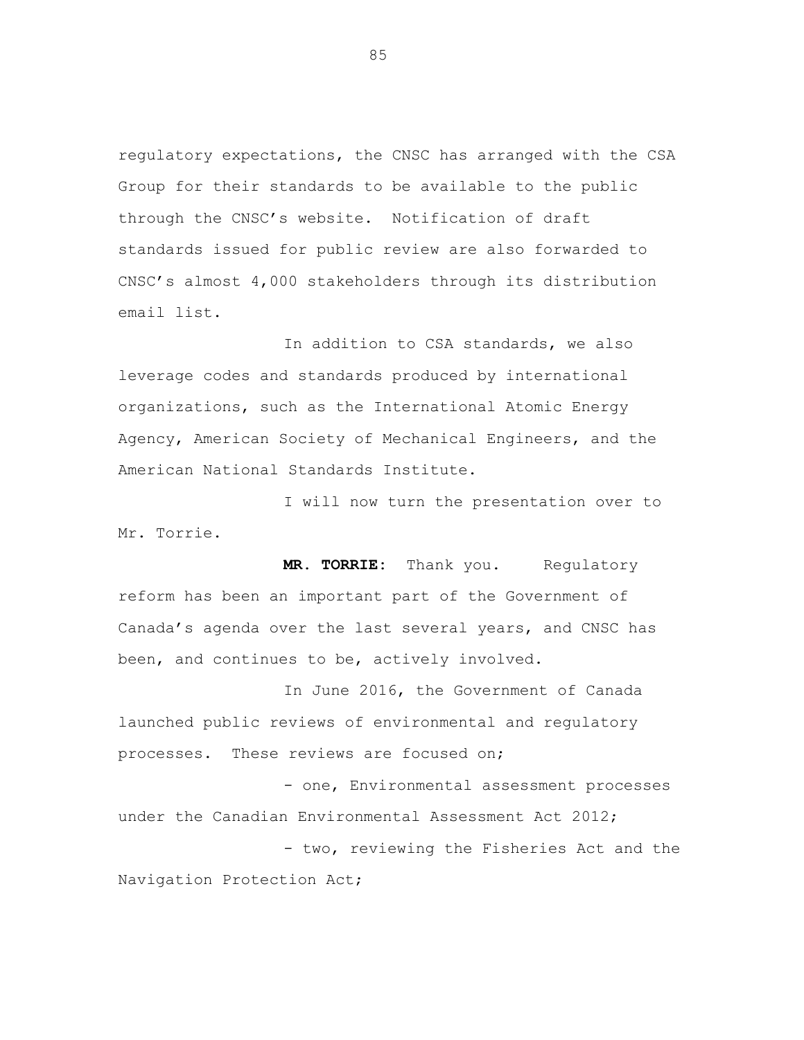regulatory expectations, the CNSC has arranged with the CSA Group for their standards to be available to the public through the CNSC's website. Notification of draft standards issued for public review are also forwarded to CNSC's almost 4,000 stakeholders through its distribution email list.

In addition to CSA standards, we also leverage codes and standards produced by international organizations, such as the International Atomic Energy Agency, American Society of Mechanical Engineers, and the American National Standards Institute.

I will now turn the presentation over to Mr. Torrie.

**MR. TORRIE:** Thank you. Regulatory reform has been an important part of the Government of Canada's agenda over the last several years, and CNSC has been, and continues to be, actively involved.

In June 2016, the Government of Canada launched public reviews of environmental and regulatory processes. These reviews are focused on;

- one, Environmental assessment processes under the Canadian Environmental Assessment Act 2012;

- two, reviewing the Fisheries Act and the Navigation Protection Act;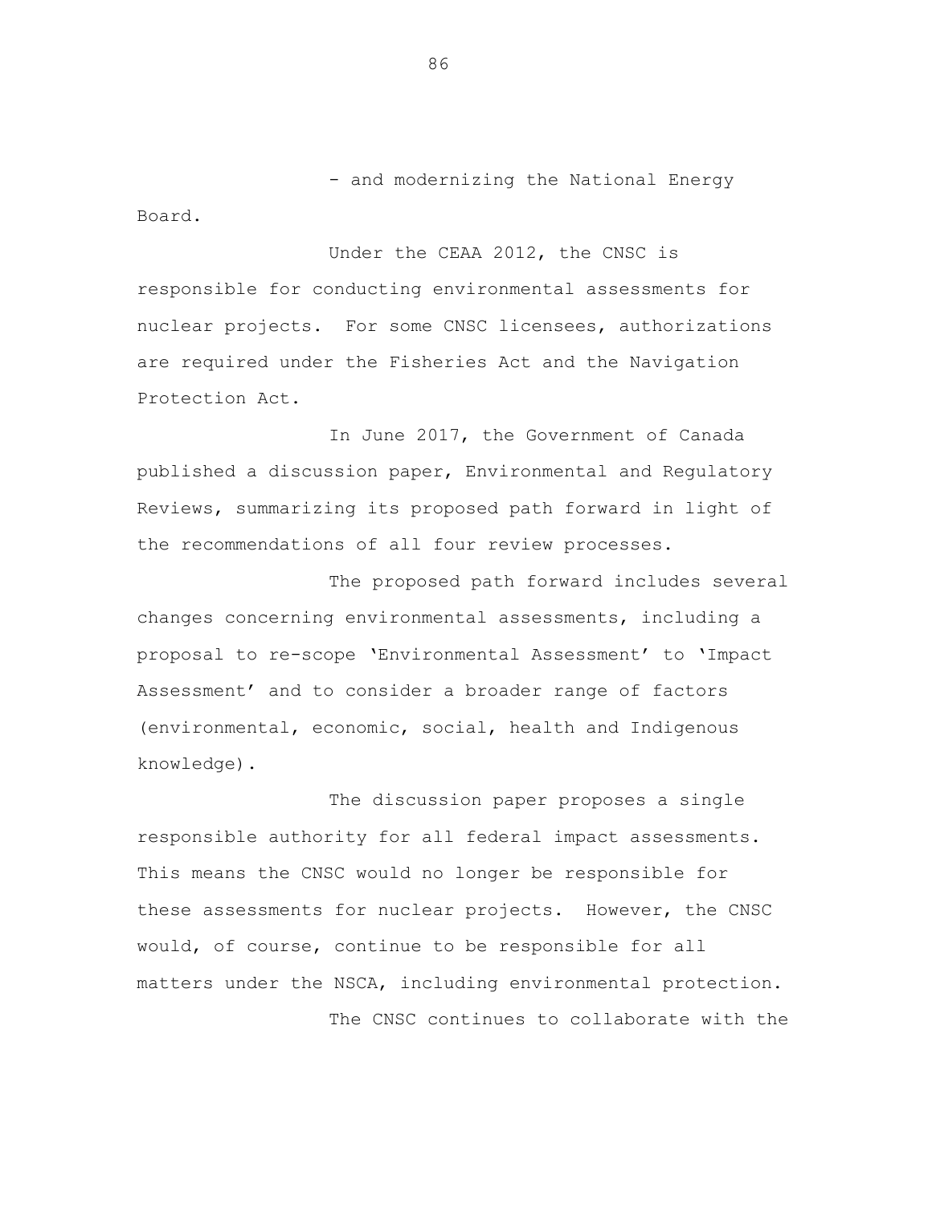- and modernizing the National Energy Board.

Under the CEAA 2012, the CNSC is responsible for conducting environmental assessments for nuclear projects. For some CNSC licensees, authorizations are required under the Fisheries Act and the Navigation Protection Act.

In June 2017, the Government of Canada published a discussion paper, Environmental and Regulatory Reviews, summarizing its proposed path forward in light of the recommendations of all four review processes.

The proposed path forward includes several changes concerning environmental assessments, including a proposal to re-scope 'Environmental Assessment' to 'Impact Assessment' and to consider a broader range of factors (environmental, economic, social, health and Indigenous knowledge).

The discussion paper proposes a single responsible authority for all federal impact assessments. This means the CNSC would no longer be responsible for these assessments for nuclear projects. However, the CNSC would, of course, continue to be responsible for all matters under the NSCA, including environmental protection.

The CNSC continues to collaborate with the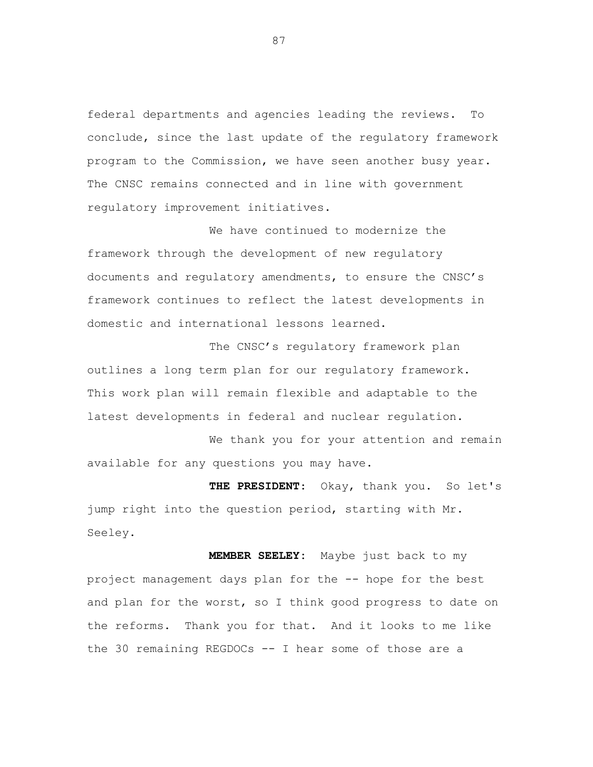federal departments and agencies leading the reviews. To conclude, since the last update of the regulatory framework program to the Commission, we have seen another busy year. The CNSC remains connected and in line with government regulatory improvement initiatives.

We have continued to modernize the framework through the development of new regulatory documents and regulatory amendments, to ensure the CNSC's framework continues to reflect the latest developments in domestic and international lessons learned.

The CNSC's regulatory framework plan outlines a long term plan for our regulatory framework. This work plan will remain flexible and adaptable to the latest developments in federal and nuclear regulation.

We thank you for your attention and remain available for any questions you may have.

**THE PRESIDENT:** Okay, thank you. So let's jump right into the question period, starting with Mr. Seeley.

**MEMBER SEELEY:** Maybe just back to my project management days plan for the -- hope for the best and plan for the worst, so I think good progress to date on the reforms. Thank you for that. And it looks to me like the 30 remaining REGDOCs -- I hear some of those are a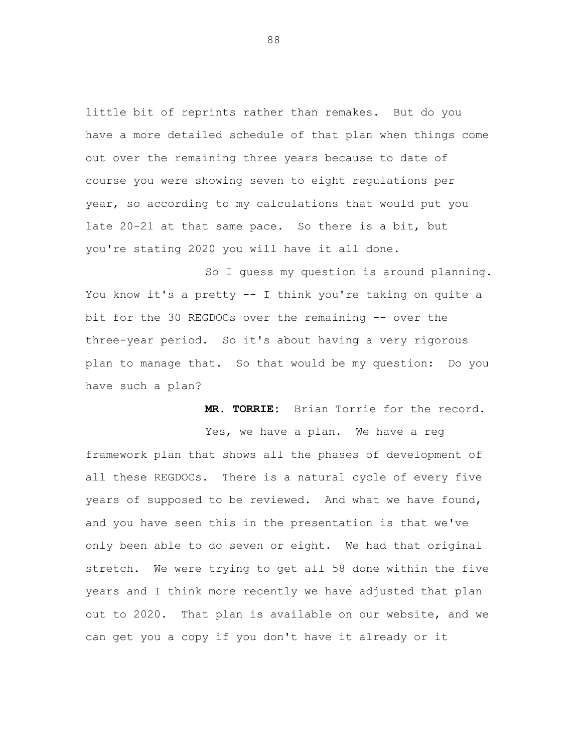little bit of reprints rather than remakes. But do you have a more detailed schedule of that plan when things come out over the remaining three years because to date of course you were showing seven to eight regulations per year, so according to my calculations that would put you late 20-21 at that same pace. So there is a bit, but you're stating 2020 you will have it all done.

So I guess my question is around planning. You know it's a pretty -- I think you're taking on quite a bit for the 30 REGDOCs over the remaining -- over the three-year period. So it's about having a very rigorous plan to manage that. So that would be my question: Do you have such a plan?

**MR. TORRIE:** Brian Torrie for the record.

Yes, we have a plan. We have a reg framework plan that shows all the phases of development of all these REGDOCs. There is a natural cycle of every five years of supposed to be reviewed. And what we have found, and you have seen this in the presentation is that we've only been able to do seven or eight. We had that original stretch. We were trying to get all 58 done within the five years and I think more recently we have adjusted that plan out to 2020. That plan is available on our website, and we can get you a copy if you don't have it already or it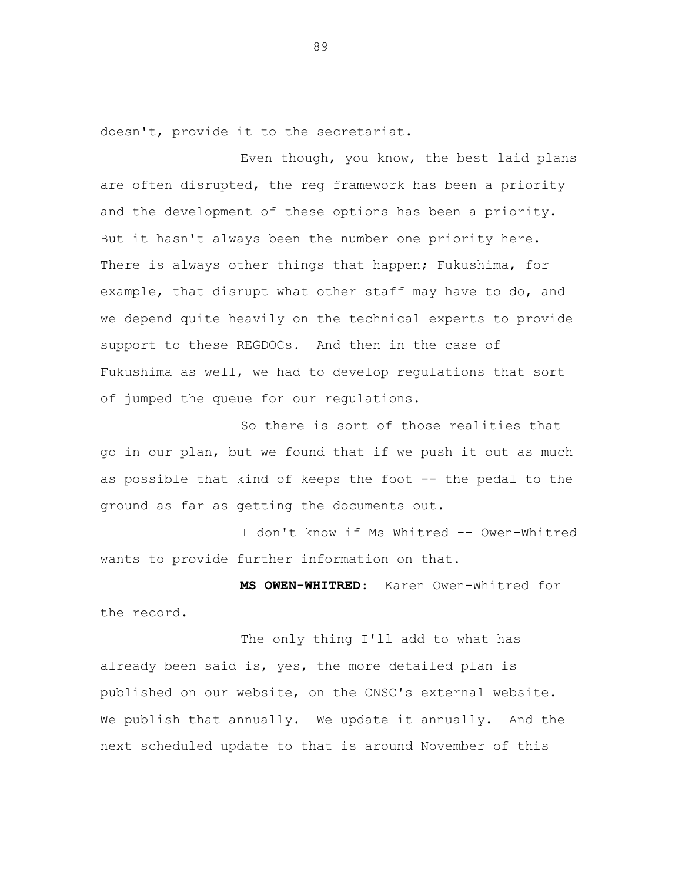doesn't, provide it to the secretariat.

Even though, you know, the best laid plans are often disrupted, the reg framework has been a priority and the development of these options has been a priority. But it hasn't always been the number one priority here. There is always other things that happen; Fukushima, for example, that disrupt what other staff may have to do, and we depend quite heavily on the technical experts to provide support to these REGDOCs. And then in the case of Fukushima as well, we had to develop regulations that sort of jumped the queue for our regulations.

So there is sort of those realities that go in our plan, but we found that if we push it out as much as possible that kind of keeps the foot -- the pedal to the ground as far as getting the documents out.

I don't know if Ms Whitred -- Owen-Whitred wants to provide further information on that.

**MS OWEN-WHITRED:** Karen Owen-Whitred for the record.

The only thing I'll add to what has already been said is, yes, the more detailed plan is published on our website, on the CNSC's external website. We publish that annually. We update it annually. And the next scheduled update to that is around November of this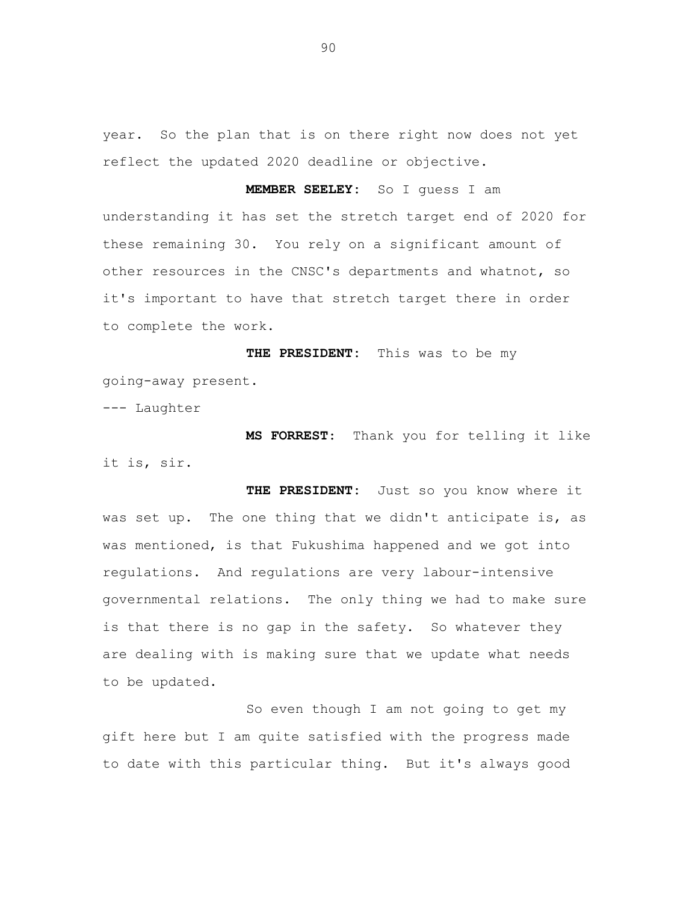year. So the plan that is on there right now does not yet reflect the updated 2020 deadline or objective.

**MEMBER SEELEY:** So I guess I am understanding it has set the stretch target end of 2020 for these remaining 30. You rely on a significant amount of other resources in the CNSC's departments and whatnot, so it's important to have that stretch target there in order to complete the work.

**THE PRESIDENT:** This was to be my going-away present.

--- Laughter

**MS FORREST:** Thank you for telling it like it is, sir.

**THE PRESIDENT:** Just so you know where it was set up. The one thing that we didn't anticipate is, as was mentioned, is that Fukushima happened and we got into regulations. And regulations are very labour-intensive governmental relations. The only thing we had to make sure is that there is no gap in the safety. So whatever they are dealing with is making sure that we update what needs to be updated.

So even though I am not going to get my gift here but I am quite satisfied with the progress made to date with this particular thing. But it's always good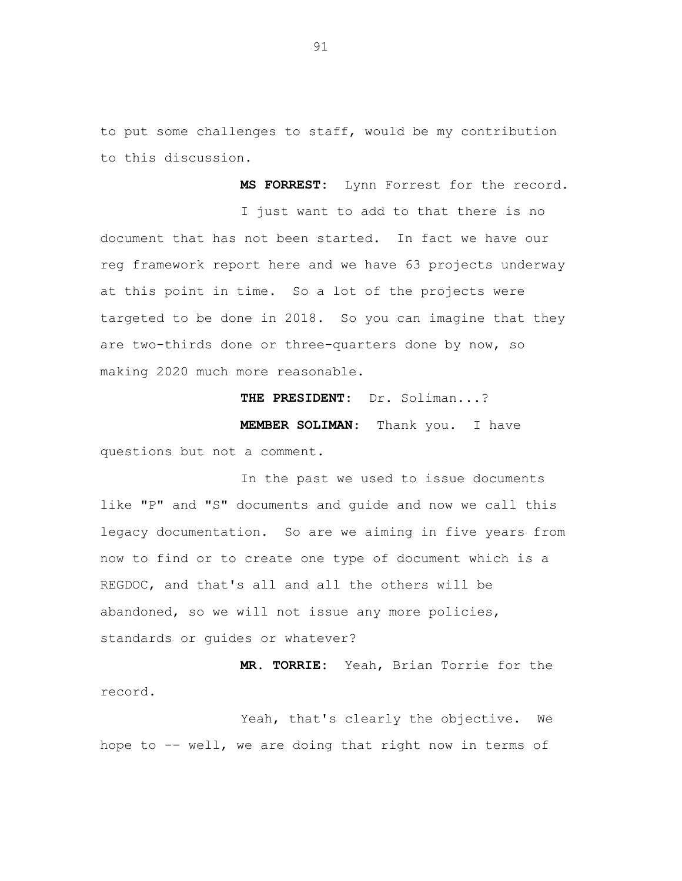to put some challenges to staff, would be my contribution to this discussion.

**MS FORREST:** Lynn Forrest for the record.

I just want to add to that there is no document that has not been started. In fact we have our reg framework report here and we have 63 projects underway at this point in time. So a lot of the projects were targeted to be done in 2018. So you can imagine that they are two-thirds done or three-quarters done by now, so making 2020 much more reasonable.

**THE PRESIDENT:** Dr. Soliman...?

**MEMBER SOLIMAN:** Thank you. I have questions but not a comment.

In the past we used to issue documents like "P" and "S" documents and guide and now we call this legacy documentation. So are we aiming in five years from now to find or to create one type of document which is a REGDOC, and that's all and all the others will be abandoned, so we will not issue any more policies, standards or guides or whatever?

**MR. TORRIE:** Yeah, Brian Torrie for the record.

Yeah, that's clearly the objective. We hope to -- well, we are doing that right now in terms of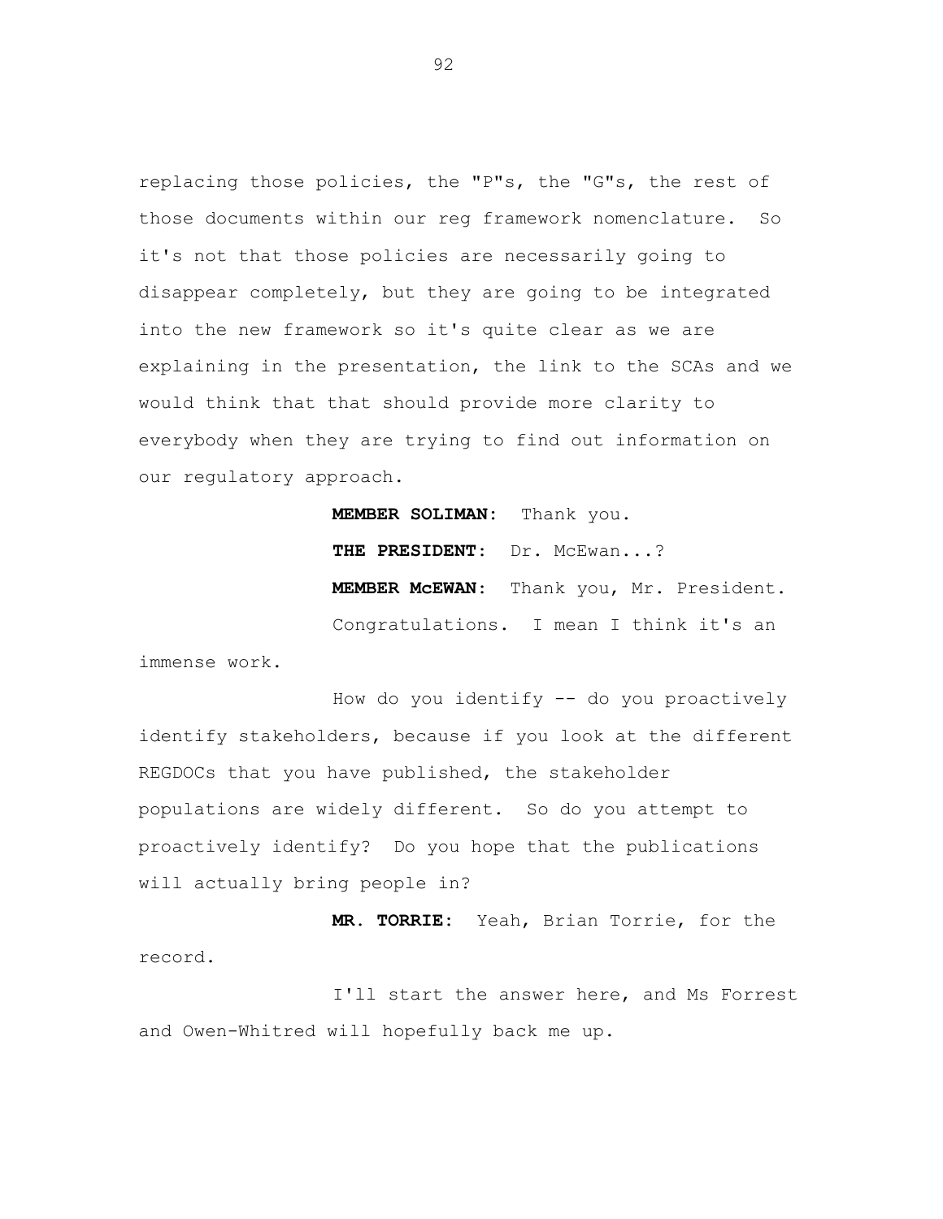replacing those policies, the "P"s, the "G"s, the rest of those documents within our reg framework nomenclature. So it's not that those policies are necessarily going to disappear completely, but they are going to be integrated into the new framework so it's quite clear as we are explaining in the presentation, the link to the SCAs and we would think that that should provide more clarity to everybody when they are trying to find out information on our regulatory approach.

**MEMBER SOLIMAN:** Thank you.

**THE PRESIDENT:** Dr. McEwan...?

**MEMBER McEWAN:** Thank you, Mr. President.

Congratulations. I mean I think it's an immense work.

How do you identify -- do you proactively identify stakeholders, because if you look at the different REGDOCs that you have published, the stakeholder populations are widely different. So do you attempt to proactively identify? Do you hope that the publications will actually bring people in?

**MR. TORRIE:** Yeah, Brian Torrie, for the record.

I'll start the answer here, and Ms Forrest and Owen-Whitred will hopefully back me up.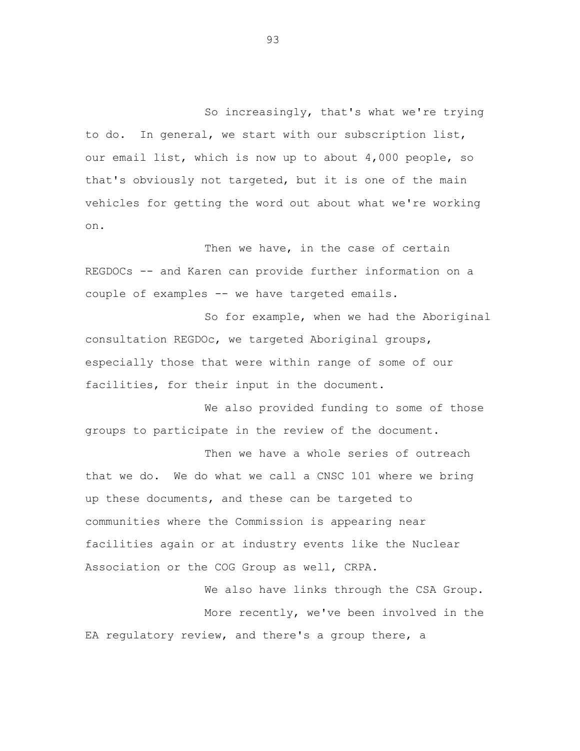So increasingly, that's what we're trying to do. In general, we start with our subscription list, our email list, which is now up to about 4,000 people, so that's obviously not targeted, but it is one of the main vehicles for getting the word out about what we're working on.

Then we have, in the case of certain REGDOCs -- and Karen can provide further information on a couple of examples -- we have targeted emails.

So for example, when we had the Aboriginal consultation REGDOc, we targeted Aboriginal groups, especially those that were within range of some of our facilities, for their input in the document.

We also provided funding to some of those groups to participate in the review of the document.

Then we have a whole series of outreach that we do. We do what we call a CNSC 101 where we bring up these documents, and these can be targeted to communities where the Commission is appearing near facilities again or at industry events like the Nuclear Association or the COG Group as well, CRPA.

We also have links through the CSA Group.

More recently, we've been involved in the EA regulatory review, and there's a group there, a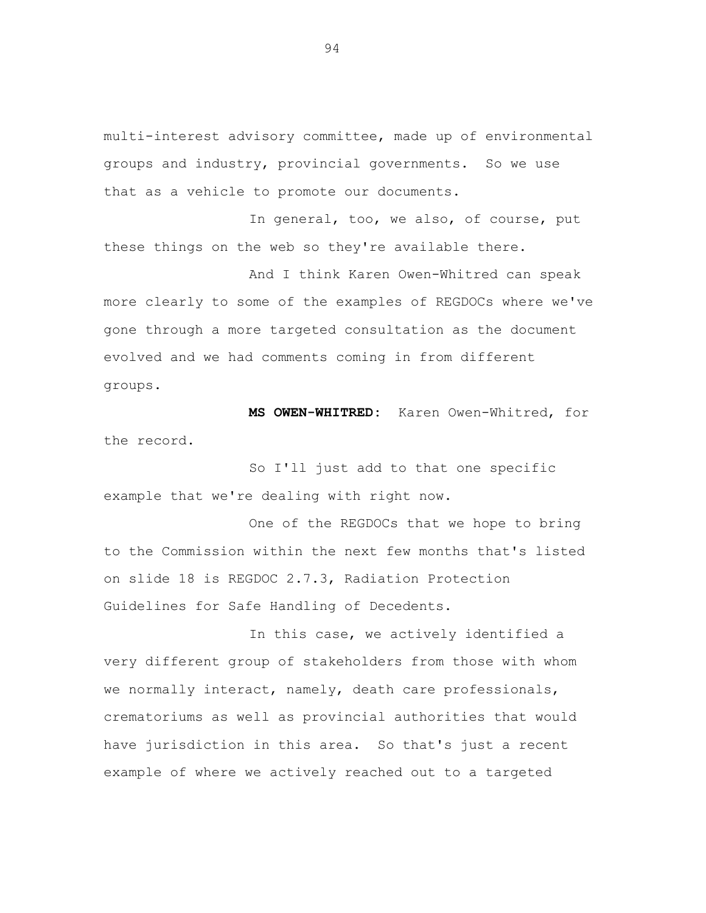multi-interest advisory committee, made up of environmental groups and industry, provincial governments. So we use that as a vehicle to promote our documents.

In general, too, we also, of course, put these things on the web so they're available there.

And I think Karen Owen-Whitred can speak more clearly to some of the examples of REGDOCs where we've gone through a more targeted consultation as the document evolved and we had comments coming in from different groups.

**MS OWEN-WHITRED:** Karen Owen-Whitred, for the record.

So I'll just add to that one specific example that we're dealing with right now.

One of the REGDOCs that we hope to bring to the Commission within the next few months that's listed on slide 18 is REGDOC 2.7.3, Radiation Protection Guidelines for Safe Handling of Decedents.

In this case, we actively identified a very different group of stakeholders from those with whom we normally interact, namely, death care professionals, crematoriums as well as provincial authorities that would have jurisdiction in this area. So that's just a recent example of where we actively reached out to a targeted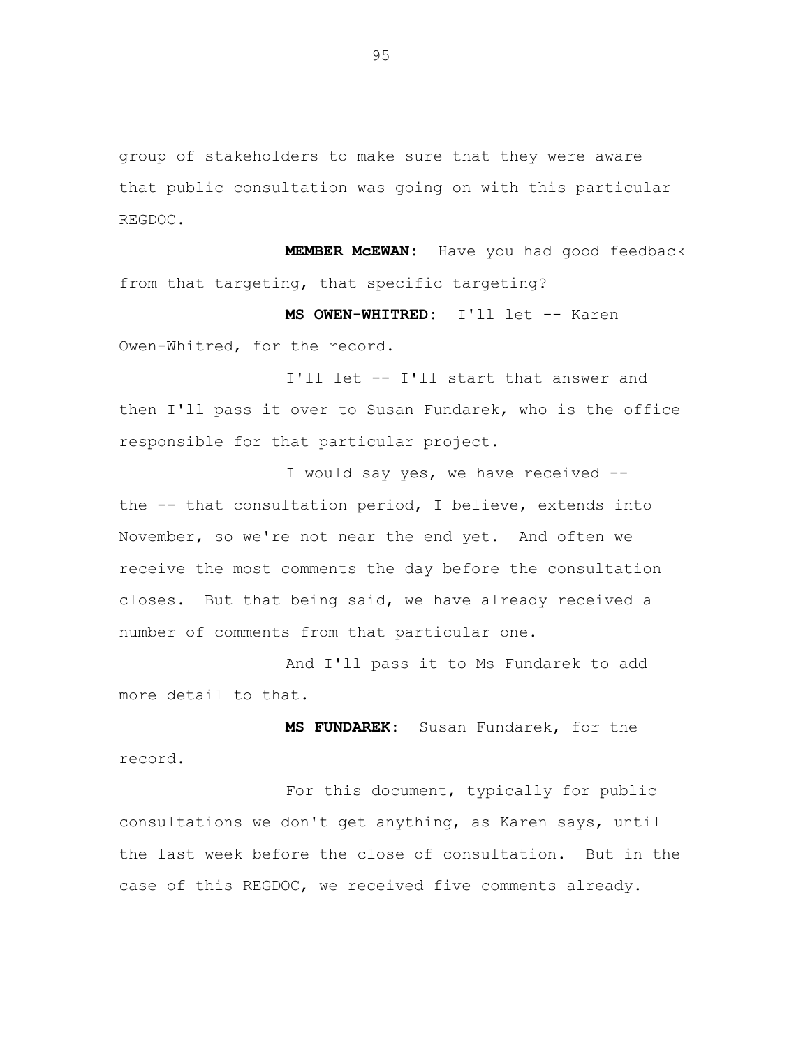group of stakeholders to make sure that they were aware that public consultation was going on with this particular REGDOC.

**MEMBER McEWAN:** Have you had good feedback from that targeting, that specific targeting?

**MS OWEN-WHITRED:** I'll let -- Karen Owen-Whitred, for the record.

I'll let -- I'll start that answer and then I'll pass it over to Susan Fundarek, who is the office responsible for that particular project.

I would say yes, we have received -- the -- that consultation period, I believe, extends into November, so we're not near the end yet. And often we receive the most comments the day before the consultation closes. But that being said, we have already received a number of comments from that particular one.

And I'll pass it to Ms Fundarek to add more detail to that.

**MS FUNDAREK:** Susan Fundarek, for the record.

For this document, typically for public consultations we don't get anything, as Karen says, until the last week before the close of consultation. But in the case of this REGDOC, we received five comments already.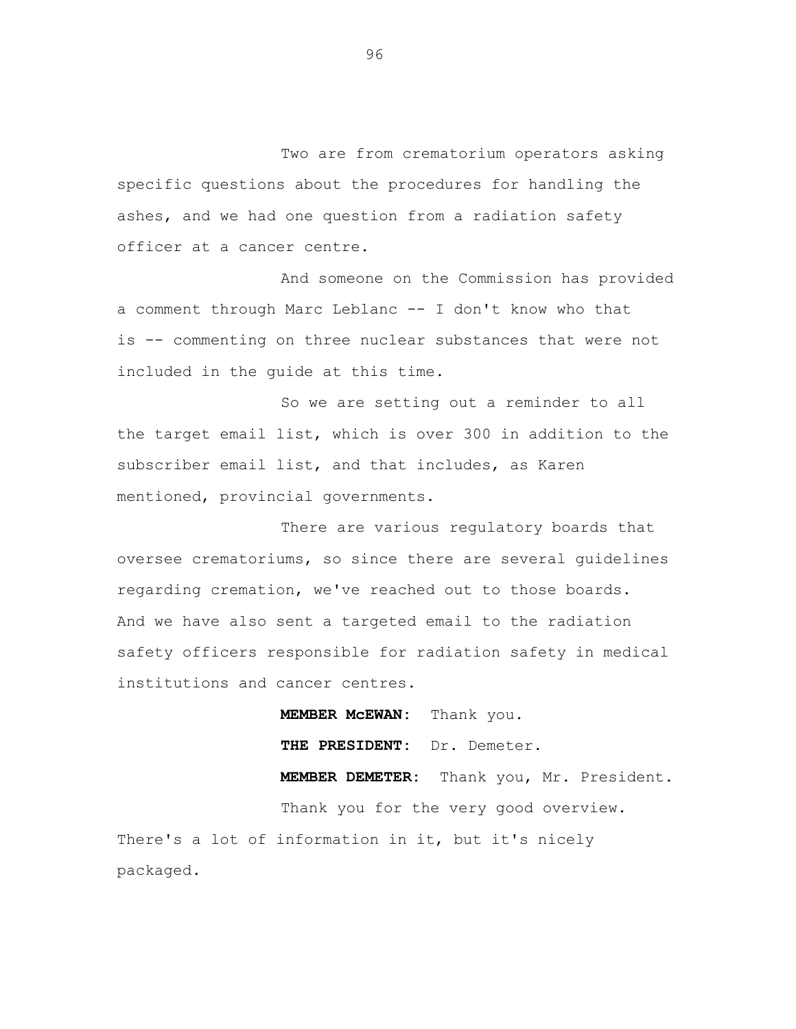Two are from crematorium operators asking specific questions about the procedures for handling the ashes, and we had one question from a radiation safety officer at a cancer centre.

And someone on the Commission has provided a comment through Marc Leblanc -- I don't know who that is -- commenting on three nuclear substances that were not included in the guide at this time.

So we are setting out a reminder to all the target email list, which is over 300 in addition to the subscriber email list, and that includes, as Karen mentioned, provincial governments.

There are various regulatory boards that oversee crematoriums, so since there are several guidelines regarding cremation, we've reached out to those boards. And we have also sent a targeted email to the radiation safety officers responsible for radiation safety in medical institutions and cancer centres.

**MEMBER McEWAN:** Thank you.

**THE PRESIDENT:** Dr. Demeter.

**MEMBER DEMETER:** Thank you, Mr. President.

Thank you for the very good overview. There's a lot of information in it, but it's nicely packaged.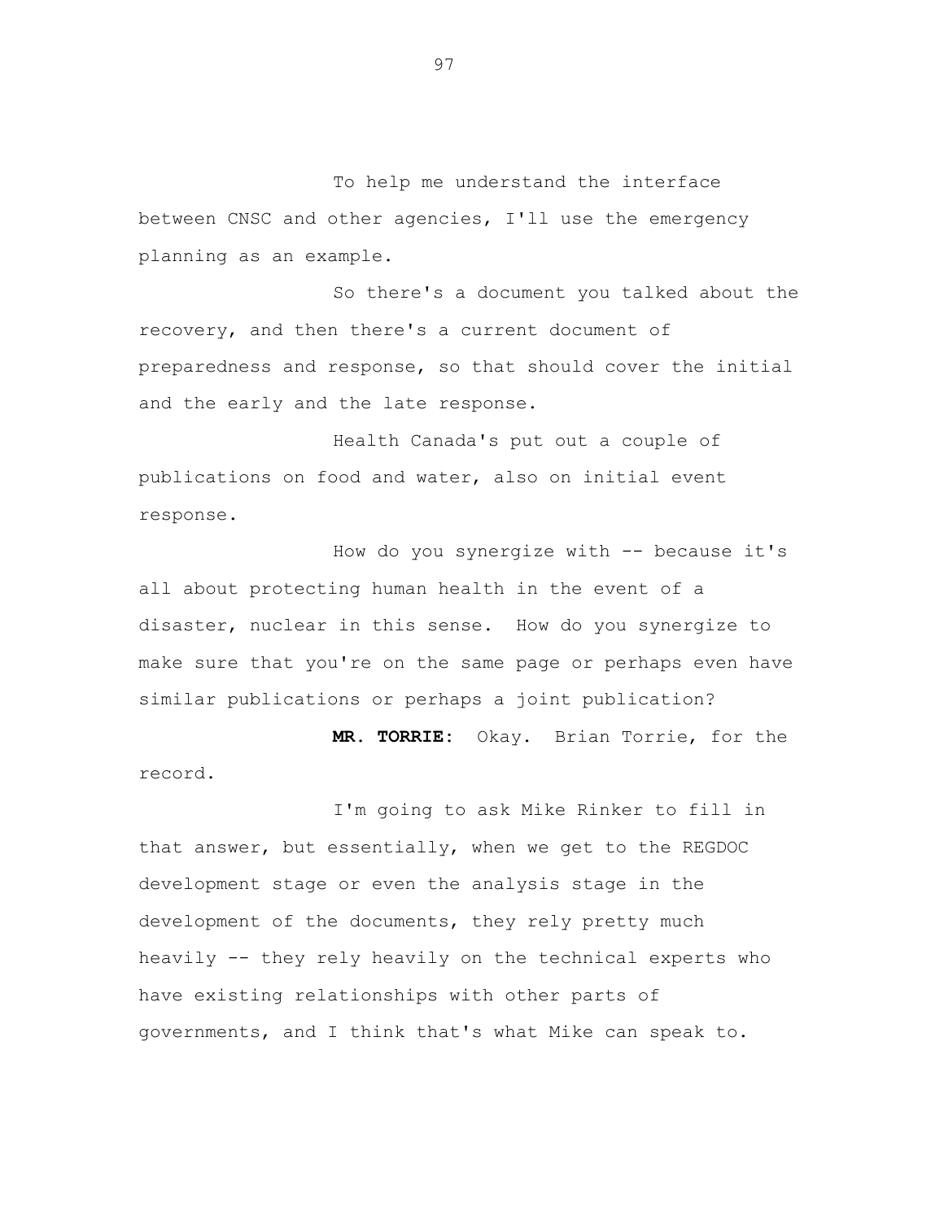To help me understand the interface between CNSC and other agencies, I'll use the emergency planning as an example.

So there's a document you talked about the recovery, and then there's a current document of preparedness and response, so that should cover the initial and the early and the late response.

Health Canada's put out a couple of publications on food and water, also on initial event response.

How do you synergize with -- because it's all about protecting human health in the event of a disaster, nuclear in this sense. How do you synergize to make sure that you're on the same page or perhaps even have similar publications or perhaps a joint publication?

**MR. TORRIE:** Okay. Brian Torrie, for the record.

I'm going to ask Mike Rinker to fill in that answer, but essentially, when we get to the REGDOC development stage or even the analysis stage in the development of the documents, they rely pretty much heavily -- they rely heavily on the technical experts who have existing relationships with other parts of governments, and I think that's what Mike can speak to.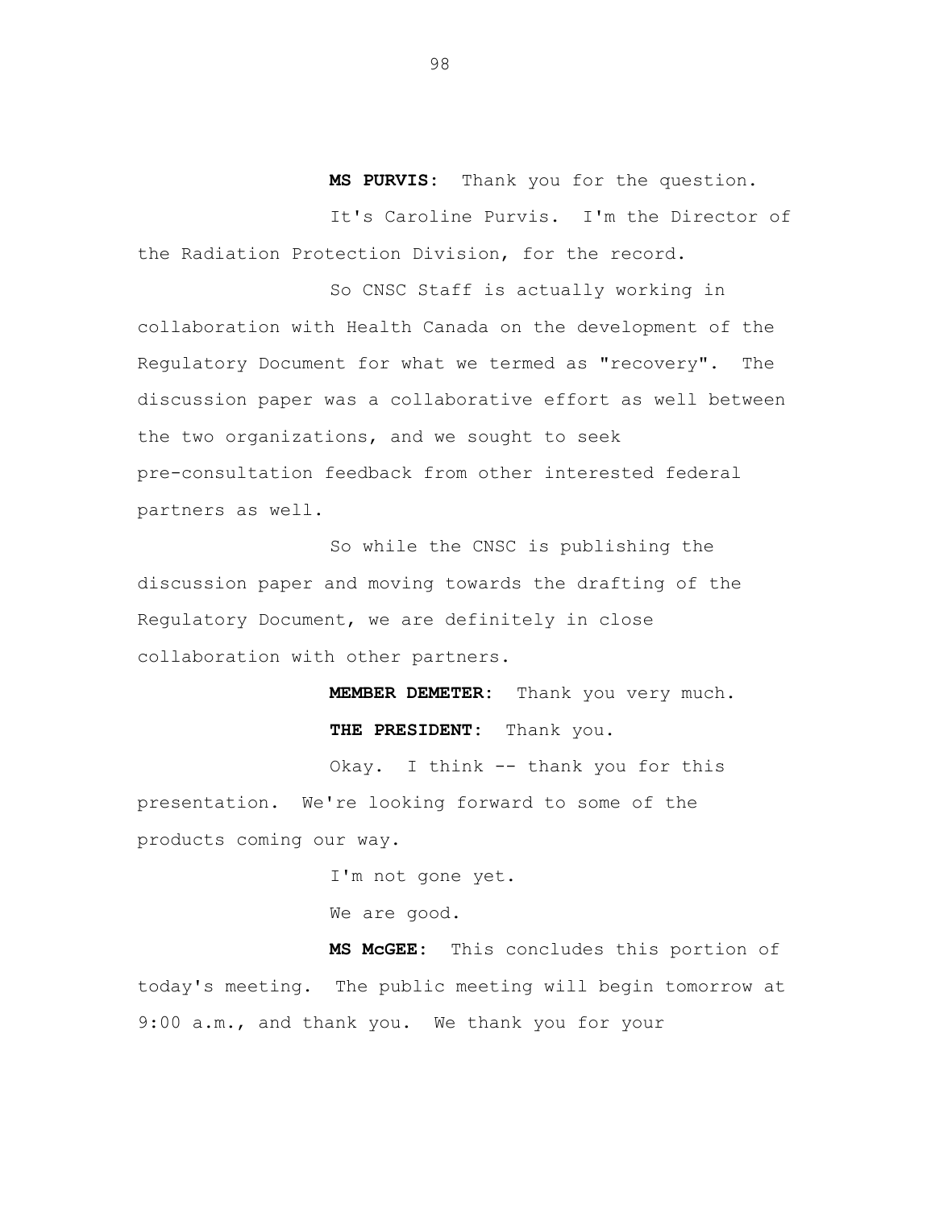**MS PURVIS:** Thank you for the question.

It's Caroline Purvis. I'm the Director of the Radiation Protection Division, for the record.

So CNSC Staff is actually working in collaboration with Health Canada on the development of the Regulatory Document for what we termed as "recovery". The discussion paper was a collaborative effort as well between the two organizations, and we sought to seek pre-consultation feedback from other interested federal partners as well.

So while the CNSC is publishing the discussion paper and moving towards the drafting of the Regulatory Document, we are definitely in close collaboration with other partners.

**MEMBER DEMETER:** Thank you very much.

**THE PRESIDENT:** Thank you.

Okay. I think -- thank you for this presentation. We're looking forward to some of the products coming our way.

I'm not gone yet.

We are good.

**MS McGEE:** This concludes this portion of today's meeting. The public meeting will begin tomorrow at 9:00 a.m., and thank you. We thank you for your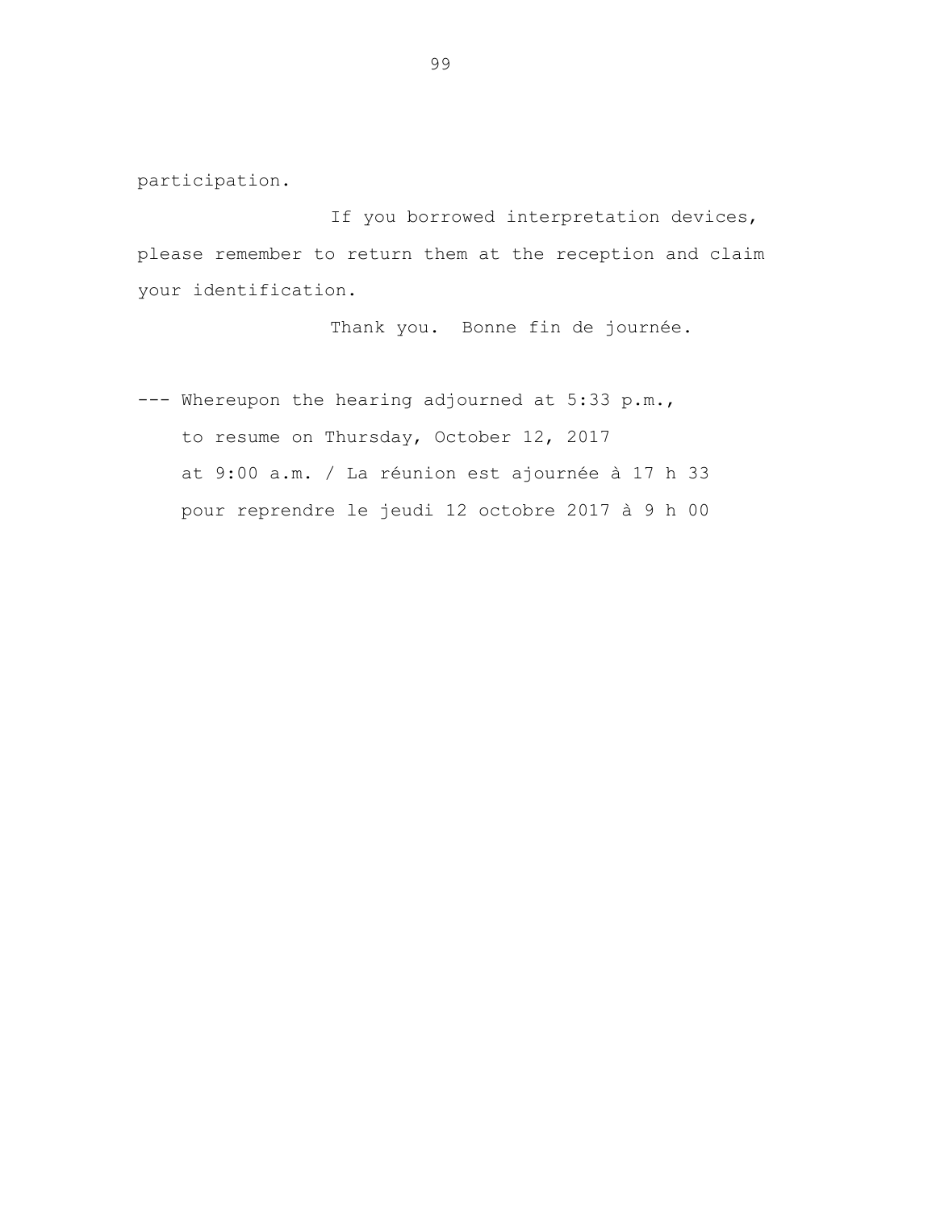participation.

If you borrowed interpretation devices, please remember to return them at the reception and claim your identification.

Thank you. Bonne fin de journée.

--- Whereupon the hearing adjourned at 5:33 p.m., to resume on Thursday, October 12, 2017 at 9:00 a.m. / La réunion est ajournée à 17 h 33 pour reprendre le jeudi 12 octobre 2017 à 9 h 00